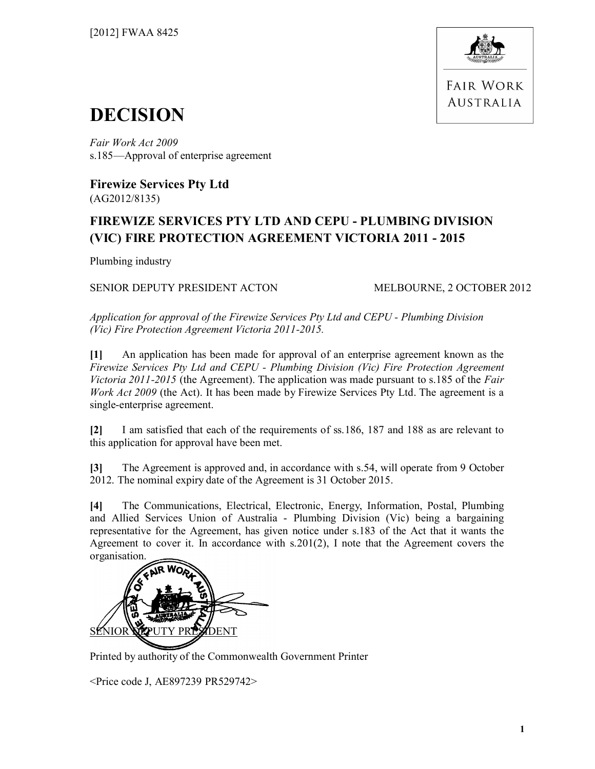[2012] FWAA 8425

FAIR WORK AUSTRALIA

# DECISION

*Fair Work Act 2009*
s.185—Approval of enterprise agreement

**Firewize Services Pty Ltd**
(AG2012/8135)

## FIREWIZE SERVICES PTY LTD AND CEPU - PLUMBING DIVISION (VIC) FIRE PROTECTION AGREEMENT VICTORIA 2011 - 2015

Plumbing industry

SENIOR DEPUTY PRESIDENT ACTON MELBOURNE, 2 OCTOBER 2012

*Application for approval of the Firewize Services Pty Ltd and CEPU - Plumbing Division (Vic) Fire Protection Agreement Victoria 2011-2015.*

**[1]** An application has been made for approval of an enterprise agreement known as the *Firewize Services Pty Ltd and CEPU - Plumbing Division (Vic) Fire Protection Agreement Victoria 2011-2015* (the Agreement). The application was made pursuant to s.185 of the *Fair Work Act 2009* (the Act). It has been made by Firewize Services Pty Ltd. The agreement is a single-enterprise agreement.

**[2]** I am satisfied that each of the requirements of ss.186, 187 and 188 as are relevant to this application for approval have been met.

**[3]** The Agreement is approved and, in accordance with s.54, will operate from 9 October 2012. The nominal expiry date of the Agreement is 31 October 2015.

**[4]** The Communications, Electrical, Electronic, Energy, Information, Postal, Plumbing and Allied Services Union of Australia - Plumbing Division (Vic) being a bargaining representative for the Agreement, has given notice under s.183 of the Act that it wants the Agreement to cover it. In accordance with s.201(2), I note that the Agreement covers the organisation.

SENIOR DEPUTY PRESIDENT

Printed by authority of the Commonwealth Government Printer

<Price code J, AE897239 PR529742>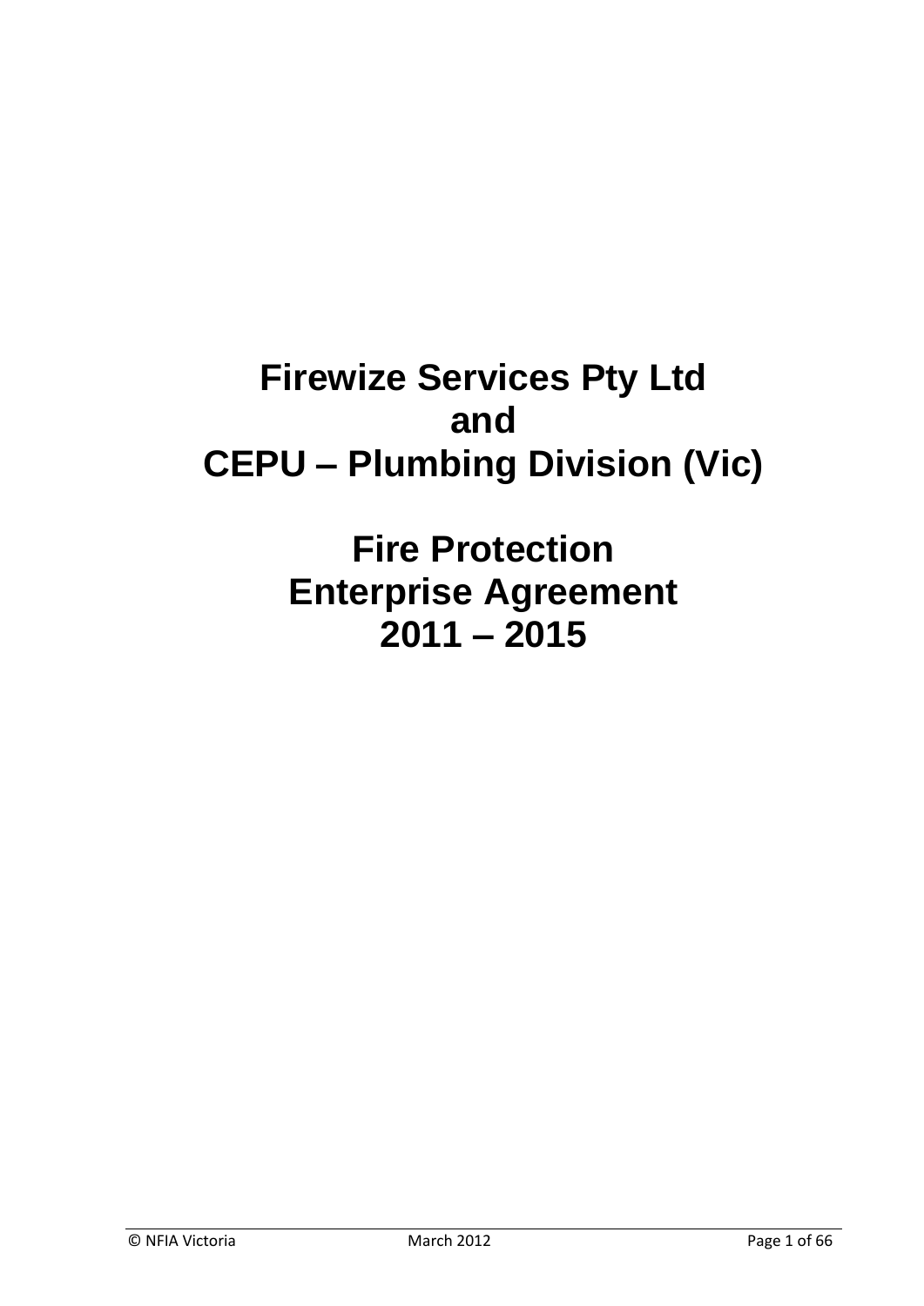# Firewize Services Pty Ltd
# and
# CEPU – Plumbing Division (Vic)

# Fire Protection
# Enterprise Agreement
# 2011 – 2015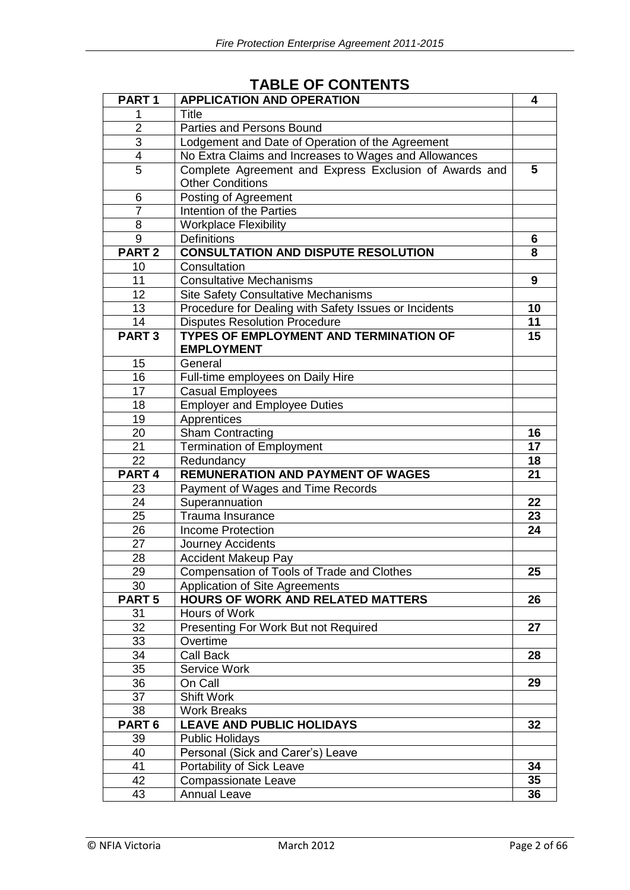# TABLE OF CONTENTS

| PART 1 | APPLICATION AND OPERATION | 4 |
|---|---|---|
| 1 | Title | |
| 2 | Parties and Persons Bound | |
| 3 | Lodgement and Date of Operation of the Agreement | |
| 4 | No Extra Claims and Increases to Wages and Allowances | |
| 5 | Complete Agreement and Express Exclusion of Awards and Other Conditions | 5 |
| 6 | Posting of Agreement | |
| 7 | Intention of the Parties | |
| 8 | Workplace Flexibility | |
| 9 | Definitions | 6 |
| **PART 2** | **CONSULTATION AND DISPUTE RESOLUTION** | **8** |
| 10 | Consultation | |
| 11 | Consultative Mechanisms | 9 |
| 12 | Site Safety Consultative Mechanisms | |
| 13 | Procedure for Dealing with Safety Issues or Incidents | 10 |
| 14 | Disputes Resolution Procedure | 11 |
| **PART 3** | **TYPES OF EMPLOYMENT AND TERMINATION OF EMPLOYMENT** | **15** |
| 15 | General | |
| 16 | Full-time employees on Daily Hire | |
| 17 | Casual Employees | |
| 18 | Employer and Employee Duties | |
| 19 | Apprentices | |
| 20 | Sham Contracting | 16 |
| 21 | Termination of Employment | 17 |
| 22 | Redundancy | 18 |
| **PART 4** | **REMUNERATION AND PAYMENT OF WAGES** | **21** |
| 23 | Payment of Wages and Time Records | |
| 24 | Superannuation | 22 |
| 25 | Trauma Insurance | 23 |
| 26 | Income Protection | 24 |
| 27 | Journey Accidents | |
| 28 | Accident Makeup Pay | |
| 29 | Compensation of Tools of Trade and Clothes | 25 |
| 30 | Application of Site Agreements | |
| **PART 5** | **HOURS OF WORK AND RELATED MATTERS** | **26** |
| 31 | Hours of Work | |
| 32 | Presenting For Work But not Required | 27 |
| 33 | Overtime | |
| 34 | Call Back | 28 |
| 35 | Service Work | |
| 36 | On Call | 29 |
| 37 | Shift Work | |
| 38 | Work Breaks | |
| **PART 6** | **LEAVE AND PUBLIC HOLIDAYS** | **32** |
| 39 | Public Holidays | |
| 40 | Personal (Sick and Carer's) Leave | |
| 41 | Portability of Sick Leave | 34 |
| 42 | Compassionate Leave | 35 |
| 43 | Annual Leave | 36 |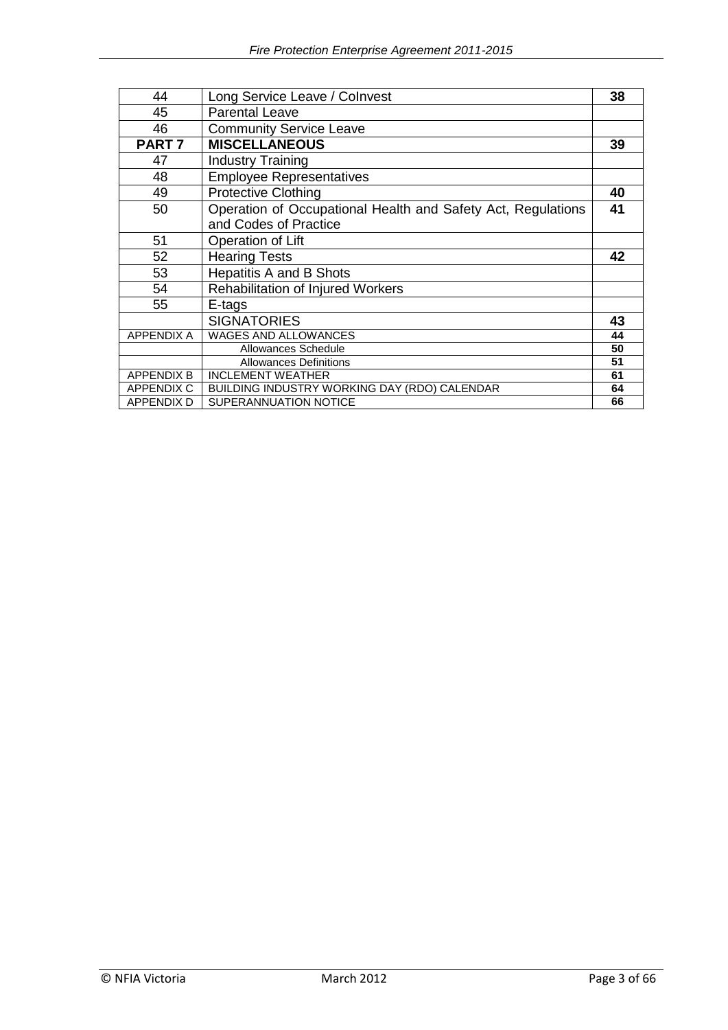| | | |
|---|---|---|
| 44 | Long Service Leave / CoInvest | **38** |
| 45 | Parental Leave | |
| 46 | Community Service Leave | |
| **PART 7** | **MISCELLANEOUS** | **39** |
| 47 | Industry Training | |
| 48 | Employee Representatives | |
| 49 | Protective Clothing | **40** |
| 50 | Operation of Occupational Health and Safety Act, Regulations and Codes of Practice | **41** |
| 51 | Operation of Lift | |
| 52 | Hearing Tests | **42** |
| 53 | Hepatitis A and B Shots | |
| 54 | Rehabilitation of Injured Workers | |
| 55 | E-tags | |
| | SIGNATORIES | **43** |
| APPENDIX A | WAGES AND ALLOWANCES | **44** |
| | Allowances Schedule | **50** |
| | Allowances Definitions | **51** |
| APPENDIX B | INCLEMENT WEATHER | **61** |
| APPENDIX C | BUILDING INDUSTRY WORKING DAY (RDO) CALENDAR | **64** |
| APPENDIX D | SUPERANNUATION NOTICE | **66** |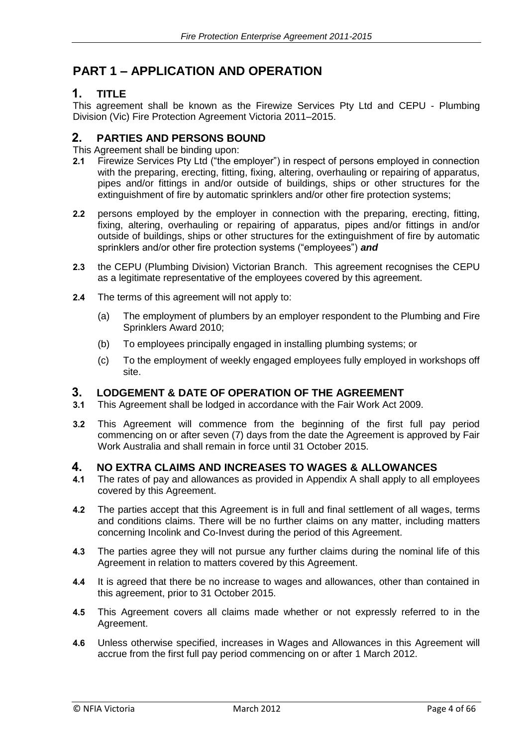# PART 1 – APPLICATION AND OPERATION

## 1. TITLE

This agreement shall be known as the Firewize Services Pty Ltd and CEPU - Plumbing Division (Vic) Fire Protection Agreement Victoria 2011–2015.

## 2. PARTIES AND PERSONS BOUND

This Agreement shall be binding upon:

**2.1** Firewize Services Pty Ltd ("the employer") in respect of persons employed in connection with the preparing, erecting, fitting, fixing, altering, overhauling or repairing of apparatus, pipes and/or fittings in and/or outside of buildings, ships or other structures for the extinguishment of fire by automatic sprinklers and/or other fire protection systems;

**2.2** persons employed by the employer in connection with the preparing, erecting, fitting, fixing, altering, overhauling or repairing of apparatus, pipes and/or fittings in and/or outside of buildings, ships or other structures for the extinguishment of fire by automatic sprinklers and/or other fire protection systems ("employees") ***and***

**2.3** the CEPU (Plumbing Division) Victorian Branch. This agreement recognises the CEPU as a legitimate representative of the employees covered by this agreement.

**2.4** The terms of this agreement will not apply to:

(a) The employment of plumbers by an employer respondent to the Plumbing and Fire Sprinklers Award 2010;

(b) To employees principally engaged in installing plumbing systems; or

(c) To the employment of weekly engaged employees fully employed in workshops off site.

## 3. LODGEMENT & DATE OF OPERATION OF THE AGREEMENT

**3.1** This Agreement shall be lodged in accordance with the Fair Work Act 2009.

**3.2** This Agreement will commence from the beginning of the first full pay period commencing on or after seven (7) days from the date the Agreement is approved by Fair Work Australia and shall remain in force until 31 October 2015.

## 4. NO EXTRA CLAIMS AND INCREASES TO WAGES & ALLOWANCES

**4.1** The rates of pay and allowances as provided in Appendix A shall apply to all employees covered by this Agreement.

**4.2** The parties accept that this Agreement is in full and final settlement of all wages, terms and conditions claims. There will be no further claims on any matter, including matters concerning Incolink and Co-Invest during the period of this Agreement.

**4.3** The parties agree they will not pursue any further claims during the nominal life of this Agreement in relation to matters covered by this Agreement.

**4.4** It is agreed that there be no increase to wages and allowances, other than contained in this agreement, prior to 31 October 2015.

**4.5** This Agreement covers all claims made whether or not expressly referred to in the Agreement.

**4.6** Unless otherwise specified, increases in Wages and Allowances in this Agreement will accrue from the first full pay period commencing on or after 1 March 2012.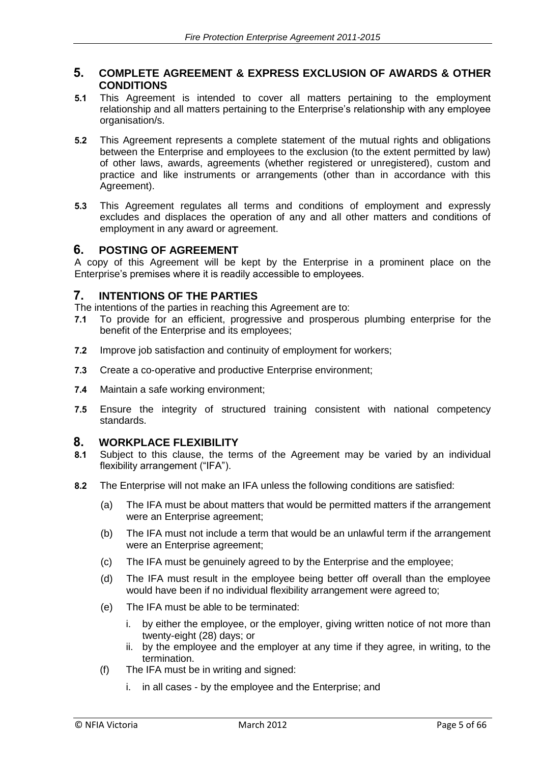## 5. COMPLETE AGREEMENT & EXPRESS EXCLUSION OF AWARDS & OTHER CONDITIONS

**5.1** This Agreement is intended to cover all matters pertaining to the employment relationship and all matters pertaining to the Enterprise's relationship with any employee organisation/s.

**5.2** This Agreement represents a complete statement of the mutual rights and obligations between the Enterprise and employees to the exclusion (to the extent permitted by law) of other laws, awards, agreements (whether registered or unregistered), custom and practice and like instruments or arrangements (other than in accordance with this Agreement).

**5.3** This Agreement regulates all terms and conditions of employment and expressly excludes and displaces the operation of any and all other matters and conditions of employment in any award or agreement.

## 6. POSTING OF AGREEMENT

A copy of this Agreement will be kept by the Enterprise in a prominent place on the Enterprise's premises where it is readily accessible to employees.

## 7. INTENTIONS OF THE PARTIES

The intentions of the parties in reaching this Agreement are to:

**7.1** To provide for an efficient, progressive and prosperous plumbing enterprise for the benefit of the Enterprise and its employees;

**7.2** Improve job satisfaction and continuity of employment for workers;

**7.3** Create a co-operative and productive Enterprise environment;

**7.4** Maintain a safe working environment;

**7.5** Ensure the integrity of structured training consistent with national competency standards.

## 8. WORKPLACE FLEXIBILITY

**8.1** Subject to this clause, the terms of the Agreement may be varied by an individual flexibility arrangement ("IFA").

**8.2** The Enterprise will not make an IFA unless the following conditions are satisfied:

(a) The IFA must be about matters that would be permitted matters if the arrangement were an Enterprise agreement;

(b) The IFA must not include a term that would be an unlawful term if the arrangement were an Enterprise agreement;

(c) The IFA must be genuinely agreed to by the Enterprise and the employee;

(d) The IFA must result in the employee being better off overall than the employee would have been if no individual flexibility arrangement were agreed to;

(e) The IFA must be able to be terminated:

i. by either the employee, or the employer, giving written notice of not more than twenty-eight (28) days; or
ii. by the employee and the employer at any time if they agree, in writing, to the termination.

(f) The IFA must be in writing and signed:

i. in all cases - by the employee and the Enterprise; and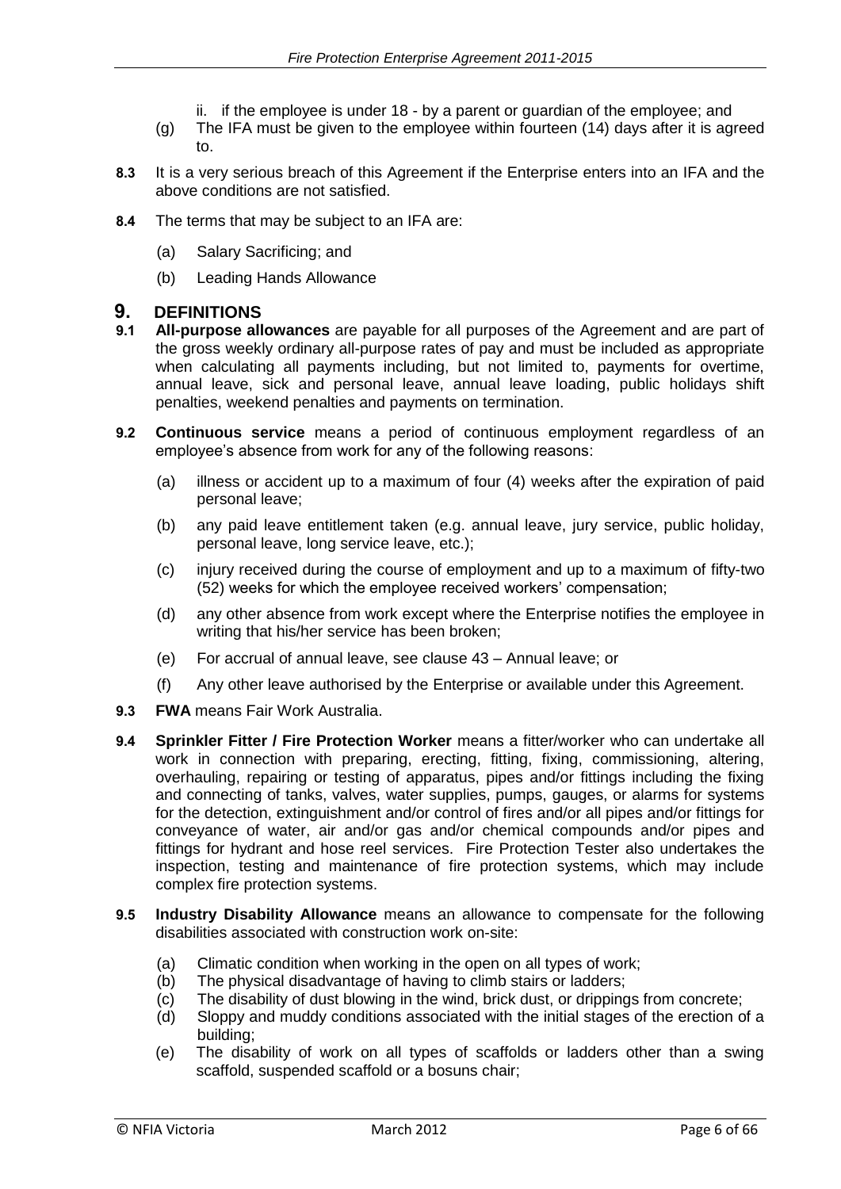ii. if the employee is under 18 - by a parent or guardian of the employee; and

(g) The IFA must be given to the employee within fourteen (14) days after it is agreed to.

**8.3** It is a very serious breach of this Agreement if the Enterprise enters into an IFA and the above conditions are not satisfied.

**8.4** The terms that may be subject to an IFA are:

(a) Salary Sacrificing; and

(b) Leading Hands Allowance

# 9. DEFINITIONS

**9.1** **All-purpose allowances** are payable for all purposes of the Agreement and are part of the gross weekly ordinary all-purpose rates of pay and must be included as appropriate when calculating all payments including, but not limited to, payments for overtime, annual leave, sick and personal leave, annual leave loading, public holidays shift penalties, weekend penalties and payments on termination.

**9.2** **Continuous service** means a period of continuous employment regardless of an employee's absence from work for any of the following reasons:

(a) illness or accident up to a maximum of four (4) weeks after the expiration of paid personal leave;

(b) any paid leave entitlement taken (e.g. annual leave, jury service, public holiday, personal leave, long service leave, etc.);

(c) injury received during the course of employment and up to a maximum of fifty-two (52) weeks for which the employee received workers' compensation;

(d) any other absence from work except where the Enterprise notifies the employee in writing that his/her service has been broken;

(e) For accrual of annual leave, see clause 43 – Annual leave; or

(f) Any other leave authorised by the Enterprise or available under this Agreement.

**9.3** **FWA** means Fair Work Australia.

**9.4** **Sprinkler Fitter / Fire Protection Worker** means a fitter/worker who can undertake all work in connection with preparing, erecting, fitting, fixing, commissioning, altering, overhauling, repairing or testing of apparatus, pipes and/or fittings including the fixing and connecting of tanks, valves, water supplies, pumps, gauges, or alarms for systems for the detection, extinguishment and/or control of fires and/or all pipes and/or fittings for conveyance of water, air and/or gas and/or chemical compounds and/or pipes and fittings for hydrant and hose reel services. Fire Protection Tester also undertakes the inspection, testing and maintenance of fire protection systems, which may include complex fire protection systems.

**9.5** **Industry Disability Allowance** means an allowance to compensate for the following disabilities associated with construction work on-site:

(a) Climatic condition when working in the open on all types of work;
(b) The physical disadvantage of having to climb stairs or ladders;
(c) The disability of dust blowing in the wind, brick dust, or drippings from concrete;
(d) Sloppy and muddy conditions associated with the initial stages of the erection of a building;
(e) The disability of work on all types of scaffolds or ladders other than a swing scaffold, suspended scaffold or a bosuns chair;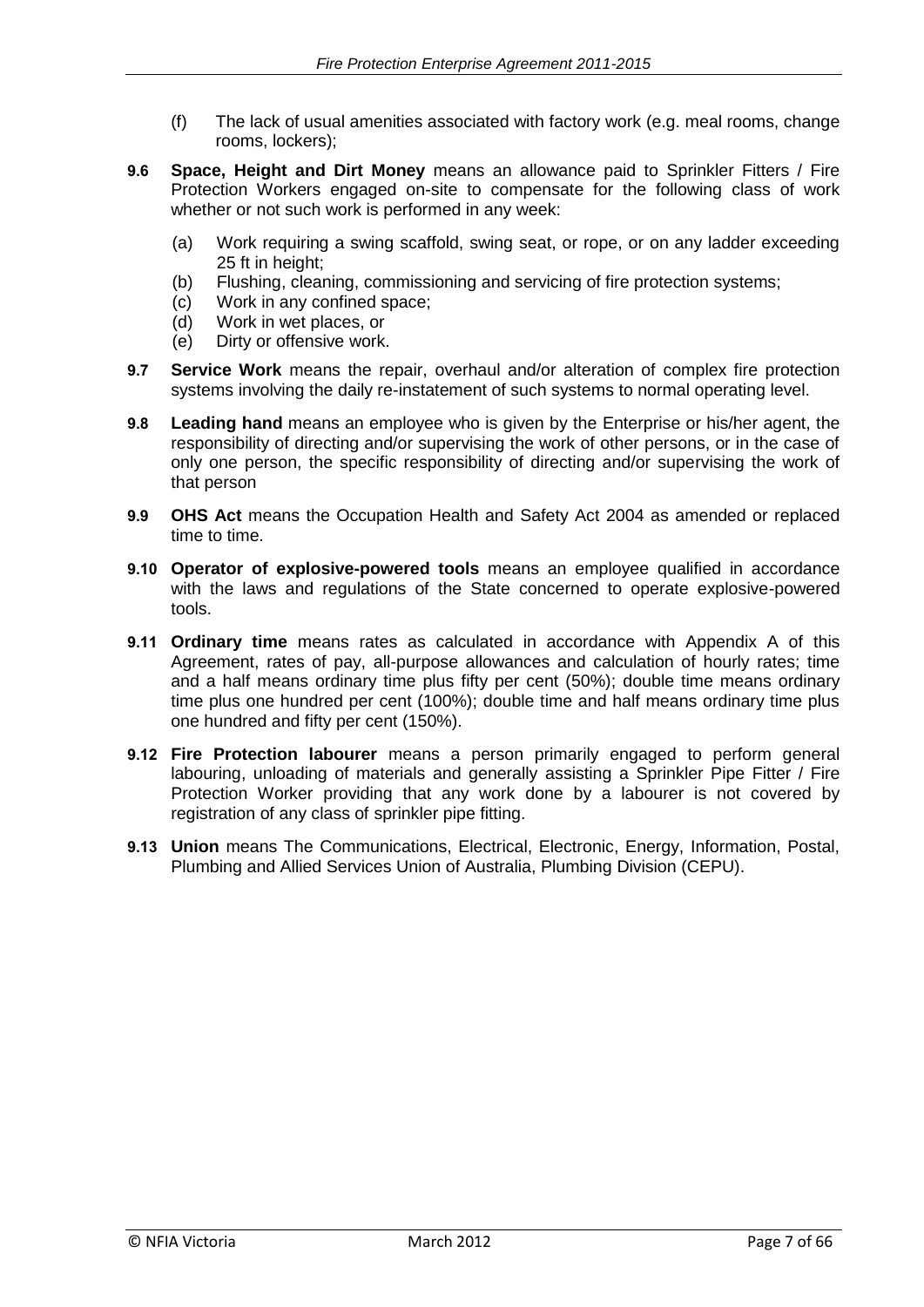(f) The lack of usual amenities associated with factory work (e.g. meal rooms, change rooms, lockers);

**9.6 Space, Height and Dirt Money** means an allowance paid to Sprinkler Fitters / Fire Protection Workers engaged on-site to compensate for the following class of work whether or not such work is performed in any week:

(a) Work requiring a swing scaffold, swing seat, or rope, or on any ladder exceeding 25 ft in height;
(b) Flushing, cleaning, commissioning and servicing of fire protection systems;
(c) Work in any confined space;
(d) Work in wet places, or
(e) Dirty or offensive work.

**9.7 Service Work** means the repair, overhaul and/or alteration of complex fire protection systems involving the daily re-instatement of such systems to normal operating level.

**9.8 Leading hand** means an employee who is given by the Enterprise or his/her agent, the responsibility of directing and/or supervising the work of other persons, or in the case of only one person, the specific responsibility of directing and/or supervising the work of that person

**9.9 OHS Act** means the Occupation Health and Safety Act 2004 as amended or replaced time to time.

**9.10 Operator of explosive-powered tools** means an employee qualified in accordance with the laws and regulations of the State concerned to operate explosive-powered tools.

**9.11 Ordinary time** means rates as calculated in accordance with Appendix A of this Agreement, rates of pay, all-purpose allowances and calculation of hourly rates; time and a half means ordinary time plus fifty per cent (50%); double time means ordinary time plus one hundred per cent (100%); double time and half means ordinary time plus one hundred and fifty per cent (150%).

**9.12 Fire Protection labourer** means a person primarily engaged to perform general labouring, unloading of materials and generally assisting a Sprinkler Pipe Fitter / Fire Protection Worker providing that any work done by a labourer is not covered by registration of any class of sprinkler pipe fitting.

**9.13 Union** means The Communications, Electrical, Electronic, Energy, Information, Postal, Plumbing and Allied Services Union of Australia, Plumbing Division (CEPU).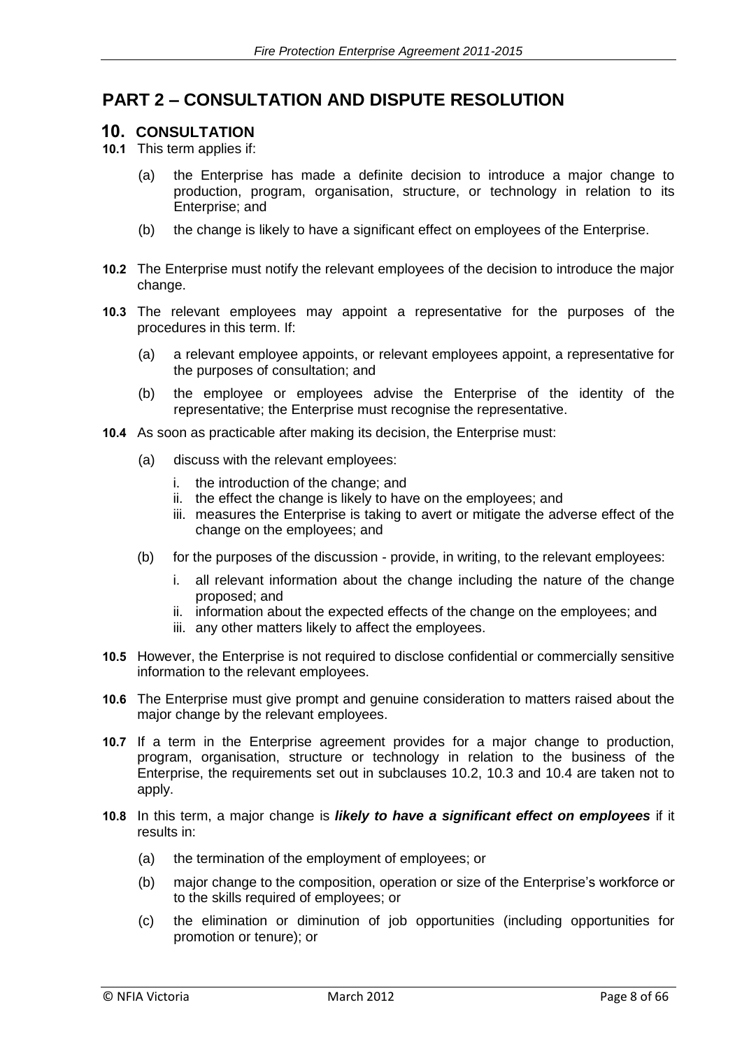# PART 2 – CONSULTATION AND DISPUTE RESOLUTION

## 10. CONSULTATION

**10.1** This term applies if:

(a) the Enterprise has made a definite decision to introduce a major change to production, program, organisation, structure, or technology in relation to its Enterprise; and

(b) the change is likely to have a significant effect on employees of the Enterprise.

**10.2** The Enterprise must notify the relevant employees of the decision to introduce the major change.

**10.3** The relevant employees may appoint a representative for the purposes of the procedures in this term. If:

(a) a relevant employee appoints, or relevant employees appoint, a representative for the purposes of consultation; and

(b) the employee or employees advise the Enterprise of the identity of the representative; the Enterprise must recognise the representative.

**10.4** As soon as practicable after making its decision, the Enterprise must:

(a) discuss with the relevant employees:

i. the introduction of the change; and
ii. the effect the change is likely to have on the employees; and
iii. measures the Enterprise is taking to avert or mitigate the adverse effect of the change on the employees; and

(b) for the purposes of the discussion - provide, in writing, to the relevant employees:

i. all relevant information about the change including the nature of the change proposed; and
ii. information about the expected effects of the change on the employees; and
iii. any other matters likely to affect the employees.

**10.5** However, the Enterprise is not required to disclose confidential or commercially sensitive information to the relevant employees.

**10.6** The Enterprise must give prompt and genuine consideration to matters raised about the major change by the relevant employees.

**10.7** If a term in the Enterprise agreement provides for a major change to production, program, organisation, structure or technology in relation to the business of the Enterprise, the requirements set out in subclauses 10.2, 10.3 and 10.4 are taken not to apply.

**10.8** In this term, a major change is ***likely to have a significant effect on employees*** if it results in:

(a) the termination of the employment of employees; or

(b) major change to the composition, operation or size of the Enterprise's workforce or to the skills required of employees; or

(c) the elimination or diminution of job opportunities (including opportunities for promotion or tenure); or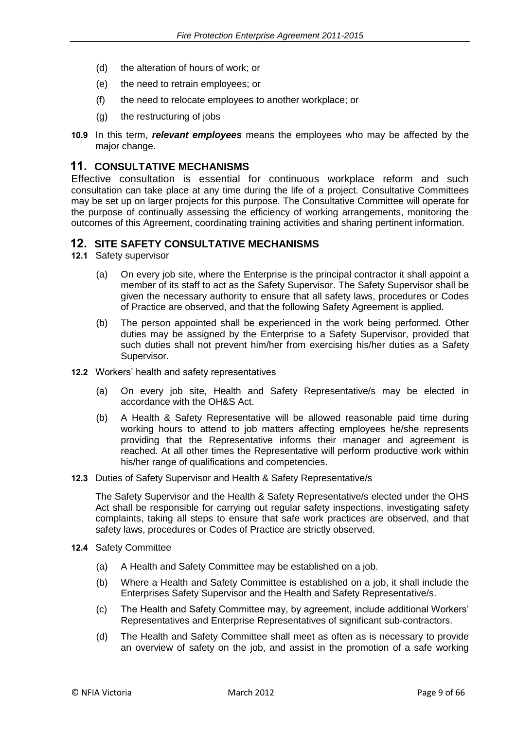(d) the alteration of hours of work; or

(e) the need to retrain employees; or

(f) the need to relocate employees to another workplace; or

(g) the restructuring of jobs

**10.9** In this term, ***relevant employees*** means the employees who may be affected by the major change.

## 11. CONSULTATIVE MECHANISMS

Effective consultation is essential for continuous workplace reform and such consultation can take place at any time during the life of a project. Consultative Committees may be set up on larger projects for this purpose. The Consultative Committee will operate for the purpose of continually assessing the efficiency of working arrangements, monitoring the outcomes of this Agreement, coordinating training activities and sharing pertinent information.

## 12. SITE SAFETY CONSULTATIVE MECHANISMS

**12.1** Safety supervisor

(a) On every job site, where the Enterprise is the principal contractor it shall appoint a member of its staff to act as the Safety Supervisor. The Safety Supervisor shall be given the necessary authority to ensure that all safety laws, procedures or Codes of Practice are observed, and that the following Safety Agreement is applied.

(b) The person appointed shall be experienced in the work being performed. Other duties may be assigned by the Enterprise to a Safety Supervisor, provided that such duties shall not prevent him/her from exercising his/her duties as a Safety Supervisor.

**12.2** Workers' health and safety representatives

(a) On every job site, Health and Safety Representative/s may be elected in accordance with the OH&S Act.

(b) A Health & Safety Representative will be allowed reasonable paid time during working hours to attend to job matters affecting employees he/she represents providing that the Representative informs their manager and agreement is reached. At all other times the Representative will perform productive work within his/her range of qualifications and competencies.

**12.3** Duties of Safety Supervisor and Health & Safety Representative/s

The Safety Supervisor and the Health & Safety Representative/s elected under the OHS Act shall be responsible for carrying out regular safety inspections, investigating safety complaints, taking all steps to ensure that safe work practices are observed, and that safety laws, procedures or Codes of Practice are strictly observed.

**12.4** Safety Committee

(a) A Health and Safety Committee may be established on a job.

(b) Where a Health and Safety Committee is established on a job, it shall include the Enterprises Safety Supervisor and the Health and Safety Representative/s.

(c) The Health and Safety Committee may, by agreement, include additional Workers' Representatives and Enterprise Representatives of significant sub-contractors.

(d) The Health and Safety Committee shall meet as often as is necessary to provide an overview of safety on the job, and assist in the promotion of a safe working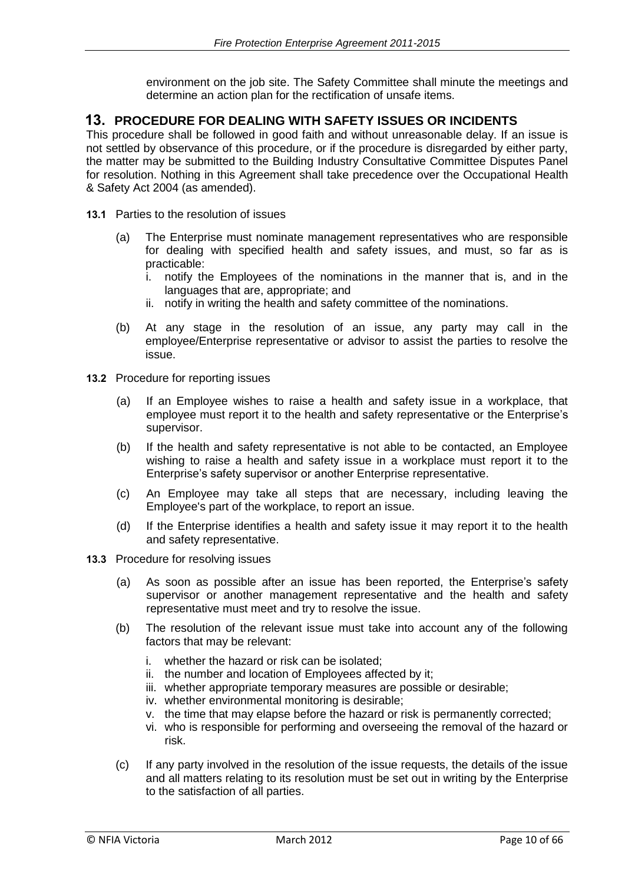environment on the job site. The Safety Committee shall minute the meetings and determine an action plan for the rectification of unsafe items.

## 13. PROCEDURE FOR DEALING WITH SAFETY ISSUES OR INCIDENTS

This procedure shall be followed in good faith and without unreasonable delay. If an issue is not settled by observance of this procedure, or if the procedure is disregarded by either party, the matter may be submitted to the Building Industry Consultative Committee Disputes Panel for resolution. Nothing in this Agreement shall take precedence over the Occupational Health & Safety Act 2004 (as amended).

**13.1** Parties to the resolution of issues

(a) The Enterprise must nominate management representatives who are responsible for dealing with specified health and safety issues, and must, so far as is practicable:

i. notify the Employees of the nominations in the manner that is, and in the languages that are, appropriate; and

ii. notify in writing the health and safety committee of the nominations.

(b) At any stage in the resolution of an issue, any party may call in the employee/Enterprise representative or advisor to assist the parties to resolve the issue.

**13.2** Procedure for reporting issues

(a) If an Employee wishes to raise a health and safety issue in a workplace, that employee must report it to the health and safety representative or the Enterprise's supervisor.

(b) If the health and safety representative is not able to be contacted, an Employee wishing to raise a health and safety issue in a workplace must report it to the Enterprise's safety supervisor or another Enterprise representative.

(c) An Employee may take all steps that are necessary, including leaving the Employee's part of the workplace, to report an issue.

(d) If the Enterprise identifies a health and safety issue it may report it to the health and safety representative.

**13.3** Procedure for resolving issues

(a) As soon as possible after an issue has been reported, the Enterprise's safety supervisor or another management representative and the health and safety representative must meet and try to resolve the issue.

(b) The resolution of the relevant issue must take into account any of the following factors that may be relevant:

i. whether the hazard or risk can be isolated;

ii. the number and location of Employees affected by it;

iii. whether appropriate temporary measures are possible or desirable;

iv. whether environmental monitoring is desirable;

v. the time that may elapse before the hazard or risk is permanently corrected;

vi. who is responsible for performing and overseeing the removal of the hazard or risk.

(c) If any party involved in the resolution of the issue requests, the details of the issue and all matters relating to its resolution must be set out in writing by the Enterprise to the satisfaction of all parties.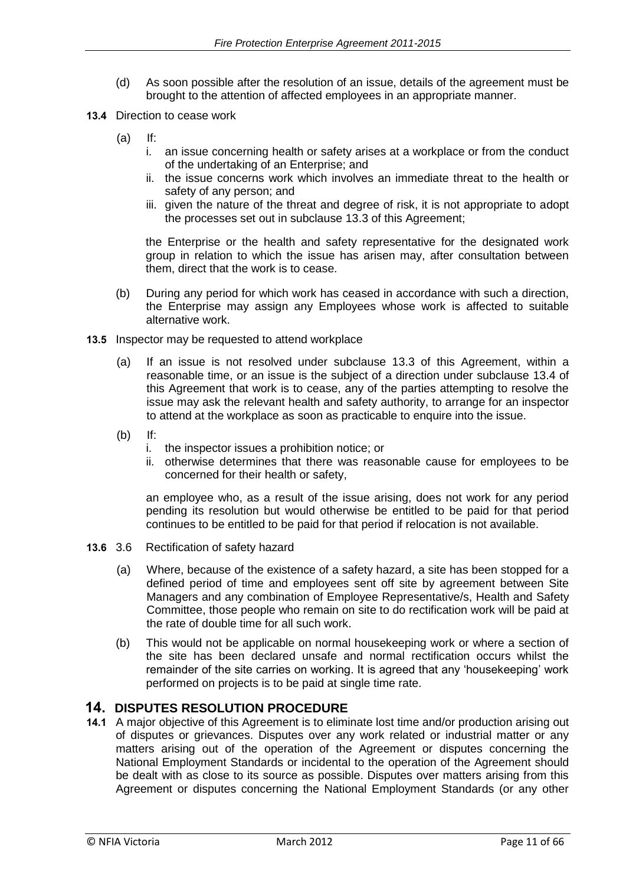(d) As soon possible after the resolution of an issue, details of the agreement must be brought to the attention of affected employees in an appropriate manner.

**13.4** Direction to cease work

(a) If:

i. an issue concerning health or safety arises at a workplace or from the conduct of the undertaking of an Enterprise; and
ii. the issue concerns work which involves an immediate threat to the health or safety of any person; and
iii. given the nature of the threat and degree of risk, it is not appropriate to adopt the processes set out in subclause 13.3 of this Agreement;

the Enterprise or the health and safety representative for the designated work group in relation to which the issue has arisen may, after consultation between them, direct that the work is to cease.

(b) During any period for which work has ceased in accordance with such a direction, the Enterprise may assign any Employees whose work is affected to suitable alternative work.

**13.5** Inspector may be requested to attend workplace

(a) If an issue is not resolved under subclause 13.3 of this Agreement, within a reasonable time, or an issue is the subject of a direction under subclause 13.4 of this Agreement that work is to cease, any of the parties attempting to resolve the issue may ask the relevant health and safety authority, to arrange for an inspector to attend at the workplace as soon as practicable to enquire into the issue.

(b) If:

i. the inspector issues a prohibition notice; or
ii. otherwise determines that there was reasonable cause for employees to be concerned for their health or safety,

an employee who, as a result of the issue arising, does not work for any period pending its resolution but would otherwise be entitled to be paid for that period continues to be entitled to be paid for that period if relocation is not available.

**13.6** 3.6 Rectification of safety hazard

(a) Where, because of the existence of a safety hazard, a site has been stopped for a defined period of time and employees sent off site by agreement between Site Managers and any combination of Employee Representative/s, Health and Safety Committee, those people who remain on site to do rectification work will be paid at the rate of double time for all such work.

(b) This would not be applicable on normal housekeeping work or where a section of the site has been declared unsafe and normal rectification occurs whilst the remainder of the site carries on working. It is agreed that any 'housekeeping' work performed on projects is to be paid at single time rate.

## 14. DISPUTES RESOLUTION PROCEDURE

**14.1** A major objective of this Agreement is to eliminate lost time and/or production arising out of disputes or grievances. Disputes over any work related or industrial matter or any matters arising out of the operation of the Agreement or disputes concerning the National Employment Standards or incidental to the operation of the Agreement should be dealt with as close to its source as possible. Disputes over matters arising from this Agreement or disputes concerning the National Employment Standards (or any other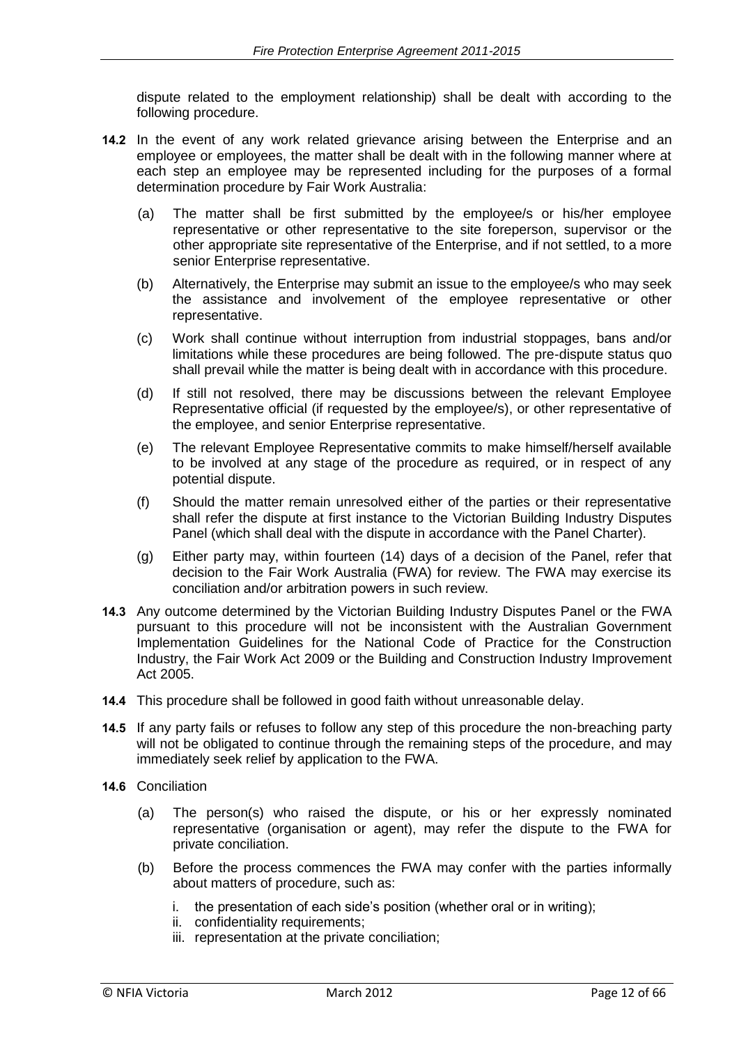dispute related to the employment relationship) shall be dealt with according to the following procedure.

**14.2** In the event of any work related grievance arising between the Enterprise and an employee or employees, the matter shall be dealt with in the following manner where at each step an employee may be represented including for the purposes of a formal determination procedure by Fair Work Australia:

(a) The matter shall be first submitted by the employee/s or his/her employee representative or other representative to the site foreperson, supervisor or the other appropriate site representative of the Enterprise, and if not settled, to a more senior Enterprise representative.

(b) Alternatively, the Enterprise may submit an issue to the employee/s who may seek the assistance and involvement of the employee representative or other representative.

(c) Work shall continue without interruption from industrial stoppages, bans and/or limitations while these procedures are being followed. The pre-dispute status quo shall prevail while the matter is being dealt with in accordance with this procedure.

(d) If still not resolved, there may be discussions between the relevant Employee Representative official (if requested by the employee/s), or other representative of the employee, and senior Enterprise representative.

(e) The relevant Employee Representative commits to make himself/herself available to be involved at any stage of the procedure as required, or in respect of any potential dispute.

(f) Should the matter remain unresolved either of the parties or their representative shall refer the dispute at first instance to the Victorian Building Industry Disputes Panel (which shall deal with the dispute in accordance with the Panel Charter).

(g) Either party may, within fourteen (14) days of a decision of the Panel, refer that decision to the Fair Work Australia (FWA) for review. The FWA may exercise its conciliation and/or arbitration powers in such review.

**14.3** Any outcome determined by the Victorian Building Industry Disputes Panel or the FWA pursuant to this procedure will not be inconsistent with the Australian Government Implementation Guidelines for the National Code of Practice for the Construction Industry, the Fair Work Act 2009 or the Building and Construction Industry Improvement Act 2005.

**14.4** This procedure shall be followed in good faith without unreasonable delay.

**14.5** If any party fails or refuses to follow any step of this procedure the non-breaching party will not be obligated to continue through the remaining steps of the procedure, and may immediately seek relief by application to the FWA.

**14.6** Conciliation

(a) The person(s) who raised the dispute, or his or her expressly nominated representative (organisation or agent), may refer the dispute to the FWA for private conciliation.

(b) Before the process commences the FWA may confer with the parties informally about matters of procedure, such as:

i. the presentation of each side's position (whether oral or in writing);
ii. confidentiality requirements;
iii. representation at the private conciliation;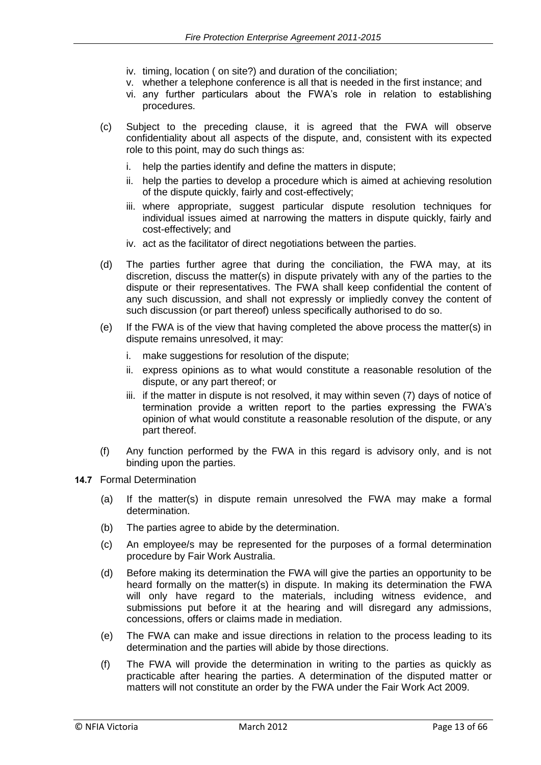iv. timing, location ( on site?) and duration of the conciliation;
v. whether a telephone conference is all that is needed in the first instance; and
vi. any further particulars about the FWA's role in relation to establishing procedures.

(c) Subject to the preceding clause, it is agreed that the FWA will observe confidentiality about all aspects of the dispute, and, consistent with its expected role to this point, may do such things as:

i. help the parties identify and define the matters in dispute;
ii. help the parties to develop a procedure which is aimed at achieving resolution of the dispute quickly, fairly and cost-effectively;
iii. where appropriate, suggest particular dispute resolution techniques for individual issues aimed at narrowing the matters in dispute quickly, fairly and cost-effectively; and
iv. act as the facilitator of direct negotiations between the parties.

(d) The parties further agree that during the conciliation, the FWA may, at its discretion, discuss the matter(s) in dispute privately with any of the parties to the dispute or their representatives. The FWA shall keep confidential the content of any such discussion, and shall not expressly or impliedly convey the content of such discussion (or part thereof) unless specifically authorised to do so.

(e) If the FWA is of the view that having completed the above process the matter(s) in dispute remains unresolved, it may:

i. make suggestions for resolution of the dispute;
ii. express opinions as to what would constitute a reasonable resolution of the dispute, or any part thereof; or
iii. if the matter in dispute is not resolved, it may within seven (7) days of notice of termination provide a written report to the parties expressing the FWA's opinion of what would constitute a reasonable resolution of the dispute, or any part thereof.

(f) Any function performed by the FWA in this regard is advisory only, and is not binding upon the parties.

**14.7** Formal Determination

(a) If the matter(s) in dispute remain unresolved the FWA may make a formal determination.

(b) The parties agree to abide by the determination.

(c) An employee/s may be represented for the purposes of a formal determination procedure by Fair Work Australia.

(d) Before making its determination the FWA will give the parties an opportunity to be heard formally on the matter(s) in dispute. In making its determination the FWA will only have regard to the materials, including witness evidence, and submissions put before it at the hearing and will disregard any admissions, concessions, offers or claims made in mediation.

(e) The FWA can make and issue directions in relation to the process leading to its determination and the parties will abide by those directions.

(f) The FWA will provide the determination in writing to the parties as quickly as practicable after hearing the parties. A determination of the disputed matter or matters will not constitute an order by the FWA under the Fair Work Act 2009.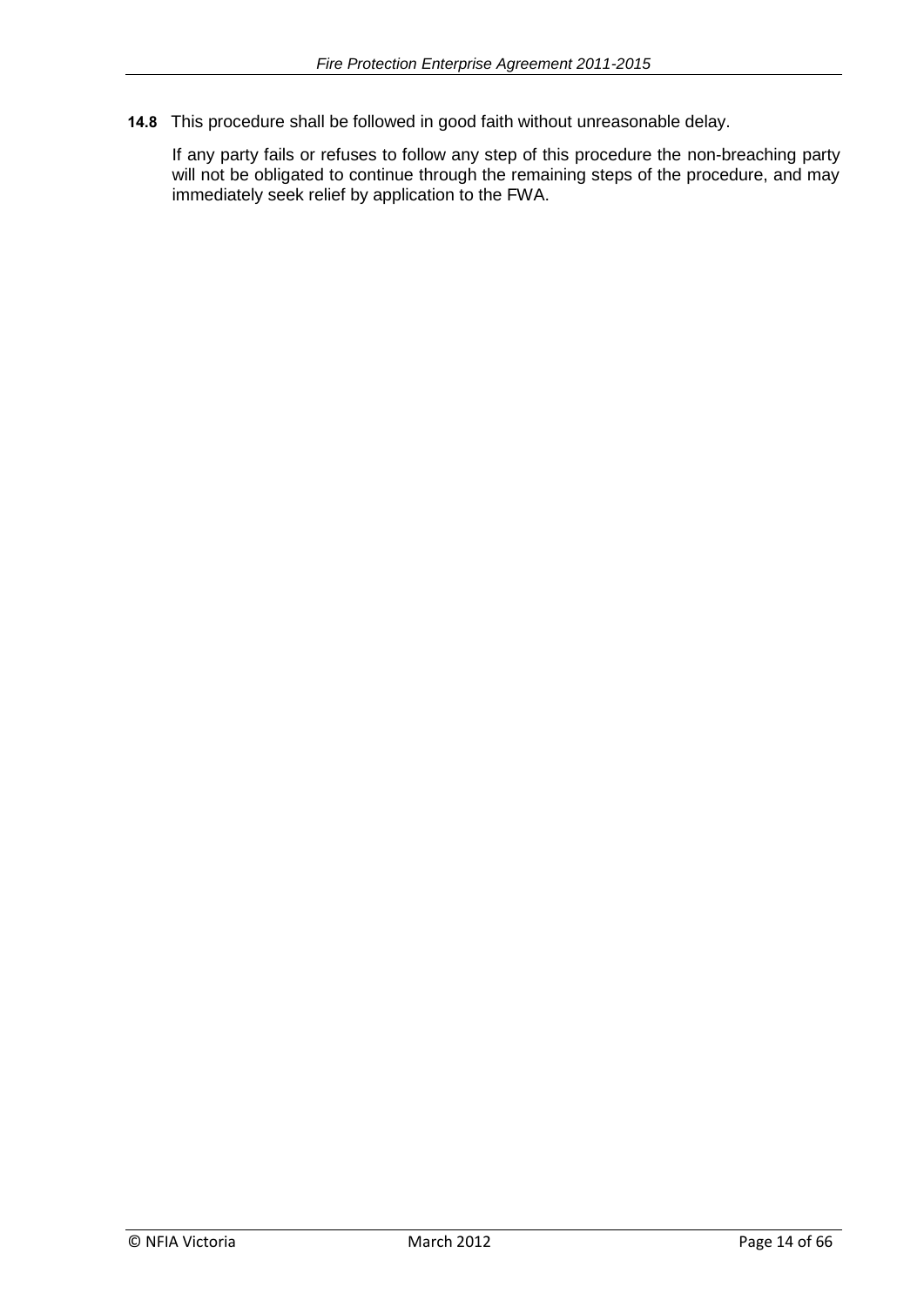**14.8** This procedure shall be followed in good faith without unreasonable delay.

If any party fails or refuses to follow any step of this procedure the non-breaching party will not be obligated to continue through the remaining steps of the procedure, and may immediately seek relief by application to the FWA.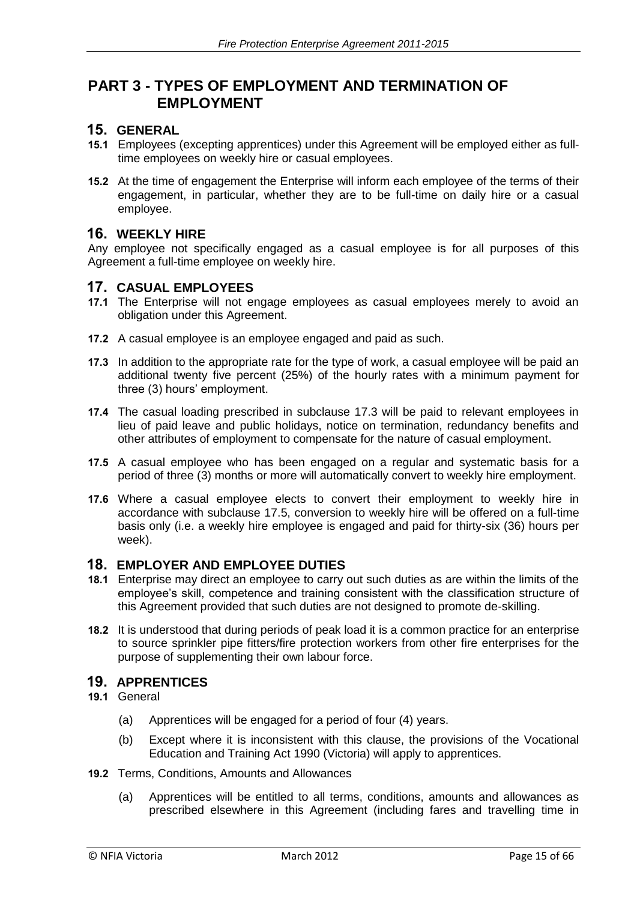# PART 3 - TYPES OF EMPLOYMENT AND TERMINATION OF EMPLOYMENT

## 15. GENERAL

**15.1** Employees (excepting apprentices) under this Agreement will be employed either as full-time employees on weekly hire or casual employees.

**15.2** At the time of engagement the Enterprise will inform each employee of the terms of their engagement, in particular, whether they are to be full-time on daily hire or a casual employee.

## 16. WEEKLY HIRE

Any employee not specifically engaged as a casual employee is for all purposes of this Agreement a full-time employee on weekly hire.

## 17. CASUAL EMPLOYEES

**17.1** The Enterprise will not engage employees as casual employees merely to avoid an obligation under this Agreement.

**17.2** A casual employee is an employee engaged and paid as such.

**17.3** In addition to the appropriate rate for the type of work, a casual employee will be paid an additional twenty five percent (25%) of the hourly rates with a minimum payment for three (3) hours' employment.

**17.4** The casual loading prescribed in subclause 17.3 will be paid to relevant employees in lieu of paid leave and public holidays, notice on termination, redundancy benefits and other attributes of employment to compensate for the nature of casual employment.

**17.5** A casual employee who has been engaged on a regular and systematic basis for a period of three (3) months or more will automatically convert to weekly hire employment.

**17.6** Where a casual employee elects to convert their employment to weekly hire in accordance with subclause 17.5, conversion to weekly hire will be offered on a full-time basis only (i.e. a weekly hire employee is engaged and paid for thirty-six (36) hours per week).

## 18. EMPLOYER AND EMPLOYEE DUTIES

**18.1** Enterprise may direct an employee to carry out such duties as are within the limits of the employee's skill, competence and training consistent with the classification structure of this Agreement provided that such duties are not designed to promote de-skilling.

**18.2** It is understood that during periods of peak load it is a common practice for an enterprise to source sprinkler pipe fitters/fire protection workers from other fire enterprises for the purpose of supplementing their own labour force.

## 19. APPRENTICES

**19.1** General

(a) Apprentices will be engaged for a period of four (4) years.

(b) Except where it is inconsistent with this clause, the provisions of the Vocational Education and Training Act 1990 (Victoria) will apply to apprentices.

**19.2** Terms, Conditions, Amounts and Allowances

(a) Apprentices will be entitled to all terms, conditions, amounts and allowances as prescribed elsewhere in this Agreement (including fares and travelling time in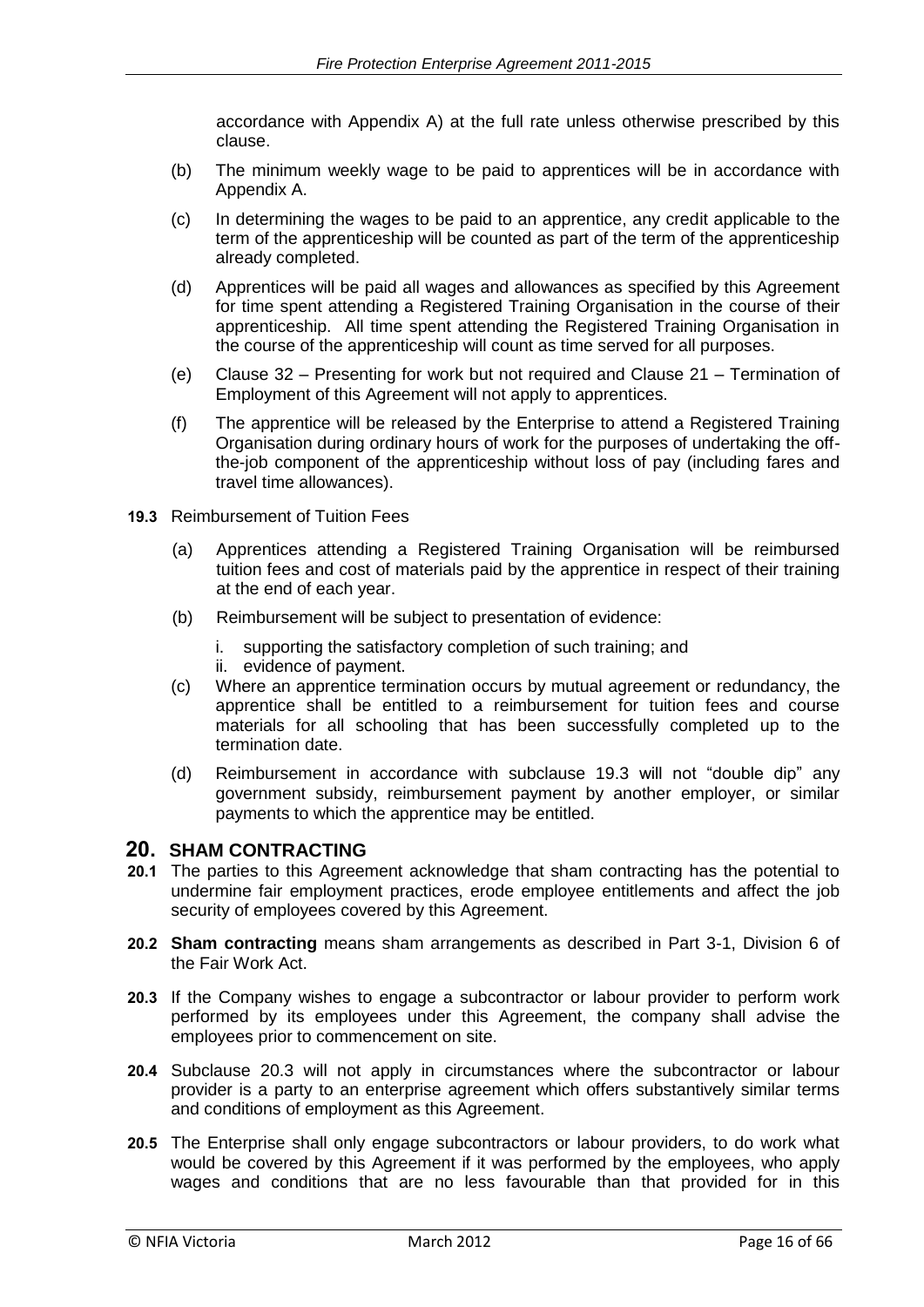accordance with Appendix A) at the full rate unless otherwise prescribed by this clause.

(b) The minimum weekly wage to be paid to apprentices will be in accordance with Appendix A.

(c) In determining the wages to be paid to an apprentice, any credit applicable to the term of the apprenticeship will be counted as part of the term of the apprenticeship already completed.

(d) Apprentices will be paid all wages and allowances as specified by this Agreement for time spent attending a Registered Training Organisation in the course of their apprenticeship. All time spent attending the Registered Training Organisation in the course of the apprenticeship will count as time served for all purposes.

(e) Clause 32 – Presenting for work but not required and Clause 21 – Termination of Employment of this Agreement will not apply to apprentices.

(f) The apprentice will be released by the Enterprise to attend a Registered Training Organisation during ordinary hours of work for the purposes of undertaking the off-the-job component of the apprenticeship without loss of pay (including fares and travel time allowances).

**19.3** Reimbursement of Tuition Fees

(a) Apprentices attending a Registered Training Organisation will be reimbursed tuition fees and cost of materials paid by the apprentice in respect of their training at the end of each year.

(b) Reimbursement will be subject to presentation of evidence:

i. supporting the satisfactory completion of such training; and
ii. evidence of payment.

(c) Where an apprentice termination occurs by mutual agreement or redundancy, the apprentice shall be entitled to a reimbursement for tuition fees and course materials for all schooling that has been successfully completed up to the termination date.

(d) Reimbursement in accordance with subclause 19.3 will not "double dip" any government subsidy, reimbursement payment by another employer, or similar payments to which the apprentice may be entitled.

## 20. SHAM CONTRACTING

**20.1** The parties to this Agreement acknowledge that sham contracting has the potential to undermine fair employment practices, erode employee entitlements and affect the job security of employees covered by this Agreement.

**20.2** **Sham contracting** means sham arrangements as described in Part 3-1, Division 6 of the Fair Work Act.

**20.3** If the Company wishes to engage a subcontractor or labour provider to perform work performed by its employees under this Agreement, the company shall advise the employees prior to commencement on site.

**20.4** Subclause 20.3 will not apply in circumstances where the subcontractor or labour provider is a party to an enterprise agreement which offers substantively similar terms and conditions of employment as this Agreement.

**20.5** The Enterprise shall only engage subcontractors or labour providers, to do work what would be covered by this Agreement if it was performed by the employees, who apply wages and conditions that are no less favourable than that provided for in this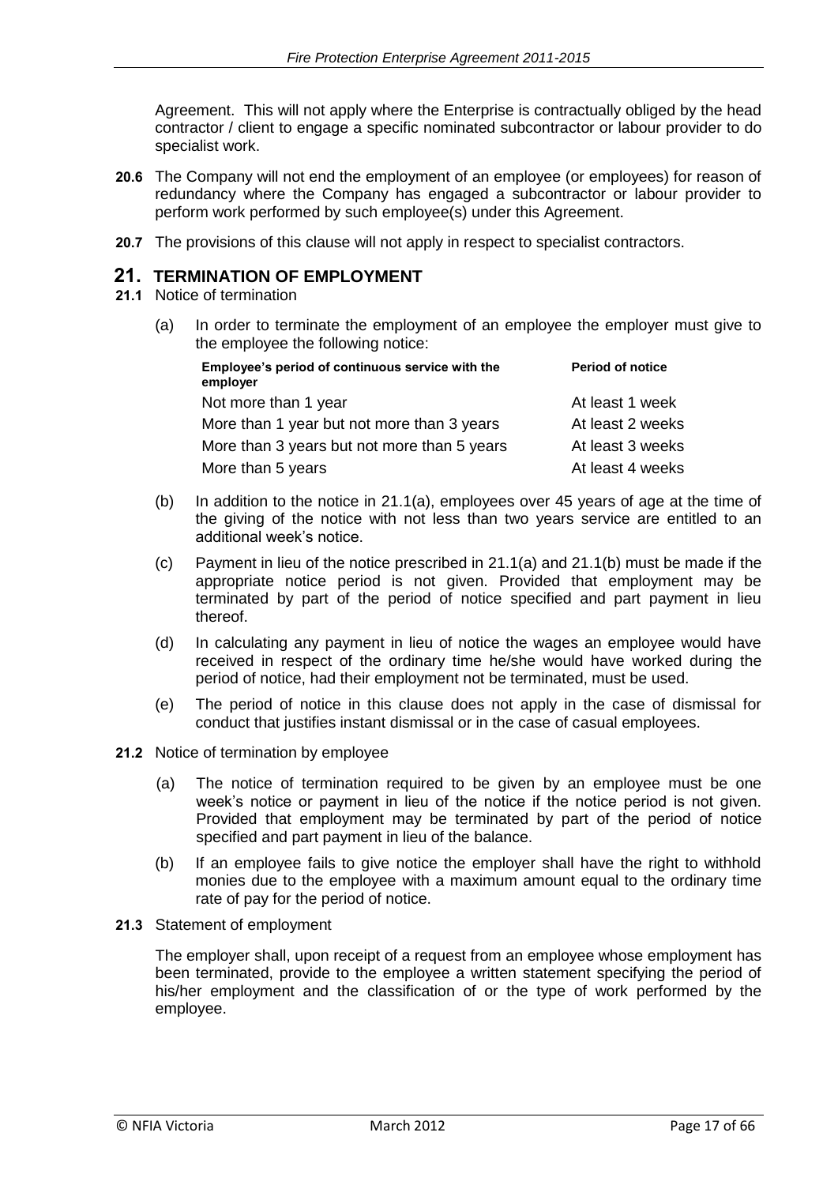Agreement. This will not apply where the Enterprise is contractually obliged by the head contractor / client to engage a specific nominated subcontractor or labour provider to do specialist work.

**20.6** The Company will not end the employment of an employee (or employees) for reason of redundancy where the Company has engaged a subcontractor or labour provider to perform work performed by such employee(s) under this Agreement.

**20.7** The provisions of this clause will not apply in respect to specialist contractors.

## 21. TERMINATION OF EMPLOYMENT

**21.1** Notice of termination

(a) In order to terminate the employment of an employee the employer must give to the employee the following notice:

| Employee's period of continuous service with the employer | Period of notice |
|---|---|
| Not more than 1 year | At least 1 week |
| More than 1 year but not more than 3 years | At least 2 weeks |
| More than 3 years but not more than 5 years | At least 3 weeks |
| More than 5 years | At least 4 weeks |

(b) In addition to the notice in 21.1(a), employees over 45 years of age at the time of the giving of the notice with not less than two years service are entitled to an additional week's notice.

(c) Payment in lieu of the notice prescribed in 21.1(a) and 21.1(b) must be made if the appropriate notice period is not given. Provided that employment may be terminated by part of the period of notice specified and part payment in lieu thereof.

(d) In calculating any payment in lieu of notice the wages an employee would have received in respect of the ordinary time he/she would have worked during the period of notice, had their employment not be terminated, must be used.

(e) The period of notice in this clause does not apply in the case of dismissal for conduct that justifies instant dismissal or in the case of casual employees.

**21.2** Notice of termination by employee

(a) The notice of termination required to be given by an employee must be one week's notice or payment in lieu of the notice if the notice period is not given. Provided that employment may be terminated by part of the period of notice specified and part payment in lieu of the balance.

(b) If an employee fails to give notice the employer shall have the right to withhold monies due to the employee with a maximum amount equal to the ordinary time rate of pay for the period of notice.

**21.3** Statement of employment

The employer shall, upon receipt of a request from an employee whose employment has been terminated, provide to the employee a written statement specifying the period of his/her employment and the classification of or the type of work performed by the employee.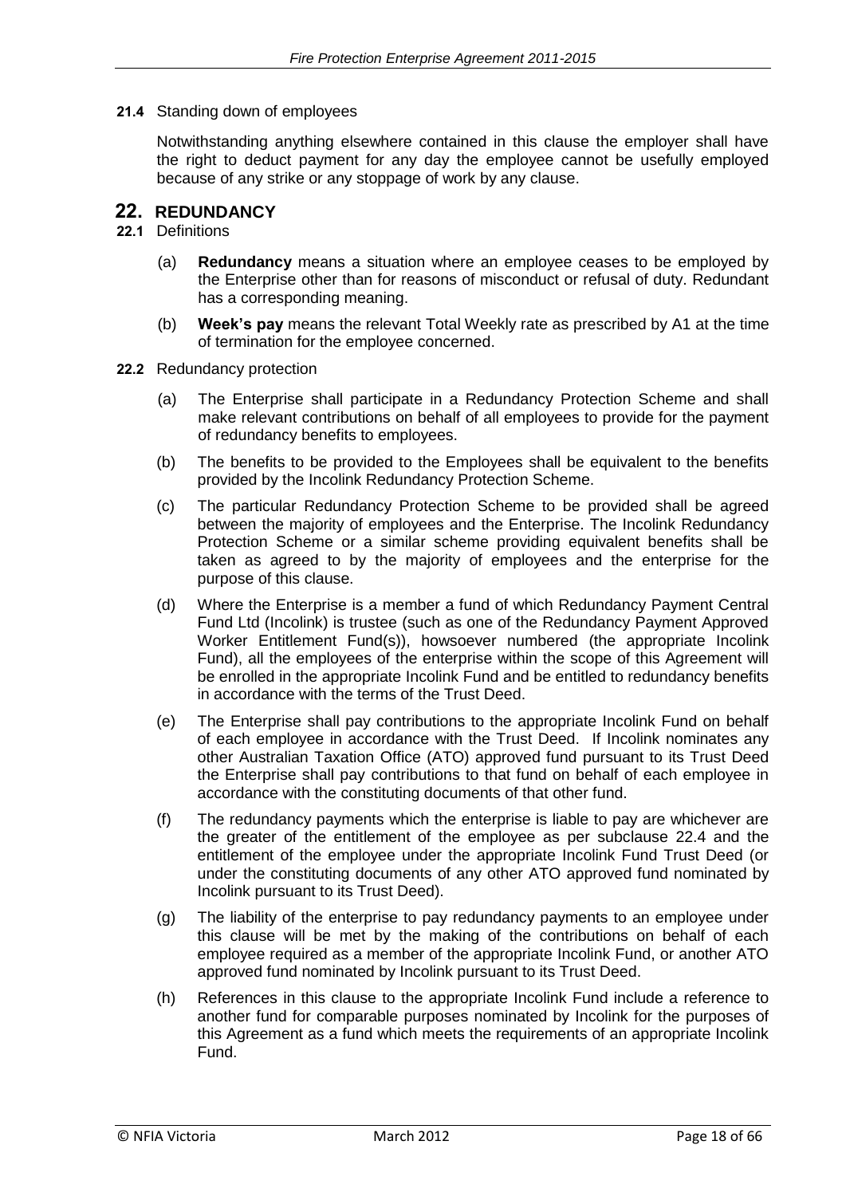**21.4** Standing down of employees

Notwithstanding anything elsewhere contained in this clause the employer shall have the right to deduct payment for any day the employee cannot be usefully employed because of any strike or any stoppage of work by any clause.

## 22. REDUNDANCY

**22.1** Definitions

(a) **Redundancy** means a situation where an employee ceases to be employed by the Enterprise other than for reasons of misconduct or refusal of duty. Redundant has a corresponding meaning.

(b) **Week's pay** means the relevant Total Weekly rate as prescribed by A1 at the time of termination for the employee concerned.

**22.2** Redundancy protection

(a) The Enterprise shall participate in a Redundancy Protection Scheme and shall make relevant contributions on behalf of all employees to provide for the payment of redundancy benefits to employees.

(b) The benefits to be provided to the Employees shall be equivalent to the benefits provided by the Incolink Redundancy Protection Scheme.

(c) The particular Redundancy Protection Scheme to be provided shall be agreed between the majority of employees and the Enterprise. The Incolink Redundancy Protection Scheme or a similar scheme providing equivalent benefits shall be taken as agreed to by the majority of employees and the enterprise for the purpose of this clause.

(d) Where the Enterprise is a member a fund of which Redundancy Payment Central Fund Ltd (Incolink) is trustee (such as one of the Redundancy Payment Approved Worker Entitlement Fund(s)), howsoever numbered (the appropriate Incolink Fund), all the employees of the enterprise within the scope of this Agreement will be enrolled in the appropriate Incolink Fund and be entitled to redundancy benefits in accordance with the terms of the Trust Deed.

(e) The Enterprise shall pay contributions to the appropriate Incolink Fund on behalf of each employee in accordance with the Trust Deed. If Incolink nominates any other Australian Taxation Office (ATO) approved fund pursuant to its Trust Deed the Enterprise shall pay contributions to that fund on behalf of each employee in accordance with the constituting documents of that other fund.

(f) The redundancy payments which the enterprise is liable to pay are whichever are the greater of the entitlement of the employee as per subclause 22.4 and the entitlement of the employee under the appropriate Incolink Fund Trust Deed (or under the constituting documents of any other ATO approved fund nominated by Incolink pursuant to its Trust Deed).

(g) The liability of the enterprise to pay redundancy payments to an employee under this clause will be met by the making of the contributions on behalf of each employee required as a member of the appropriate Incolink Fund, or another ATO approved fund nominated by Incolink pursuant to its Trust Deed.

(h) References in this clause to the appropriate Incolink Fund include a reference to another fund for comparable purposes nominated by Incolink for the purposes of this Agreement as a fund which meets the requirements of an appropriate Incolink Fund.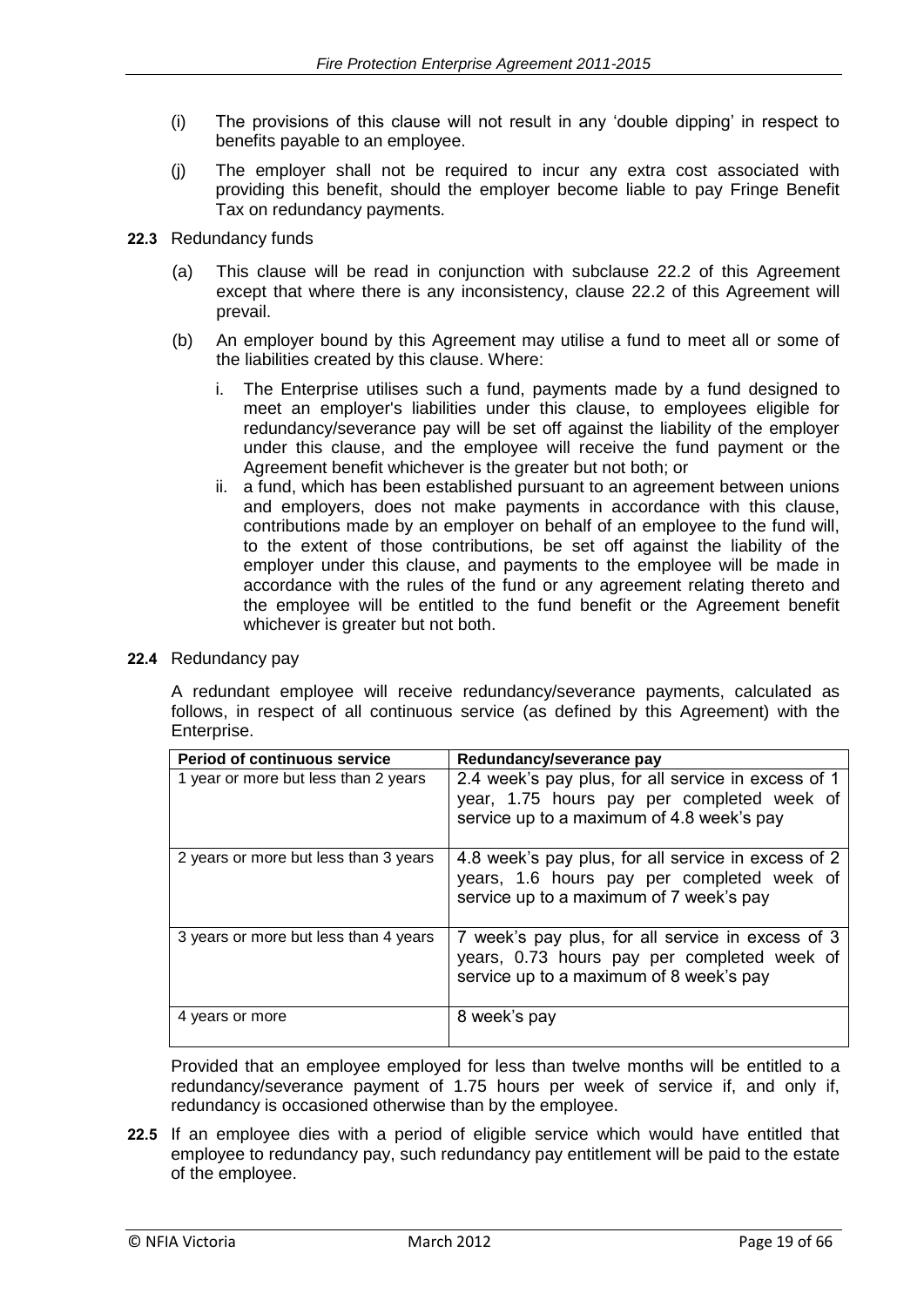(i) The provisions of this clause will not result in any 'double dipping' in respect to benefits payable to an employee.

(j) The employer shall not be required to incur any extra cost associated with providing this benefit, should the employer become liable to pay Fringe Benefit Tax on redundancy payments.

**22.3** Redundancy funds

(a) This clause will be read in conjunction with subclause 22.2 of this Agreement except that where there is any inconsistency, clause 22.2 of this Agreement will prevail.

(b) An employer bound by this Agreement may utilise a fund to meet all or some of the liabilities created by this clause. Where:

i. The Enterprise utilises such a fund, payments made by a fund designed to meet an employer's liabilities under this clause, to employees eligible for redundancy/severance pay will be set off against the liability of the employer under this clause, and the employee will receive the fund payment or the Agreement benefit whichever is the greater but not both; or

ii. a fund, which has been established pursuant to an agreement between unions and employers, does not make payments in accordance with this clause, contributions made by an employer on behalf of an employee to the fund will, to the extent of those contributions, be set off against the liability of the employer under this clause, and payments to the employee will be made in accordance with the rules of the fund or any agreement relating thereto and the employee will be entitled to the fund benefit or the Agreement benefit whichever is greater but not both.

**22.4** Redundancy pay

A redundant employee will receive redundancy/severance payments, calculated as follows, in respect of all continuous service (as defined by this Agreement) with the Enterprise.

| Period of continuous service | Redundancy/severance pay |
|---|---|
| 1 year or more but less than 2 years | 2.4 week's pay plus, for all service in excess of 1 year, 1.75 hours pay per completed week of service up to a maximum of 4.8 week's pay |
| 2 years or more but less than 3 years | 4.8 week's pay plus, for all service in excess of 2 years, 1.6 hours pay per completed week of service up to a maximum of 7 week's pay |
| 3 years or more but less than 4 years | 7 week's pay plus, for all service in excess of 3 years, 0.73 hours pay per completed week of service up to a maximum of 8 week's pay |
| 4 years or more | 8 week's pay |

Provided that an employee employed for less than twelve months will be entitled to a redundancy/severance payment of 1.75 hours per week of service if, and only if, redundancy is occasioned otherwise than by the employee.

**22.5** If an employee dies with a period of eligible service which would have entitled that employee to redundancy pay, such redundancy pay entitlement will be paid to the estate of the employee.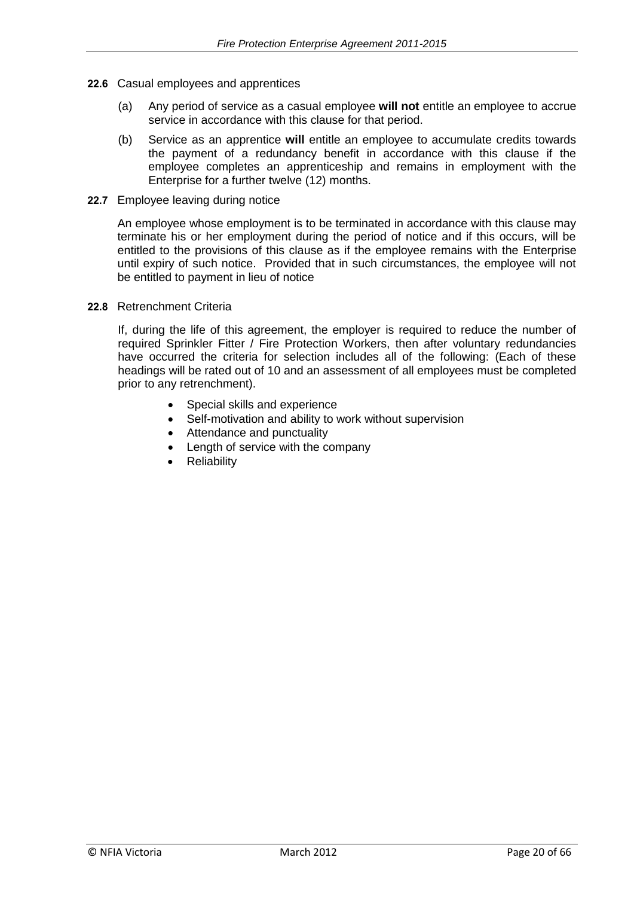**22.6** Casual employees and apprentices

(a) Any period of service as a casual employee **will not** entitle an employee to accrue service in accordance with this clause for that period.

(b) Service as an apprentice **will** entitle an employee to accumulate credits towards the payment of a redundancy benefit in accordance with this clause if the employee completes an apprenticeship and remains in employment with the Enterprise for a further twelve (12) months.

**22.7** Employee leaving during notice

An employee whose employment is to be terminated in accordance with this clause may terminate his or her employment during the period of notice and if this occurs, will be entitled to the provisions of this clause as if the employee remains with the Enterprise until expiry of such notice. Provided that in such circumstances, the employee will not be entitled to payment in lieu of notice

**22.8** Retrenchment Criteria

If, during the life of this agreement, the employer is required to reduce the number of required Sprinkler Fitter / Fire Protection Workers, then after voluntary redundancies have occurred the criteria for selection includes all of the following: (Each of these headings will be rated out of 10 and an assessment of all employees must be completed prior to any retrenchment).

- Special skills and experience
- Self-motivation and ability to work without supervision
- Attendance and punctuality
- Length of service with the company
- Reliability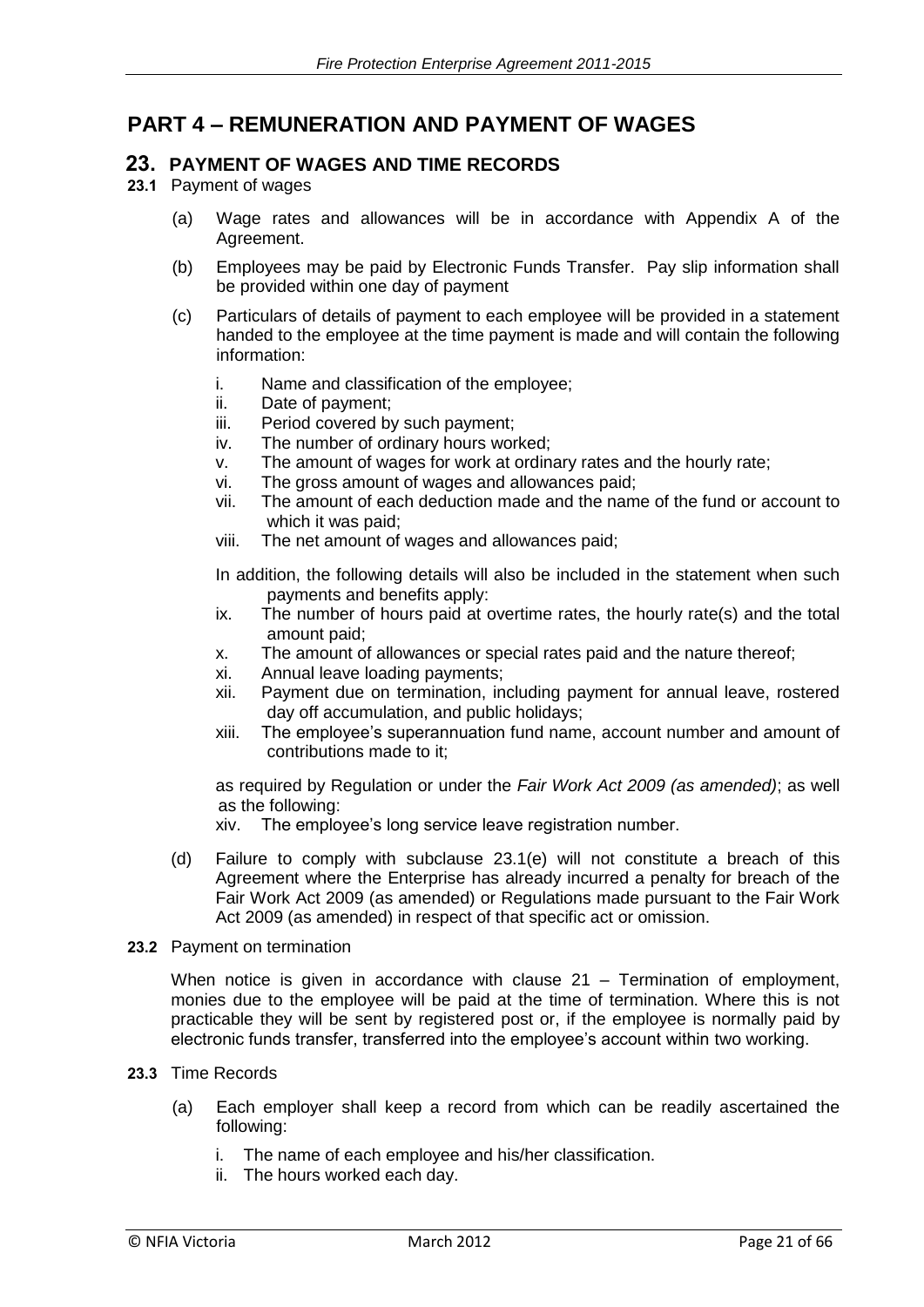# PART 4 – REMUNERATION AND PAYMENT OF WAGES

## 23. PAYMENT OF WAGES AND TIME RECORDS

**23.1** Payment of wages

(a) Wage rates and allowances will be in accordance with Appendix A of the Agreement.

(b) Employees may be paid by Electronic Funds Transfer. Pay slip information shall be provided within one day of payment

(c) Particulars of details of payment to each employee will be provided in a statement handed to the employee at the time payment is made and will contain the following information:

i. Name and classification of the employee;
ii. Date of payment;
iii. Period covered by such payment;
iv. The number of ordinary hours worked;
v. The amount of wages for work at ordinary rates and the hourly rate;
vi. The gross amount of wages and allowances paid;
vii. The amount of each deduction made and the name of the fund or account to which it was paid;
viii. The net amount of wages and allowances paid;

In addition, the following details will also be included in the statement when such payments and benefits apply:

ix. The number of hours paid at overtime rates, the hourly rate(s) and the total amount paid;
x. The amount of allowances or special rates paid and the nature thereof;
xi. Annual leave loading payments;
xii. Payment due on termination, including payment for annual leave, rostered day off accumulation, and public holidays;
xiii. The employee's superannuation fund name, account number and amount of contributions made to it;

as required by Regulation or under the *Fair Work Act 2009 (as amended)*; as well as the following:

xiv. The employee's long service leave registration number.

(d) Failure to comply with subclause 23.1(e) will not constitute a breach of this Agreement where the Enterprise has already incurred a penalty for breach of the Fair Work Act 2009 (as amended) or Regulations made pursuant to the Fair Work Act 2009 (as amended) in respect of that specific act or omission.

**23.2** Payment on termination

When notice is given in accordance with clause 21 – Termination of employment, monies due to the employee will be paid at the time of termination. Where this is not practicable they will be sent by registered post or, if the employee is normally paid by electronic funds transfer, transferred into the employee's account within two working.

**23.3** Time Records

(a) Each employer shall keep a record from which can be readily ascertained the following:

i. The name of each employee and his/her classification.
ii. The hours worked each day.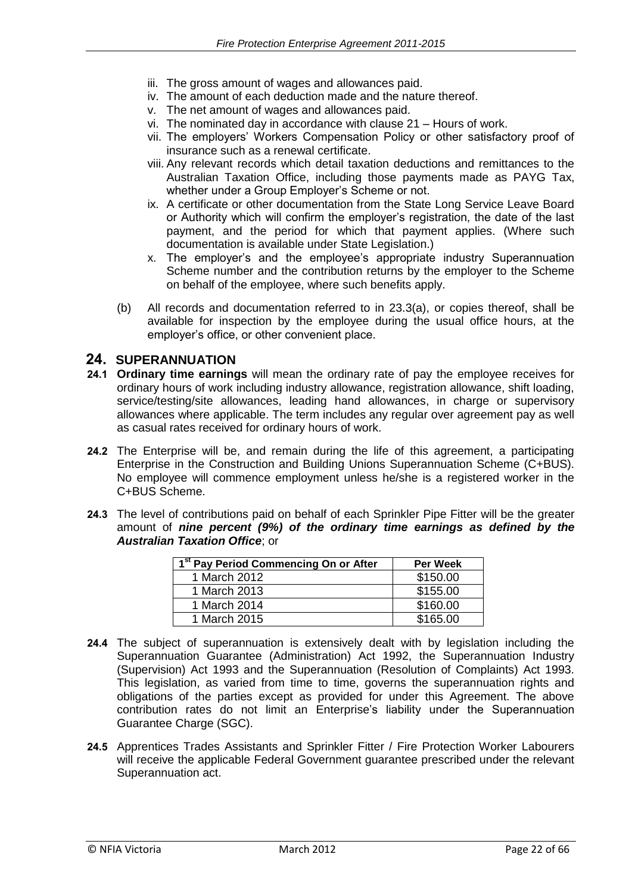iii. The gross amount of wages and allowances paid.
iv. The amount of each deduction made and the nature thereof.
v. The net amount of wages and allowances paid.
vi. The nominated day in accordance with clause 21 – Hours of work.
vii. The employers' Workers Compensation Policy or other satisfactory proof of insurance such as a renewal certificate.
viii. Any relevant records which detail taxation deductions and remittances to the Australian Taxation Office, including those payments made as PAYG Tax, whether under a Group Employer's Scheme or not.
ix. A certificate or other documentation from the State Long Service Leave Board or Authority which will confirm the employer's registration, the date of the last payment, and the period for which that payment applies. (Where such documentation is available under State Legislation.)
x. The employer's and the employee's appropriate industry Superannuation Scheme number and the contribution returns by the employer to the Scheme on behalf of the employee, where such benefits apply.

(b) All records and documentation referred to in 23.3(a), or copies thereof, shall be available for inspection by the employee during the usual office hours, at the employer's office, or other convenient place.

# 24. SUPERANNUATION

**24.1** **Ordinary time earnings** will mean the ordinary rate of pay the employee receives for ordinary hours of work including industry allowance, registration allowance, shift loading, service/testing/site allowances, leading hand allowances, in charge or supervisory allowances where applicable. The term includes any regular over agreement pay as well as casual rates received for ordinary hours of work.

**24.2** The Enterprise will be, and remain during the life of this agreement, a participating Enterprise in the Construction and Building Unions Superannuation Scheme (C+BUS). No employee will commence employment unless he/she is a registered worker in the C+BUS Scheme.

**24.3** The level of contributions paid on behalf of each Sprinkler Pipe Fitter will be the greater amount of ***nine percent (9%) of the ordinary time earnings as defined by the Australian Taxation Office***; or

| 1st Pay Period Commencing On or After | Per Week |
|---|---|
| 1 March 2012 | $150.00 |
| 1 March 2013 | $155.00 |
| 1 March 2014 | $160.00 |
| 1 March 2015 | $165.00 |

**24.4** The subject of superannuation is extensively dealt with by legislation including the Superannuation Guarantee (Administration) Act 1992, the Superannuation Industry (Supervision) Act 1993 and the Superannuation (Resolution of Complaints) Act 1993. This legislation, as varied from time to time, governs the superannuation rights and obligations of the parties except as provided for under this Agreement. The above contribution rates do not limit an Enterprise's liability under the Superannuation Guarantee Charge (SGC).

**24.5** Apprentices Trades Assistants and Sprinkler Fitter / Fire Protection Worker Labourers will receive the applicable Federal Government guarantee prescribed under the relevant Superannuation act.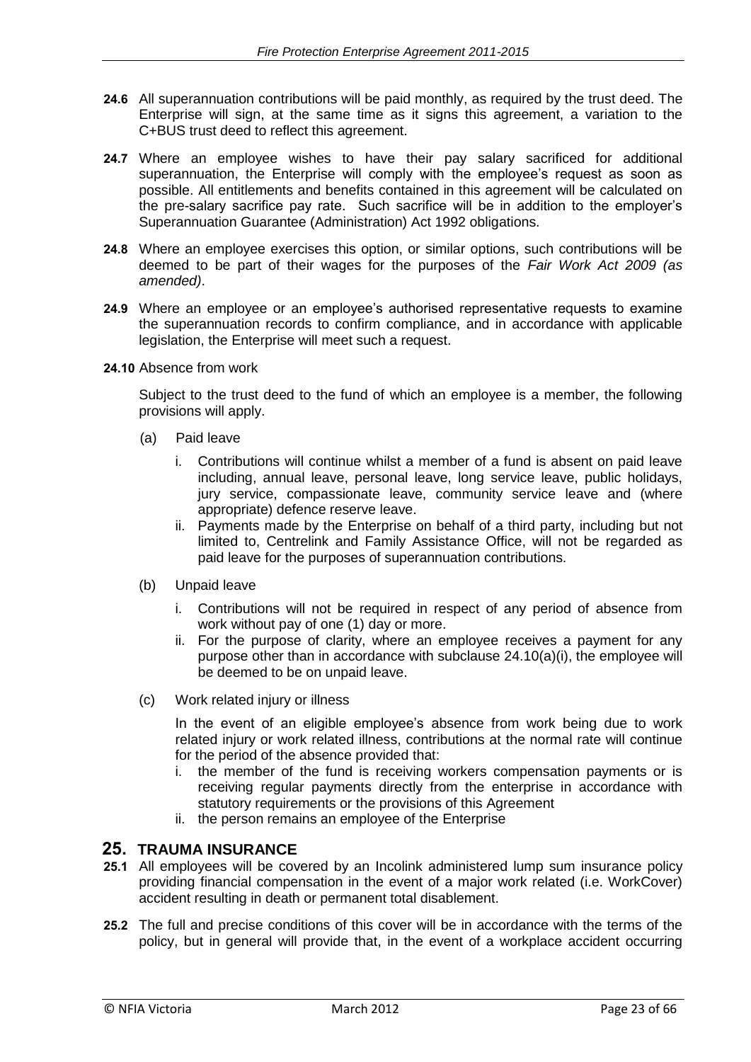**24.6** All superannuation contributions will be paid monthly, as required by the trust deed. The Enterprise will sign, at the same time as it signs this agreement, a variation to the C+BUS trust deed to reflect this agreement.

**24.7** Where an employee wishes to have their pay salary sacrificed for additional superannuation, the Enterprise will comply with the employee's request as soon as possible. All entitlements and benefits contained in this agreement will be calculated on the pre-salary sacrifice pay rate. Such sacrifice will be in addition to the employer's Superannuation Guarantee (Administration) Act 1992 obligations.

**24.8** Where an employee exercises this option, or similar options, such contributions will be deemed to be part of their wages for the purposes of the *Fair Work Act 2009 (as amended)*.

**24.9** Where an employee or an employee's authorised representative requests to examine the superannuation records to confirm compliance, and in accordance with applicable legislation, the Enterprise will meet such a request.

**24.10** Absence from work

Subject to the trust deed to the fund of which an employee is a member, the following provisions will apply.

(a) Paid leave

i. Contributions will continue whilst a member of a fund is absent on paid leave including, annual leave, personal leave, long service leave, public holidays, jury service, compassionate leave, community service leave and (where appropriate) defence reserve leave.

ii. Payments made by the Enterprise on behalf of a third party, including but not limited to, Centrelink and Family Assistance Office, will not be regarded as paid leave for the purposes of superannuation contributions.

(b) Unpaid leave

i. Contributions will not be required in respect of any period of absence from work without pay of one (1) day or more.

ii. For the purpose of clarity, where an employee receives a payment for any purpose other than in accordance with subclause 24.10(a)(i), the employee will be deemed to be on unpaid leave.

(c) Work related injury or illness

In the event of an eligible employee's absence from work being due to work related injury or work related illness, contributions at the normal rate will continue for the period of the absence provided that:

i. the member of the fund is receiving workers compensation payments or is receiving regular payments directly from the enterprise in accordance with statutory requirements or the provisions of this Agreement

ii. the person remains an employee of the Enterprise

## 25. TRAUMA INSURANCE

**25.1** All employees will be covered by an Incolink administered lump sum insurance policy providing financial compensation in the event of a major work related (i.e. WorkCover) accident resulting in death or permanent total disablement.

**25.2** The full and precise conditions of this cover will be in accordance with the terms of the policy, but in general will provide that, in the event of a workplace accident occurring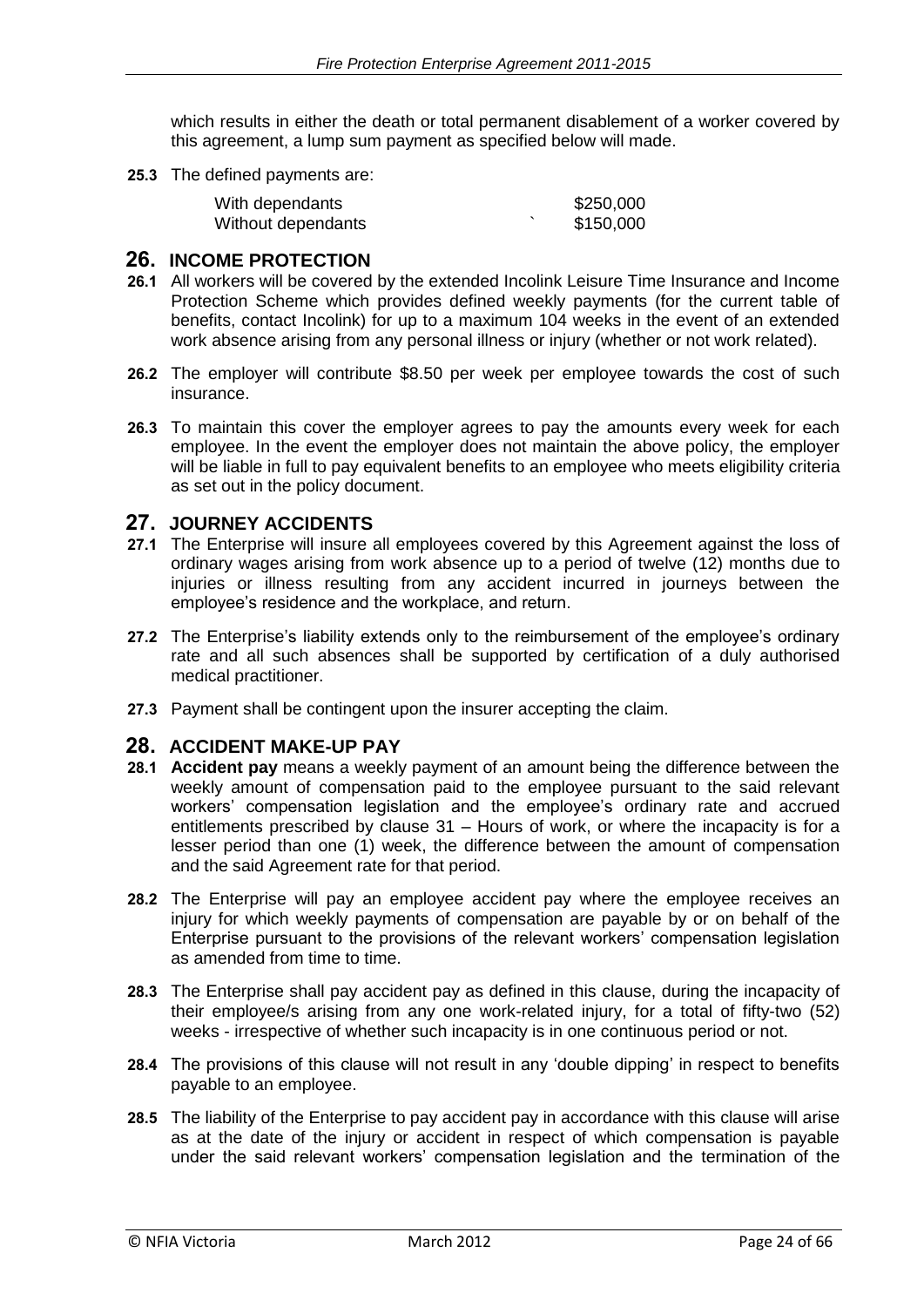which results in either the death or total permanent disablement of a worker covered by this agreement, a lump sum payment as specified below will made.

**25.3** The defined payments are:

| | |
|---|---|
| With dependants | $250,000 |
| Without dependants | $150,000 |

## 26. INCOME PROTECTION

**26.1** All workers will be covered by the extended Incolink Leisure Time Insurance and Income Protection Scheme which provides defined weekly payments (for the current table of benefits, contact Incolink) for up to a maximum 104 weeks in the event of an extended work absence arising from any personal illness or injury (whether or not work related).

**26.2** The employer will contribute $8.50 per week per employee towards the cost of such insurance.

**26.3** To maintain this cover the employer agrees to pay the amounts every week for each employee. In the event the employer does not maintain the above policy, the employer will be liable in full to pay equivalent benefits to an employee who meets eligibility criteria as set out in the policy document.

## 27. JOURNEY ACCIDENTS

**27.1** The Enterprise will insure all employees covered by this Agreement against the loss of ordinary wages arising from work absence up to a period of twelve (12) months due to injuries or illness resulting from any accident incurred in journeys between the employee's residence and the workplace, and return.

**27.2** The Enterprise's liability extends only to the reimbursement of the employee's ordinary rate and all such absences shall be supported by certification of a duly authorised medical practitioner.

**27.3** Payment shall be contingent upon the insurer accepting the claim.

## 28. ACCIDENT MAKE-UP PAY

**28.1** **Accident pay** means a weekly payment of an amount being the difference between the weekly amount of compensation paid to the employee pursuant to the said relevant workers' compensation legislation and the employee's ordinary rate and accrued entitlements prescribed by clause 31 – Hours of work, or where the incapacity is for a lesser period than one (1) week, the difference between the amount of compensation and the said Agreement rate for that period.

**28.2** The Enterprise will pay an employee accident pay where the employee receives an injury for which weekly payments of compensation are payable by or on behalf of the Enterprise pursuant to the provisions of the relevant workers' compensation legislation as amended from time to time.

**28.3** The Enterprise shall pay accident pay as defined in this clause, during the incapacity of their employee/s arising from any one work-related injury, for a total of fifty-two (52) weeks - irrespective of whether such incapacity is in one continuous period or not.

**28.4** The provisions of this clause will not result in any 'double dipping' in respect to benefits payable to an employee.

**28.5** The liability of the Enterprise to pay accident pay in accordance with this clause will arise as at the date of the injury or accident in respect of which compensation is payable under the said relevant workers' compensation legislation and the termination of the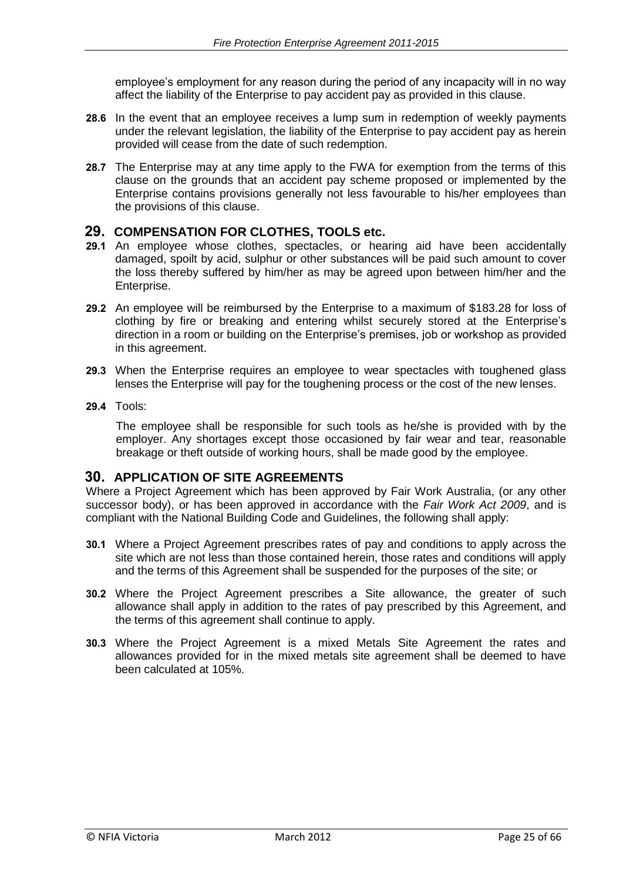employee's employment for any reason during the period of any incapacity will in no way affect the liability of the Enterprise to pay accident pay as provided in this clause.

**28.6** In the event that an employee receives a lump sum in redemption of weekly payments under the relevant legislation, the liability of the Enterprise to pay accident pay as herein provided will cease from the date of such redemption.

**28.7** The Enterprise may at any time apply to the FWA for exemption from the terms of this clause on the grounds that an accident pay scheme proposed or implemented by the Enterprise contains provisions generally not less favourable to his/her employees than the provisions of this clause.

## 29. COMPENSATION FOR CLOTHES, TOOLS etc.

**29.1** An employee whose clothes, spectacles, or hearing aid have been accidentally damaged, spoilt by acid, sulphur or other substances will be paid such amount to cover the loss thereby suffered by him/her as may be agreed upon between him/her and the Enterprise.

**29.2** An employee will be reimbursed by the Enterprise to a maximum of $183.28 for loss of clothing by fire or breaking and entering whilst securely stored at the Enterprise's direction in a room or building on the Enterprise's premises, job or workshop as provided in this agreement.

**29.3** When the Enterprise requires an employee to wear spectacles with toughened glass lenses the Enterprise will pay for the toughening process or the cost of the new lenses.

**29.4** Tools:

The employee shall be responsible for such tools as he/she is provided with by the employer. Any shortages except those occasioned by fair wear and tear, reasonable breakage or theft outside of working hours, shall be made good by the employee.

## 30. APPLICATION OF SITE AGREEMENTS

Where a Project Agreement which has been approved by Fair Work Australia, (or any other successor body), or has been approved in accordance with the *Fair Work Act 2009*, and is compliant with the National Building Code and Guidelines, the following shall apply:

**30.1** Where a Project Agreement prescribes rates of pay and conditions to apply across the site which are not less than those contained herein, those rates and conditions will apply and the terms of this Agreement shall be suspended for the purposes of the site; or

**30.2** Where the Project Agreement prescribes a Site allowance, the greater of such allowance shall apply in addition to the rates of pay prescribed by this Agreement, and the terms of this agreement shall continue to apply.

**30.3** Where the Project Agreement is a mixed Metals Site Agreement the rates and allowances provided for in the mixed metals site agreement shall be deemed to have been calculated at 105%.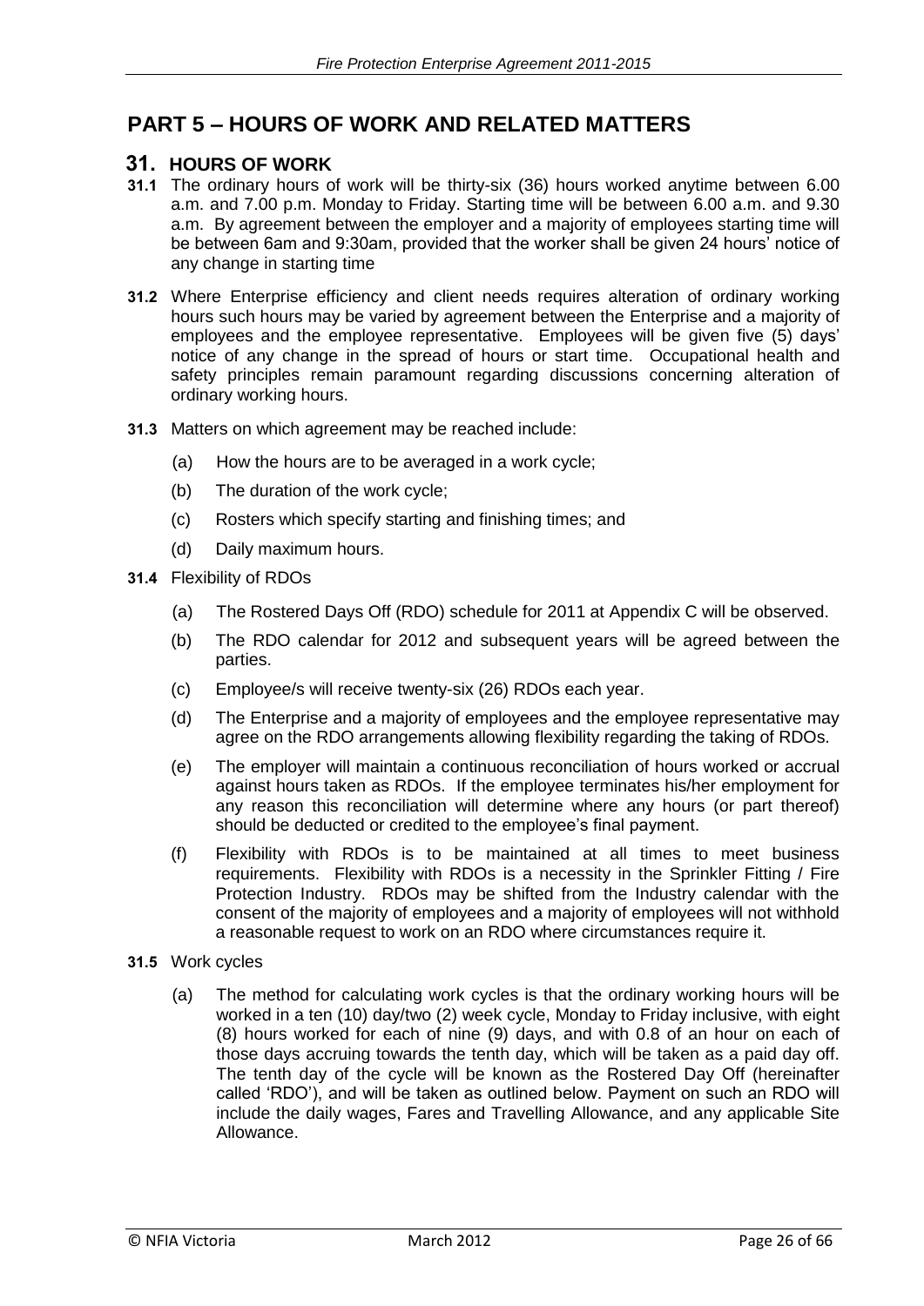# PART 5 – HOURS OF WORK AND RELATED MATTERS

## 31. HOURS OF WORK

**31.1** The ordinary hours of work will be thirty-six (36) hours worked anytime between 6.00 a.m. and 7.00 p.m. Monday to Friday. Starting time will be between 6.00 a.m. and 9.30 a.m. By agreement between the employer and a majority of employees starting time will be between 6am and 9:30am, provided that the worker shall be given 24 hours' notice of any change in starting time

**31.2** Where Enterprise efficiency and client needs requires alteration of ordinary working hours such hours may be varied by agreement between the Enterprise and a majority of employees and the employee representative. Employees will be given five (5) days' notice of any change in the spread of hours or start time. Occupational health and safety principles remain paramount regarding discussions concerning alteration of ordinary working hours.

**31.3** Matters on which agreement may be reached include:

(a) How the hours are to be averaged in a work cycle;

(b) The duration of the work cycle;

(c) Rosters which specify starting and finishing times; and

(d) Daily maximum hours.

**31.4** Flexibility of RDOs

(a) The Rostered Days Off (RDO) schedule for 2011 at Appendix C will be observed.

(b) The RDO calendar for 2012 and subsequent years will be agreed between the parties.

(c) Employee/s will receive twenty-six (26) RDOs each year.

(d) The Enterprise and a majority of employees and the employee representative may agree on the RDO arrangements allowing flexibility regarding the taking of RDOs.

(e) The employer will maintain a continuous reconciliation of hours worked or accrual against hours taken as RDOs. If the employee terminates his/her employment for any reason this reconciliation will determine where any hours (or part thereof) should be deducted or credited to the employee's final payment.

(f) Flexibility with RDOs is to be maintained at all times to meet business requirements. Flexibility with RDOs is a necessity in the Sprinkler Fitting / Fire Protection Industry. RDOs may be shifted from the Industry calendar with the consent of the majority of employees and a majority of employees will not withhold a reasonable request to work on an RDO where circumstances require it.

**31.5** Work cycles

(a) The method for calculating work cycles is that the ordinary working hours will be worked in a ten (10) day/two (2) week cycle, Monday to Friday inclusive, with eight (8) hours worked for each of nine (9) days, and with 0.8 of an hour on each of those days accruing towards the tenth day, which will be taken as a paid day off. The tenth day of the cycle will be known as the Rostered Day Off (hereinafter called 'RDO'), and will be taken as outlined below. Payment on such an RDO will include the daily wages, Fares and Travelling Allowance, and any applicable Site Allowance.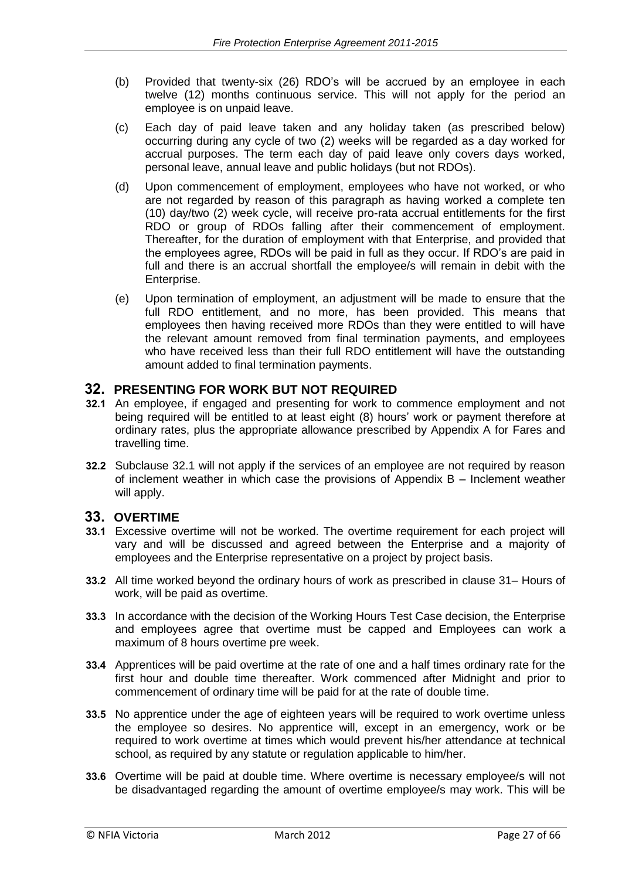(b) Provided that twenty-six (26) RDO's will be accrued by an employee in each twelve (12) months continuous service. This will not apply for the period an employee is on unpaid leave.

(c) Each day of paid leave taken and any holiday taken (as prescribed below) occurring during any cycle of two (2) weeks will be regarded as a day worked for accrual purposes. The term each day of paid leave only covers days worked, personal leave, annual leave and public holidays (but not RDOs).

(d) Upon commencement of employment, employees who have not worked, or who are not regarded by reason of this paragraph as having worked a complete ten (10) day/two (2) week cycle, will receive pro-rata accrual entitlements for the first RDO or group of RDOs falling after their commencement of employment. Thereafter, for the duration of employment with that Enterprise, and provided that the employees agree, RDOs will be paid in full as they occur. If RDO's are paid in full and there is an accrual shortfall the employee/s will remain in debit with the Enterprise.

(e) Upon termination of employment, an adjustment will be made to ensure that the full RDO entitlement, and no more, has been provided. This means that employees then having received more RDOs than they were entitled to will have the relevant amount removed from final termination payments, and employees who have received less than their full RDO entitlement will have the outstanding amount added to final termination payments.

## 32. PRESENTING FOR WORK BUT NOT REQUIRED

**32.1** An employee, if engaged and presenting for work to commence employment and not being required will be entitled to at least eight (8) hours' work or payment therefore at ordinary rates, plus the appropriate allowance prescribed by Appendix A for Fares and travelling time.

**32.2** Subclause 32.1 will not apply if the services of an employee are not required by reason of inclement weather in which case the provisions of Appendix B – Inclement weather will apply.

## 33. OVERTIME

**33.1** Excessive overtime will not be worked. The overtime requirement for each project will vary and will be discussed and agreed between the Enterprise and a majority of employees and the Enterprise representative on a project by project basis.

**33.2** All time worked beyond the ordinary hours of work as prescribed in clause 31– Hours of work, will be paid as overtime.

**33.3** In accordance with the decision of the Working Hours Test Case decision, the Enterprise and employees agree that overtime must be capped and Employees can work a maximum of 8 hours overtime pre week.

**33.4** Apprentices will be paid overtime at the rate of one and a half times ordinary rate for the first hour and double time thereafter. Work commenced after Midnight and prior to commencement of ordinary time will be paid for at the rate of double time.

**33.5** No apprentice under the age of eighteen years will be required to work overtime unless the employee so desires. No apprentice will, except in an emergency, work or be required to work overtime at times which would prevent his/her attendance at technical school, as required by any statute or regulation applicable to him/her.

**33.6** Overtime will be paid at double time. Where overtime is necessary employee/s will not be disadvantaged regarding the amount of overtime employee/s may work. This will be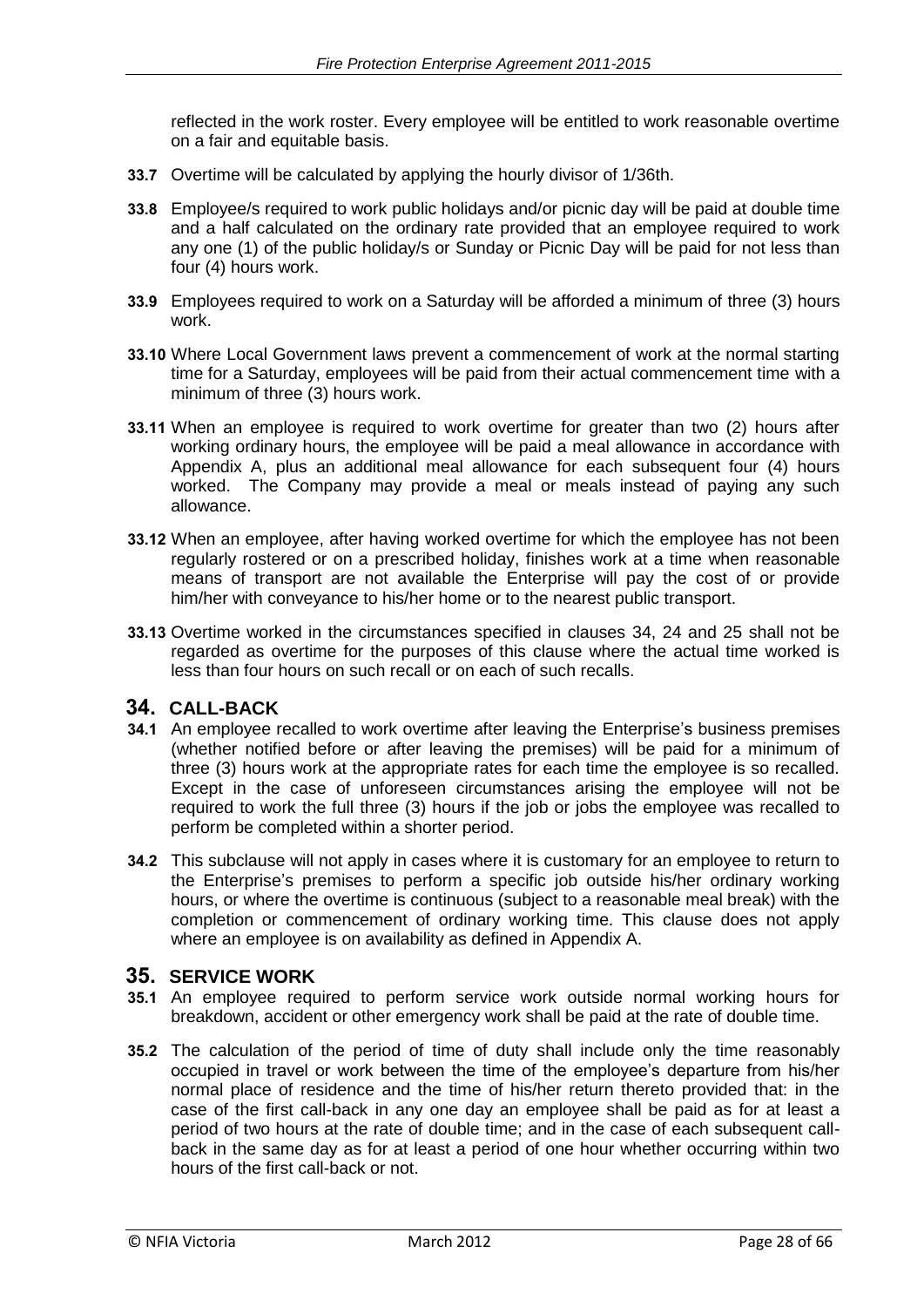reflected in the work roster. Every employee will be entitled to work reasonable overtime on a fair and equitable basis.

**33.7** Overtime will be calculated by applying the hourly divisor of 1/36th.

**33.8** Employee/s required to work public holidays and/or picnic day will be paid at double time and a half calculated on the ordinary rate provided that an employee required to work any one (1) of the public holiday/s or Sunday or Picnic Day will be paid for not less than four (4) hours work.

**33.9** Employees required to work on a Saturday will be afforded a minimum of three (3) hours work.

**33.10** Where Local Government laws prevent a commencement of work at the normal starting time for a Saturday, employees will be paid from their actual commencement time with a minimum of three (3) hours work.

**33.11** When an employee is required to work overtime for greater than two (2) hours after working ordinary hours, the employee will be paid a meal allowance in accordance with Appendix A, plus an additional meal allowance for each subsequent four (4) hours worked. The Company may provide a meal or meals instead of paying any such allowance.

**33.12** When an employee, after having worked overtime for which the employee has not been regularly rostered or on a prescribed holiday, finishes work at a time when reasonable means of transport are not available the Enterprise will pay the cost of or provide him/her with conveyance to his/her home or to the nearest public transport.

**33.13** Overtime worked in the circumstances specified in clauses 34, 24 and 25 shall not be regarded as overtime for the purposes of this clause where the actual time worked is less than four hours on such recall or on each of such recalls.

## 34. CALL-BACK

**34.1** An employee recalled to work overtime after leaving the Enterprise's business premises (whether notified before or after leaving the premises) will be paid for a minimum of three (3) hours work at the appropriate rates for each time the employee is so recalled. Except in the case of unforeseen circumstances arising the employee will not be required to work the full three (3) hours if the job or jobs the employee was recalled to perform be completed within a shorter period.

**34.2** This subclause will not apply in cases where it is customary for an employee to return to the Enterprise's premises to perform a specific job outside his/her ordinary working hours, or where the overtime is continuous (subject to a reasonable meal break) with the completion or commencement of ordinary working time. This clause does not apply where an employee is on availability as defined in Appendix A.

## 35. SERVICE WORK

**35.1** An employee required to perform service work outside normal working hours for breakdown, accident or other emergency work shall be paid at the rate of double time.

**35.2** The calculation of the period of time of duty shall include only the time reasonably occupied in travel or work between the time of the employee's departure from his/her normal place of residence and the time of his/her return thereto provided that: in the case of the first call-back in any one day an employee shall be paid as for at least a period of two hours at the rate of double time; and in the case of each subsequent call-back in the same day as for at least a period of one hour whether occurring within two hours of the first call-back or not.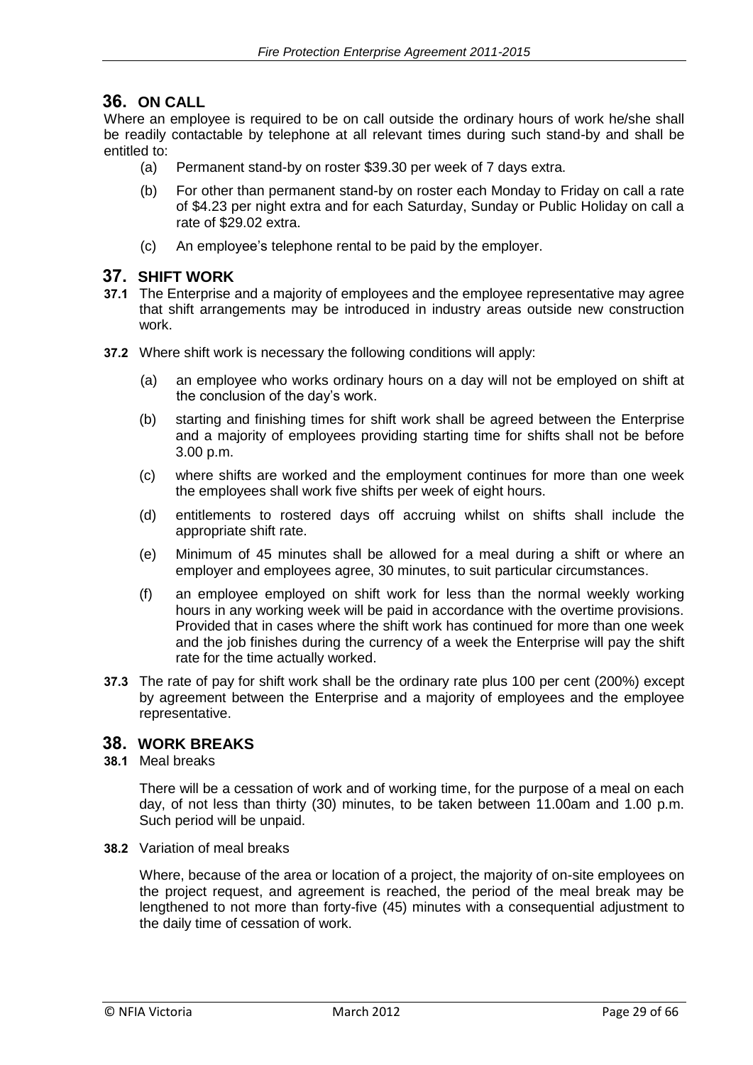## 36. ON CALL

Where an employee is required to be on call outside the ordinary hours of work he/she shall be readily contactable by telephone at all relevant times during such stand-by and shall be entitled to:

(a) Permanent stand-by on roster $39.30 per week of 7 days extra.

(b) For other than permanent stand-by on roster each Monday to Friday on call a rate of $4.23 per night extra and for each Saturday, Sunday or Public Holiday on call a rate of $29.02 extra.

(c) An employee's telephone rental to be paid by the employer.

## 37. SHIFT WORK

**37.1** The Enterprise and a majority of employees and the employee representative may agree that shift arrangements may be introduced in industry areas outside new construction work.

**37.2** Where shift work is necessary the following conditions will apply:

(a) an employee who works ordinary hours on a day will not be employed on shift at the conclusion of the day's work.

(b) starting and finishing times for shift work shall be agreed between the Enterprise and a majority of employees providing starting time for shifts shall not be before 3.00 p.m.

(c) where shifts are worked and the employment continues for more than one week the employees shall work five shifts per week of eight hours.

(d) entitlements to rostered days off accruing whilst on shifts shall include the appropriate shift rate.

(e) Minimum of 45 minutes shall be allowed for a meal during a shift or where an employer and employees agree, 30 minutes, to suit particular circumstances.

(f) an employee employed on shift work for less than the normal weekly working hours in any working week will be paid in accordance with the overtime provisions. Provided that in cases where the shift work has continued for more than one week and the job finishes during the currency of a week the Enterprise will pay the shift rate for the time actually worked.

**37.3** The rate of pay for shift work shall be the ordinary rate plus 100 per cent (200%) except by agreement between the Enterprise and a majority of employees and the employee representative.

## 38. WORK BREAKS

**38.1** Meal breaks

There will be a cessation of work and of working time, for the purpose of a meal on each day, of not less than thirty (30) minutes, to be taken between 11.00am and 1.00 p.m. Such period will be unpaid.

**38.2** Variation of meal breaks

Where, because of the area or location of a project, the majority of on-site employees on the project request, and agreement is reached, the period of the meal break may be lengthened to not more than forty-five (45) minutes with a consequential adjustment to the daily time of cessation of work.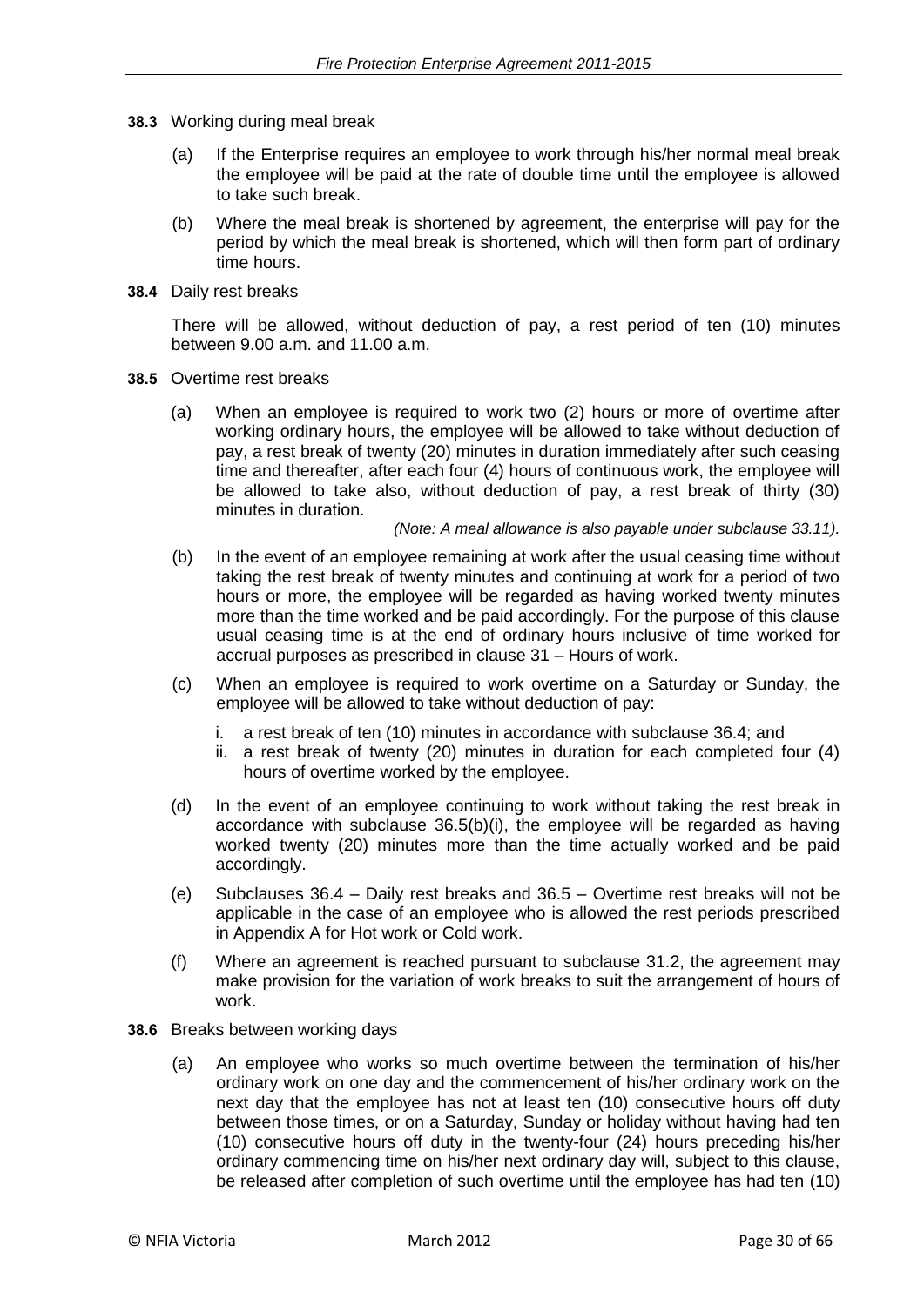**38.3** Working during meal break

(a) If the Enterprise requires an employee to work through his/her normal meal break the employee will be paid at the rate of double time until the employee is allowed to take such break.

(b) Where the meal break is shortened by agreement, the enterprise will pay for the period by which the meal break is shortened, which will then form part of ordinary time hours.

**38.4** Daily rest breaks

There will be allowed, without deduction of pay, a rest period of ten (10) minutes between 9.00 a.m. and 11.00 a.m.

**38.5** Overtime rest breaks

(a) When an employee is required to work two (2) hours or more of overtime after working ordinary hours, the employee will be allowed to take without deduction of pay, a rest break of twenty (20) minutes in duration immediately after such ceasing time and thereafter, after each four (4) hours of continuous work, the employee will be allowed to take also, without deduction of pay, a rest break of thirty (30) minutes in duration.

*(Note: A meal allowance is also payable under subclause 33.11).*

(b) In the event of an employee remaining at work after the usual ceasing time without taking the rest break of twenty minutes and continuing at work for a period of two hours or more, the employee will be regarded as having worked twenty minutes more than the time worked and be paid accordingly. For the purpose of this clause usual ceasing time is at the end of ordinary hours inclusive of time worked for accrual purposes as prescribed in clause 31 – Hours of work.

(c) When an employee is required to work overtime on a Saturday or Sunday, the employee will be allowed to take without deduction of pay:

   i. a rest break of ten (10) minutes in accordance with subclause 36.4; and
   ii. a rest break of twenty (20) minutes in duration for each completed four (4) hours of overtime worked by the employee.

(d) In the event of an employee continuing to work without taking the rest break in accordance with subclause 36.5(b)(i), the employee will be regarded as having worked twenty (20) minutes more than the time actually worked and be paid accordingly.

(e) Subclauses 36.4 – Daily rest breaks and 36.5 – Overtime rest breaks will not be applicable in the case of an employee who is allowed the rest periods prescribed in Appendix A for Hot work or Cold work.

(f) Where an agreement is reached pursuant to subclause 31.2, the agreement may make provision for the variation of work breaks to suit the arrangement of hours of work.

**38.6** Breaks between working days

(a) An employee who works so much overtime between the termination of his/her ordinary work on one day and the commencement of his/her ordinary work on the next day that the employee has not at least ten (10) consecutive hours off duty between those times, or on a Saturday, Sunday or holiday without having had ten (10) consecutive hours off duty in the twenty-four (24) hours preceding his/her ordinary commencing time on his/her next ordinary day will, subject to this clause, be released after completion of such overtime until the employee has had ten (10)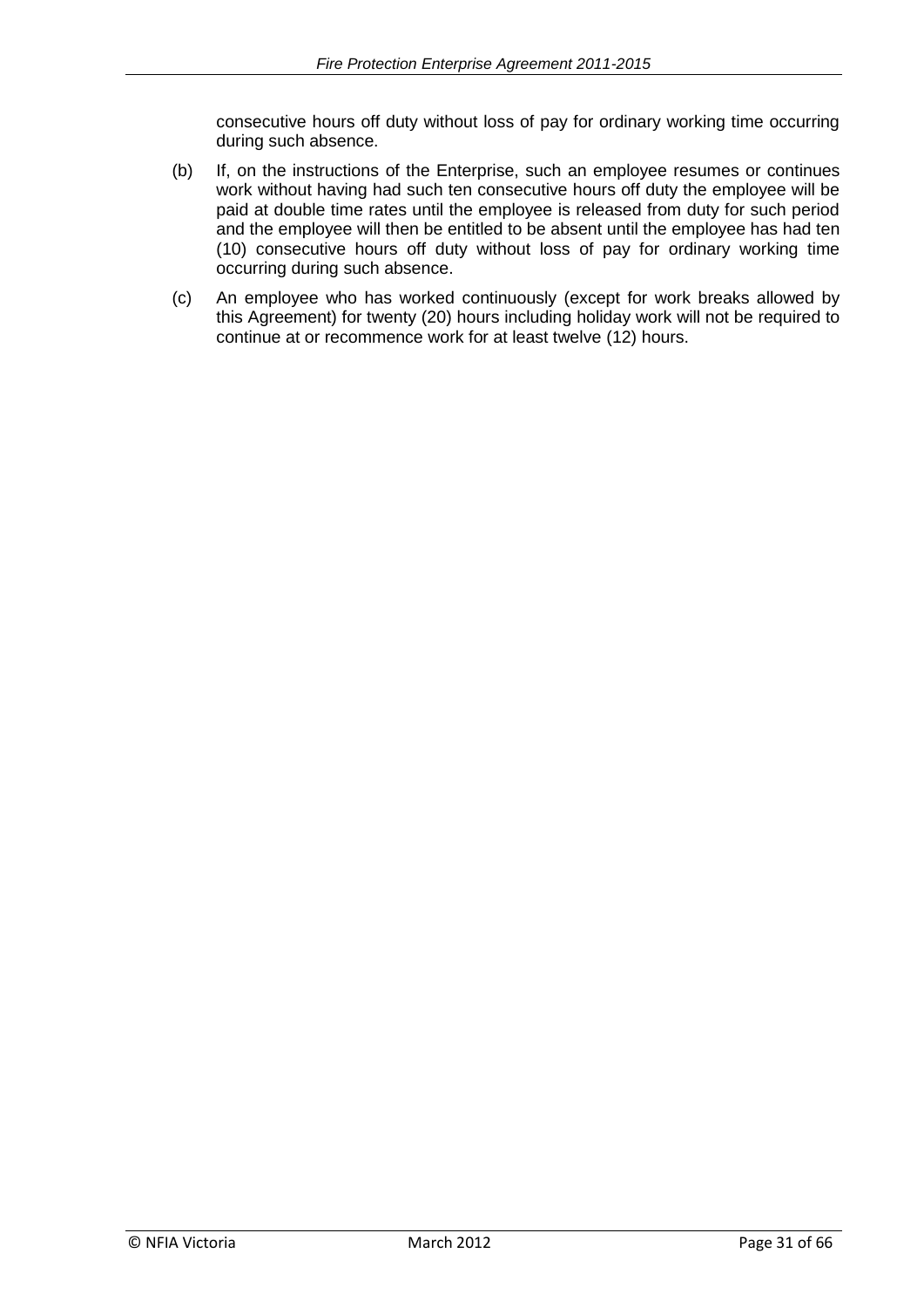consecutive hours off duty without loss of pay for ordinary working time occurring during such absence.

(b) If, on the instructions of the Enterprise, such an employee resumes or continues work without having had such ten consecutive hours off duty the employee will be paid at double time rates until the employee is released from duty for such period and the employee will then be entitled to be absent until the employee has had ten (10) consecutive hours off duty without loss of pay for ordinary working time occurring during such absence.

(c) An employee who has worked continuously (except for work breaks allowed by this Agreement) for twenty (20) hours including holiday work will not be required to continue at or recommence work for at least twelve (12) hours.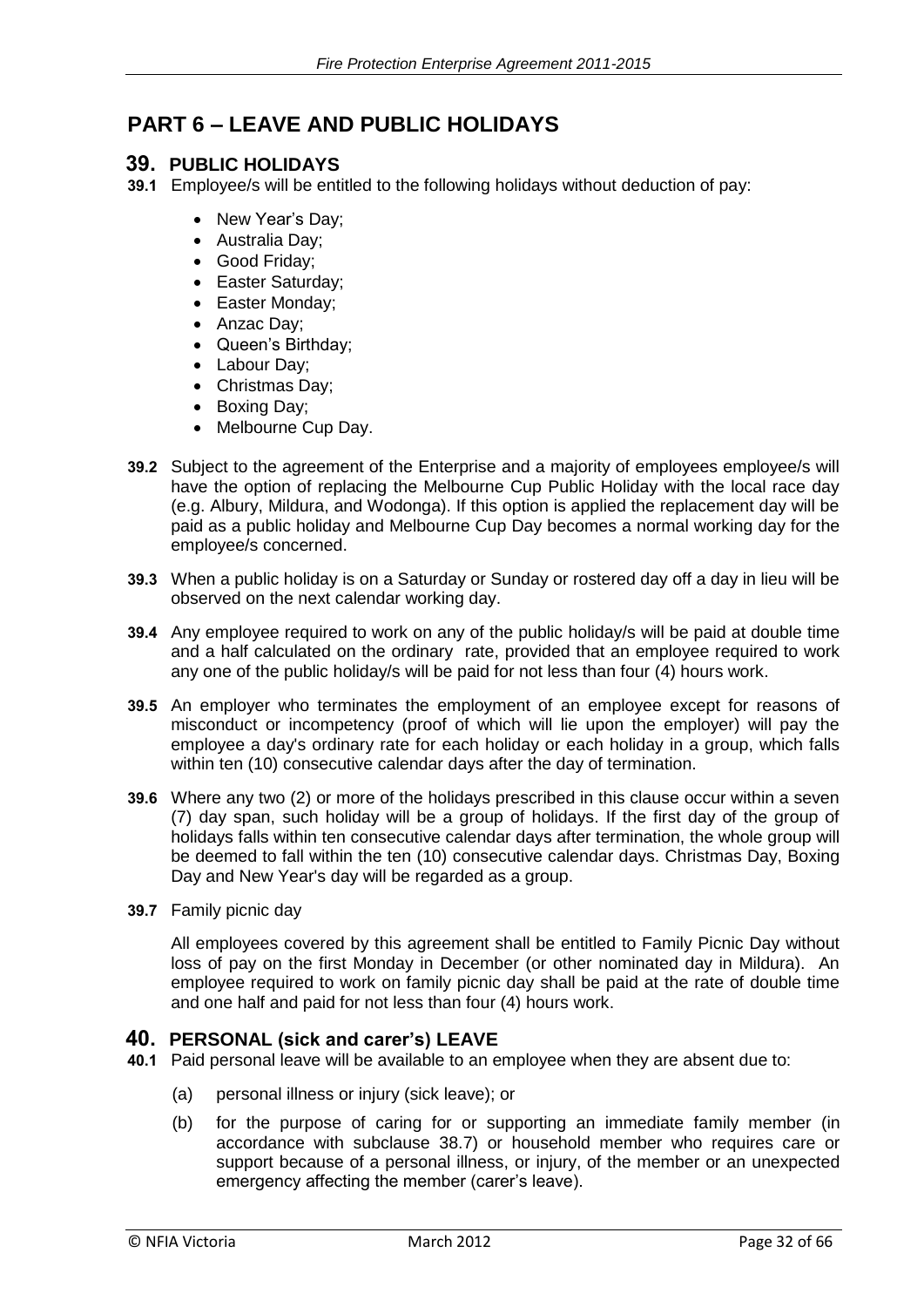# PART 6 – LEAVE AND PUBLIC HOLIDAYS

## 39. PUBLIC HOLIDAYS

**39.1** Employee/s will be entitled to the following holidays without deduction of pay:

- New Year's Day;
- Australia Day;
- Good Friday;
- Easter Saturday;
- Easter Monday;
- Anzac Day;
- Queen's Birthday;
- Labour Day;
- Christmas Day;
- Boxing Day;
- Melbourne Cup Day.

**39.2** Subject to the agreement of the Enterprise and a majority of employees employee/s will have the option of replacing the Melbourne Cup Public Holiday with the local race day (e.g. Albury, Mildura, and Wodonga). If this option is applied the replacement day will be paid as a public holiday and Melbourne Cup Day becomes a normal working day for the employee/s concerned.

**39.3** When a public holiday is on a Saturday or Sunday or rostered day off a day in lieu will be observed on the next calendar working day.

**39.4** Any employee required to work on any of the public holiday/s will be paid at double time and a half calculated on the ordinary rate, provided that an employee required to work any one of the public holiday/s will be paid for not less than four (4) hours work.

**39.5** An employer who terminates the employment of an employee except for reasons of misconduct or incompetency (proof of which will lie upon the employer) will pay the employee a day's ordinary rate for each holiday or each holiday in a group, which falls within ten (10) consecutive calendar days after the day of termination.

**39.6** Where any two (2) or more of the holidays prescribed in this clause occur within a seven (7) day span, such holiday will be a group of holidays. If the first day of the group of holidays falls within ten consecutive calendar days after termination, the whole group will be deemed to fall within the ten (10) consecutive calendar days. Christmas Day, Boxing Day and New Year's day will be regarded as a group.

**39.7** Family picnic day

All employees covered by this agreement shall be entitled to Family Picnic Day without loss of pay on the first Monday in December (or other nominated day in Mildura). An employee required to work on family picnic day shall be paid at the rate of double time and one half and paid for not less than four (4) hours work.

## 40. PERSONAL (sick and carer's) LEAVE

**40.1** Paid personal leave will be available to an employee when they are absent due to:

(a) personal illness or injury (sick leave); or

(b) for the purpose of caring for or supporting an immediate family member (in accordance with subclause 38.7) or household member who requires care or support because of a personal illness, or injury, of the member or an unexpected emergency affecting the member (carer's leave).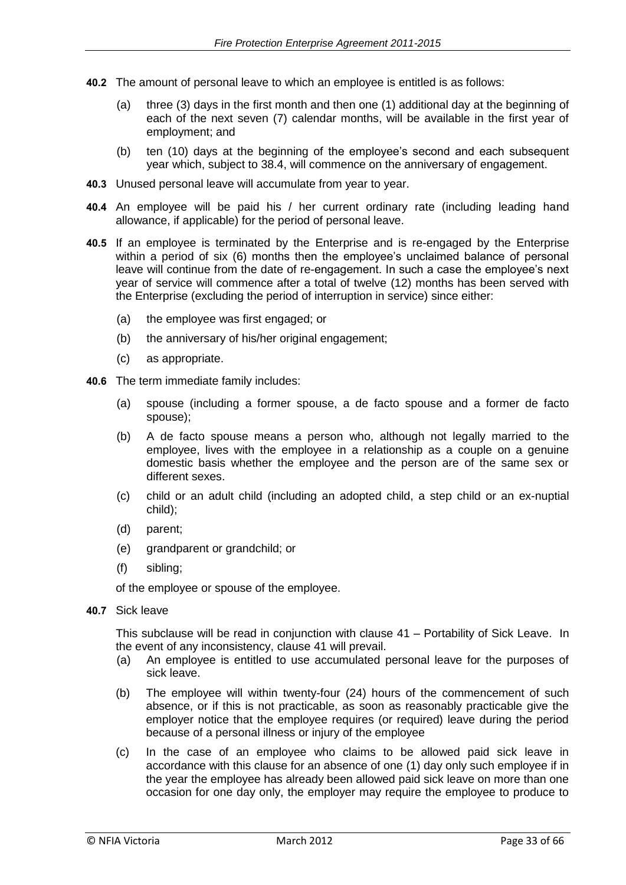**40.2** The amount of personal leave to which an employee is entitled is as follows:

(a) three (3) days in the first month and then one (1) additional day at the beginning of each of the next seven (7) calendar months, will be available in the first year of employment; and

(b) ten (10) days at the beginning of the employee's second and each subsequent year which, subject to 38.4, will commence on the anniversary of engagement.

**40.3** Unused personal leave will accumulate from year to year.

**40.4** An employee will be paid his / her current ordinary rate (including leading hand allowance, if applicable) for the period of personal leave.

**40.5** If an employee is terminated by the Enterprise and is re-engaged by the Enterprise within a period of six (6) months then the employee's unclaimed balance of personal leave will continue from the date of re-engagement. In such a case the employee's next year of service will commence after a total of twelve (12) months has been served with the Enterprise (excluding the period of interruption in service) since either:

(a) the employee was first engaged; or

(b) the anniversary of his/her original engagement;

(c) as appropriate.

**40.6** The term immediate family includes:

(a) spouse (including a former spouse, a de facto spouse and a former de facto spouse);

(b) A de facto spouse means a person who, although not legally married to the employee, lives with the employee in a relationship as a couple on a genuine domestic basis whether the employee and the person are of the same sex or different sexes.

(c) child or an adult child (including an adopted child, a step child or an ex-nuptial child);

(d) parent;

(e) grandparent or grandchild; or

(f) sibling;

of the employee or spouse of the employee.

**40.7** Sick leave

This subclause will be read in conjunction with clause 41 – Portability of Sick Leave. In the event of any inconsistency, clause 41 will prevail.

(a) An employee is entitled to use accumulated personal leave for the purposes of sick leave.

(b) The employee will within twenty-four (24) hours of the commencement of such absence, or if this is not practicable, as soon as reasonably practicable give the employer notice that the employee requires (or required) leave during the period because of a personal illness or injury of the employee

(c) In the case of an employee who claims to be allowed paid sick leave in accordance with this clause for an absence of one (1) day only such employee if in the year the employee has already been allowed paid sick leave on more than one occasion for one day only, the employer may require the employee to produce to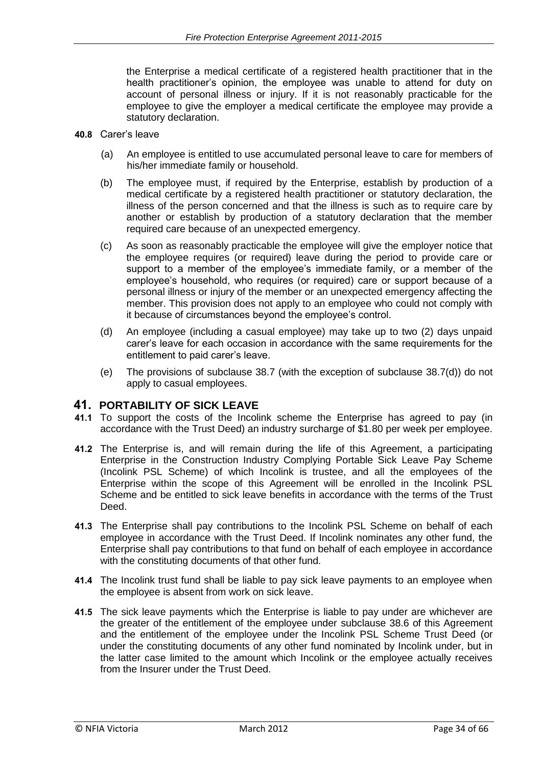the Enterprise a medical certificate of a registered health practitioner that in the health practitioner's opinion, the employee was unable to attend for duty on account of personal illness or injury. If it is not reasonably practicable for the employee to give the employer a medical certificate the employee may provide a statutory declaration.

**40.8** Carer's leave

(a) An employee is entitled to use accumulated personal leave to care for members of his/her immediate family or household.

(b) The employee must, if required by the Enterprise, establish by production of a medical certificate by a registered health practitioner or statutory declaration, the illness of the person concerned and that the illness is such as to require care by another or establish by production of a statutory declaration that the member required care because of an unexpected emergency.

(c) As soon as reasonably practicable the employee will give the employer notice that the employee requires (or required) leave during the period to provide care or support to a member of the employee's immediate family, or a member of the employee's household, who requires (or required) care or support because of a personal illness or injury of the member or an unexpected emergency affecting the member. This provision does not apply to an employee who could not comply with it because of circumstances beyond the employee's control.

(d) An employee (including a casual employee) may take up to two (2) days unpaid carer's leave for each occasion in accordance with the same requirements for the entitlement to paid carer's leave.

(e) The provisions of subclause 38.7 (with the exception of subclause 38.7(d)) do not apply to casual employees.

## 41. PORTABILITY OF SICK LEAVE

**41.1** To support the costs of the Incolink scheme the Enterprise has agreed to pay (in accordance with the Trust Deed) an industry surcharge of $1.80 per week per employee.

**41.2** The Enterprise is, and will remain during the life of this Agreement, a participating Enterprise in the Construction Industry Complying Portable Sick Leave Pay Scheme (Incolink PSL Scheme) of which Incolink is trustee, and all the employees of the Enterprise within the scope of this Agreement will be enrolled in the Incolink PSL Scheme and be entitled to sick leave benefits in accordance with the terms of the Trust Deed.

**41.3** The Enterprise shall pay contributions to the Incolink PSL Scheme on behalf of each employee in accordance with the Trust Deed. If Incolink nominates any other fund, the Enterprise shall pay contributions to that fund on behalf of each employee in accordance with the constituting documents of that other fund.

**41.4** The Incolink trust fund shall be liable to pay sick leave payments to an employee when the employee is absent from work on sick leave.

**41.5** The sick leave payments which the Enterprise is liable to pay under are whichever are the greater of the entitlement of the employee under subclause 38.6 of this Agreement and the entitlement of the employee under the Incolink PSL Scheme Trust Deed (or under the constituting documents of any other fund nominated by Incolink under, but in the latter case limited to the amount which Incolink or the employee actually receives from the Insurer under the Trust Deed.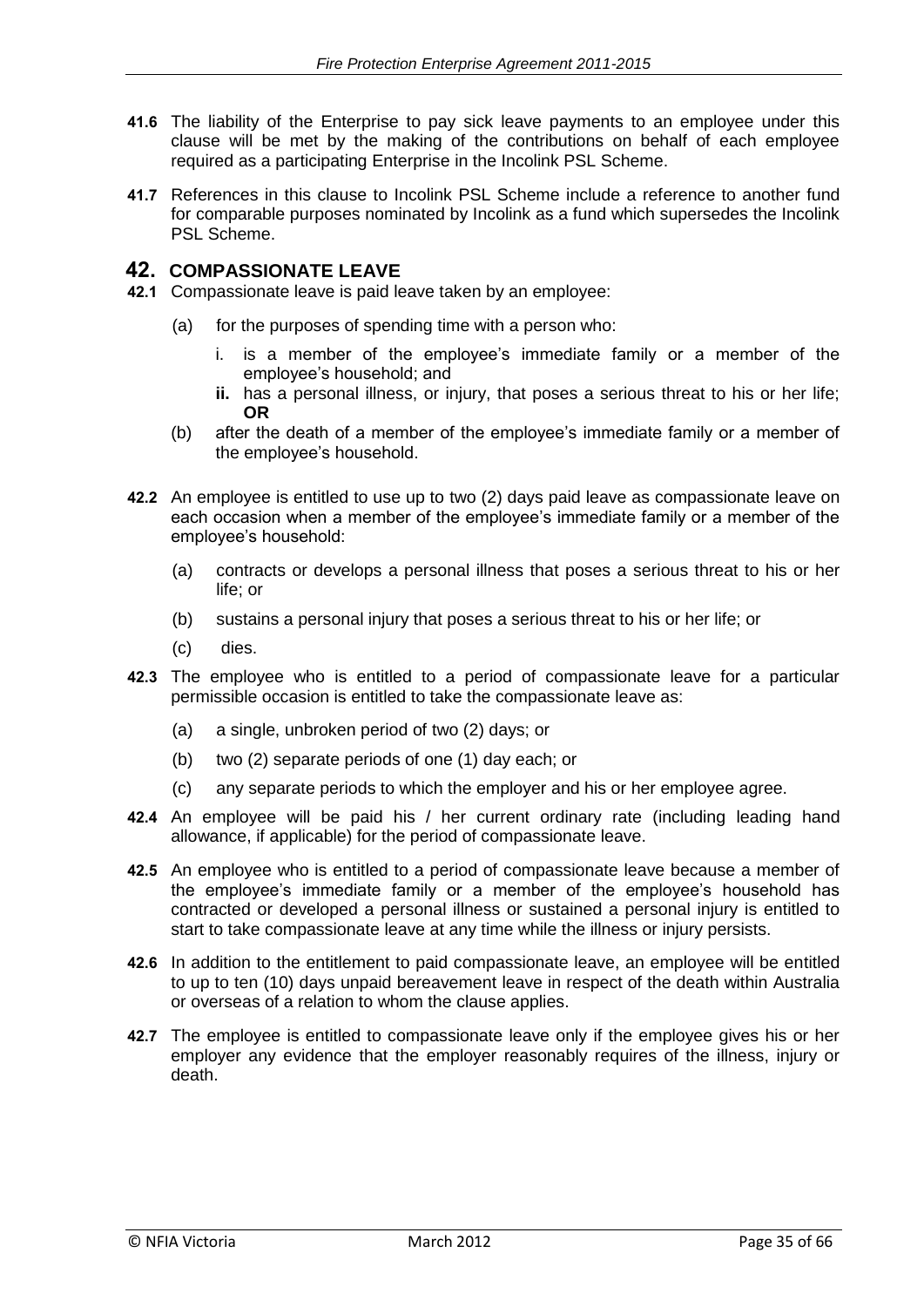**41.6** The liability of the Enterprise to pay sick leave payments to an employee under this clause will be met by the making of the contributions on behalf of each employee required as a participating Enterprise in the Incolink PSL Scheme.

**41.7** References in this clause to Incolink PSL Scheme include a reference to another fund for comparable purposes nominated by Incolink as a fund which supersedes the Incolink PSL Scheme.

## 42. COMPASSIONATE LEAVE

**42.1** Compassionate leave is paid leave taken by an employee:

(a) for the purposes of spending time with a person who:

i. is a member of the employee's immediate family or a member of the employee's household; and

**ii.** has a personal illness, or injury, that poses a serious threat to his or her life; **OR**

(b) after the death of a member of the employee's immediate family or a member of the employee's household.

**42.2** An employee is entitled to use up to two (2) days paid leave as compassionate leave on each occasion when a member of the employee's immediate family or a member of the employee's household:

(a) contracts or develops a personal illness that poses a serious threat to his or her life; or

(b) sustains a personal injury that poses a serious threat to his or her life; or

(c) dies.

**42.3** The employee who is entitled to a period of compassionate leave for a particular permissible occasion is entitled to take the compassionate leave as:

(a) a single, unbroken period of two (2) days; or

(b) two (2) separate periods of one (1) day each; or

(c) any separate periods to which the employer and his or her employee agree.

**42.4** An employee will be paid his / her current ordinary rate (including leading hand allowance, if applicable) for the period of compassionate leave.

**42.5** An employee who is entitled to a period of compassionate leave because a member of the employee's immediate family or a member of the employee's household has contracted or developed a personal illness or sustained a personal injury is entitled to start to take compassionate leave at any time while the illness or injury persists.

**42.6** In addition to the entitlement to paid compassionate leave, an employee will be entitled to up to ten (10) days unpaid bereavement leave in respect of the death within Australia or overseas of a relation to whom the clause applies.

**42.7** The employee is entitled to compassionate leave only if the employee gives his or her employer any evidence that the employer reasonably requires of the illness, injury or death.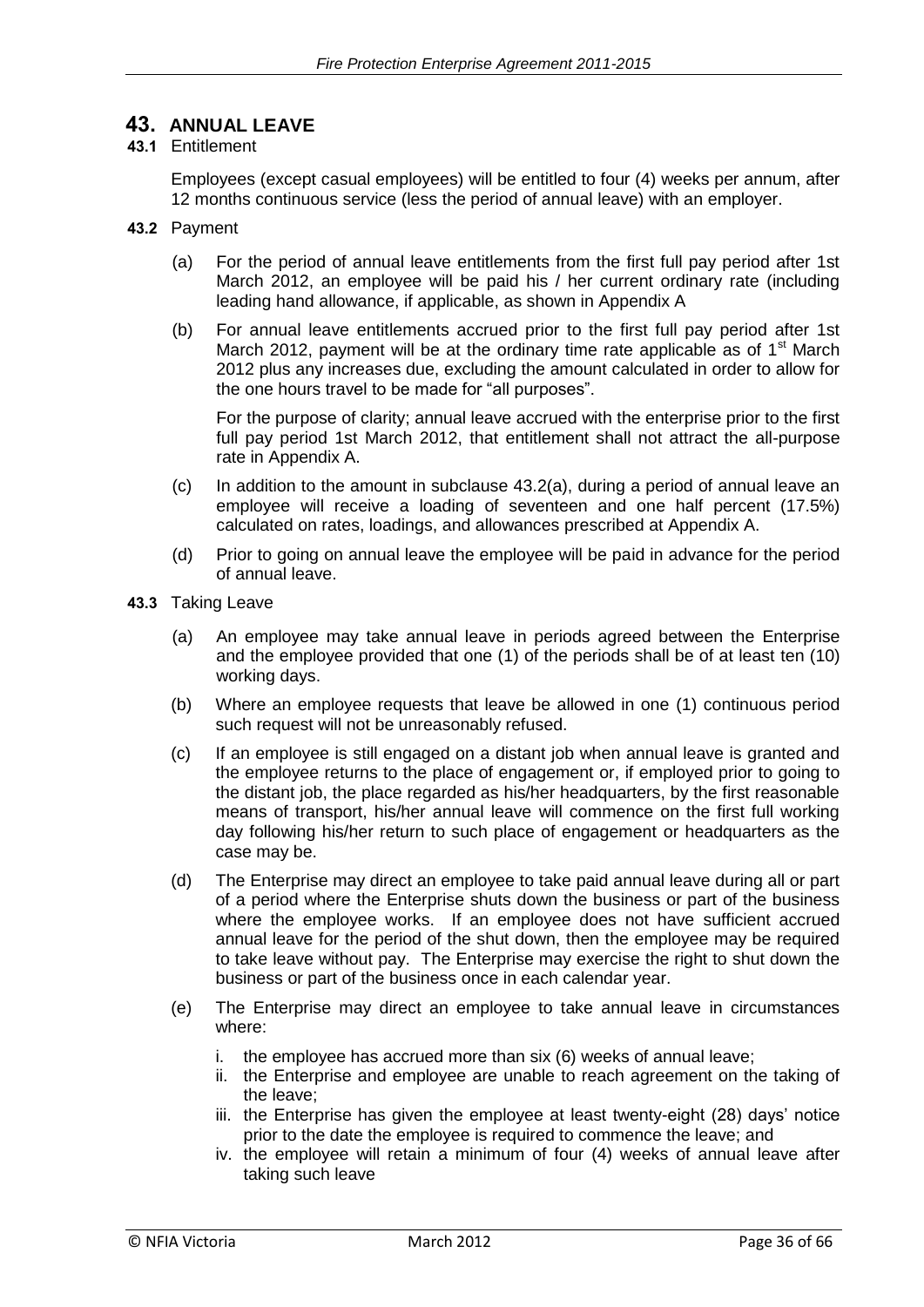# 43. ANNUAL LEAVE

**43.1** Entitlement

Employees (except casual employees) will be entitled to four (4) weeks per annum, after 12 months continuous service (less the period of annual leave) with an employer.

**43.2** Payment

(a) For the period of annual leave entitlements from the first full pay period after 1st March 2012, an employee will be paid his / her current ordinary rate (including leading hand allowance, if applicable, as shown in Appendix A

(b) For annual leave entitlements accrued prior to the first full pay period after 1st March 2012, payment will be at the ordinary time rate applicable as of 1st March 2012 plus any increases due, excluding the amount calculated in order to allow for the one hours travel to be made for "all purposes".

For the purpose of clarity; annual leave accrued with the enterprise prior to the first full pay period 1st March 2012, that entitlement shall not attract the all-purpose rate in Appendix A.

(c) In addition to the amount in subclause 43.2(a), during a period of annual leave an employee will receive a loading of seventeen and one half percent (17.5%) calculated on rates, loadings, and allowances prescribed at Appendix A.

(d) Prior to going on annual leave the employee will be paid in advance for the period of annual leave.

**43.3** Taking Leave

(a) An employee may take annual leave in periods agreed between the Enterprise and the employee provided that one (1) of the periods shall be of at least ten (10) working days.

(b) Where an employee requests that leave be allowed in one (1) continuous period such request will not be unreasonably refused.

(c) If an employee is still engaged on a distant job when annual leave is granted and the employee returns to the place of engagement or, if employed prior to going to the distant job, the place regarded as his/her headquarters, by the first reasonable means of transport, his/her annual leave will commence on the first full working day following his/her return to such place of engagement or headquarters as the case may be.

(d) The Enterprise may direct an employee to take paid annual leave during all or part of a period where the Enterprise shuts down the business or part of the business where the employee works. If an employee does not have sufficient accrued annual leave for the period of the shut down, then the employee may be required to take leave without pay. The Enterprise may exercise the right to shut down the business or part of the business once in each calendar year.

(e) The Enterprise may direct an employee to take annual leave in circumstances where:

i. the employee has accrued more than six (6) weeks of annual leave;
ii. the Enterprise and employee are unable to reach agreement on the taking of the leave;
iii. the Enterprise has given the employee at least twenty-eight (28) days' notice prior to the date the employee is required to commence the leave; and
iv. the employee will retain a minimum of four (4) weeks of annual leave after taking such leave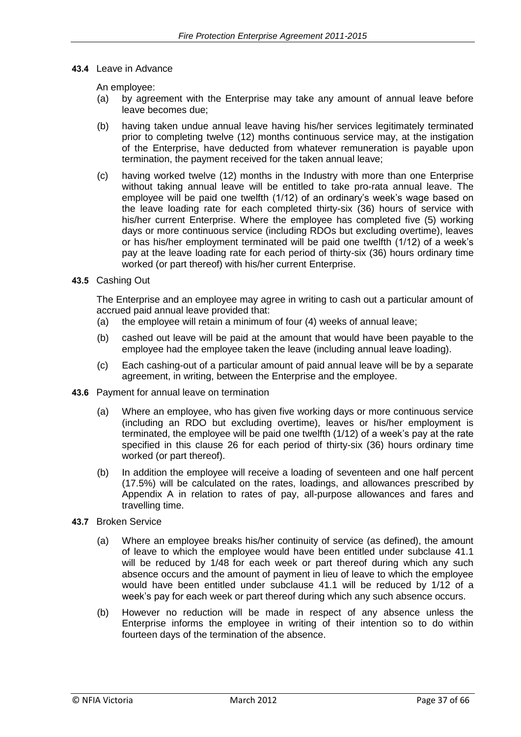**43.4** Leave in Advance

An employee:

(a) by agreement with the Enterprise may take any amount of annual leave before leave becomes due;

(b) having taken undue annual leave having his/her services legitimately terminated prior to completing twelve (12) months continuous service may, at the instigation of the Enterprise, have deducted from whatever remuneration is payable upon termination, the payment received for the taken annual leave;

(c) having worked twelve (12) months in the Industry with more than one Enterprise without taking annual leave will be entitled to take pro-rata annual leave. The employee will be paid one twelfth (1/12) of an ordinary's week's wage based on the leave loading rate for each completed thirty-six (36) hours of service with his/her current Enterprise. Where the employee has completed five (5) working days or more continuous service (including RDOs but excluding overtime), leaves or has his/her employment terminated will be paid one twelfth (1/12) of a week's pay at the leave loading rate for each period of thirty-six (36) hours ordinary time worked (or part thereof) with his/her current Enterprise.

**43.5** Cashing Out

The Enterprise and an employee may agree in writing to cash out a particular amount of accrued paid annual leave provided that:

(a) the employee will retain a minimum of four (4) weeks of annual leave;

(b) cashed out leave will be paid at the amount that would have been payable to the employee had the employee taken the leave (including annual leave loading).

(c) Each cashing-out of a particular amount of paid annual leave will be by a separate agreement, in writing, between the Enterprise and the employee.

**43.6** Payment for annual leave on termination

(a) Where an employee, who has given five working days or more continuous service (including an RDO but excluding overtime), leaves or his/her employment is terminated, the employee will be paid one twelfth (1/12) of a week's pay at the rate specified in this clause 26 for each period of thirty-six (36) hours ordinary time worked (or part thereof).

(b) In addition the employee will receive a loading of seventeen and one half percent (17.5%) will be calculated on the rates, loadings, and allowances prescribed by Appendix A in relation to rates of pay, all-purpose allowances and fares and travelling time.

**43.7** Broken Service

(a) Where an employee breaks his/her continuity of service (as defined), the amount of leave to which the employee would have been entitled under subclause 41.1 will be reduced by 1/48 for each week or part thereof during which any such absence occurs and the amount of payment in lieu of leave to which the employee would have been entitled under subclause 41.1 will be reduced by 1/12 of a week's pay for each week or part thereof during which any such absence occurs.

(b) However no reduction will be made in respect of any absence unless the Enterprise informs the employee in writing of their intention so to do within fourteen days of the termination of the absence.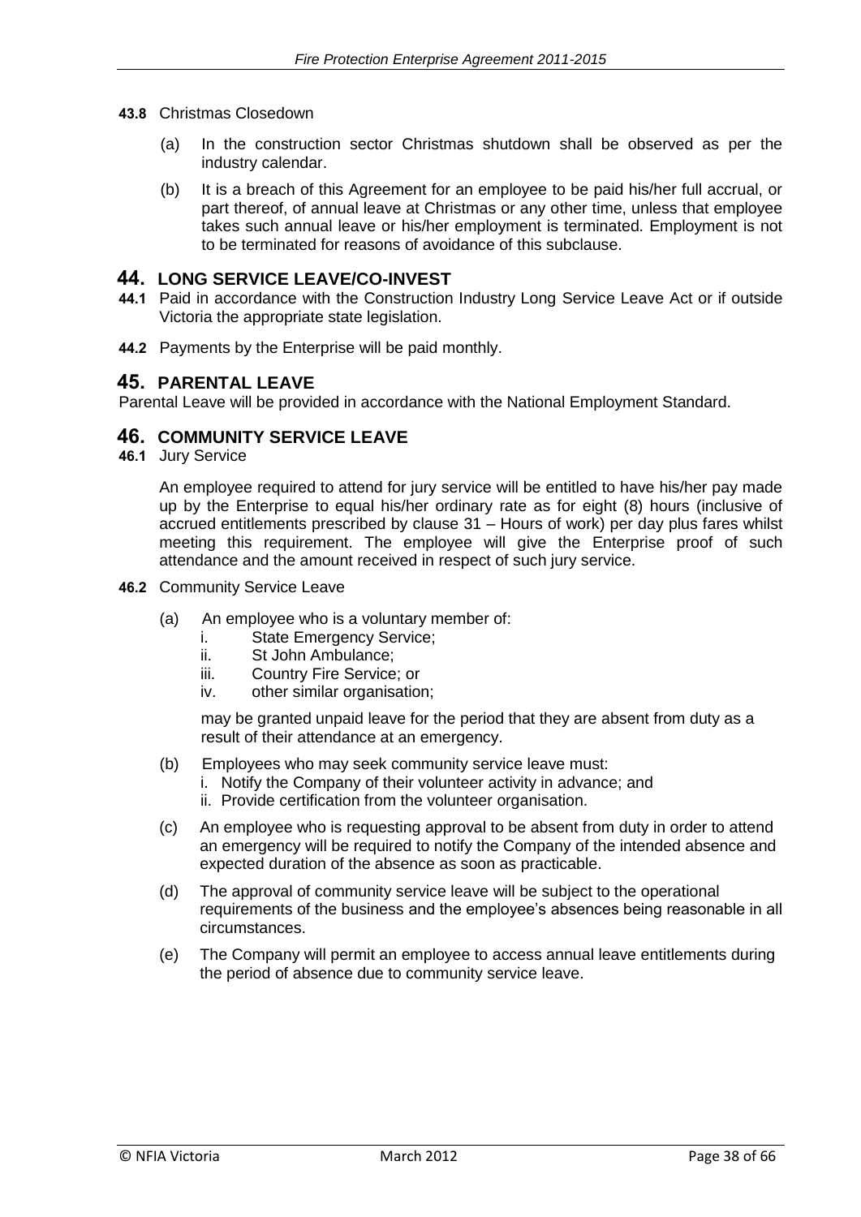**43.8** Christmas Closedown

(a) In the construction sector Christmas shutdown shall be observed as per the industry calendar.

(b) It is a breach of this Agreement for an employee to be paid his/her full accrual, or part thereof, of annual leave at Christmas or any other time, unless that employee takes such annual leave or his/her employment is terminated. Employment is not to be terminated for reasons of avoidance of this subclause.

## 44. LONG SERVICE LEAVE/CO-INVEST

**44.1** Paid in accordance with the Construction Industry Long Service Leave Act or if outside Victoria the appropriate state legislation.

**44.2** Payments by the Enterprise will be paid monthly.

## 45. PARENTAL LEAVE

Parental Leave will be provided in accordance with the National Employment Standard.

## 46. COMMUNITY SERVICE LEAVE

**46.1** Jury Service

An employee required to attend for jury service will be entitled to have his/her pay made up by the Enterprise to equal his/her ordinary rate as for eight (8) hours (inclusive of accrued entitlements prescribed by clause 31 – Hours of work) per day plus fares whilst meeting this requirement. The employee will give the Enterprise proof of such attendance and the amount received in respect of such jury service.

**46.2** Community Service Leave

(a) An employee who is a voluntary member of:

i. State Emergency Service;
ii. St John Ambulance;
iii. Country Fire Service; or
iv. other similar organisation;

may be granted unpaid leave for the period that they are absent from duty as a result of their attendance at an emergency.

(b) Employees who may seek community service leave must:

i. Notify the Company of their volunteer activity in advance; and
ii. Provide certification from the volunteer organisation.

(c) An employee who is requesting approval to be absent from duty in order to attend an emergency will be required to notify the Company of the intended absence and expected duration of the absence as soon as practicable.

(d) The approval of community service leave will be subject to the operational requirements of the business and the employee's absences being reasonable in all circumstances.

(e) The Company will permit an employee to access annual leave entitlements during the period of absence due to community service leave.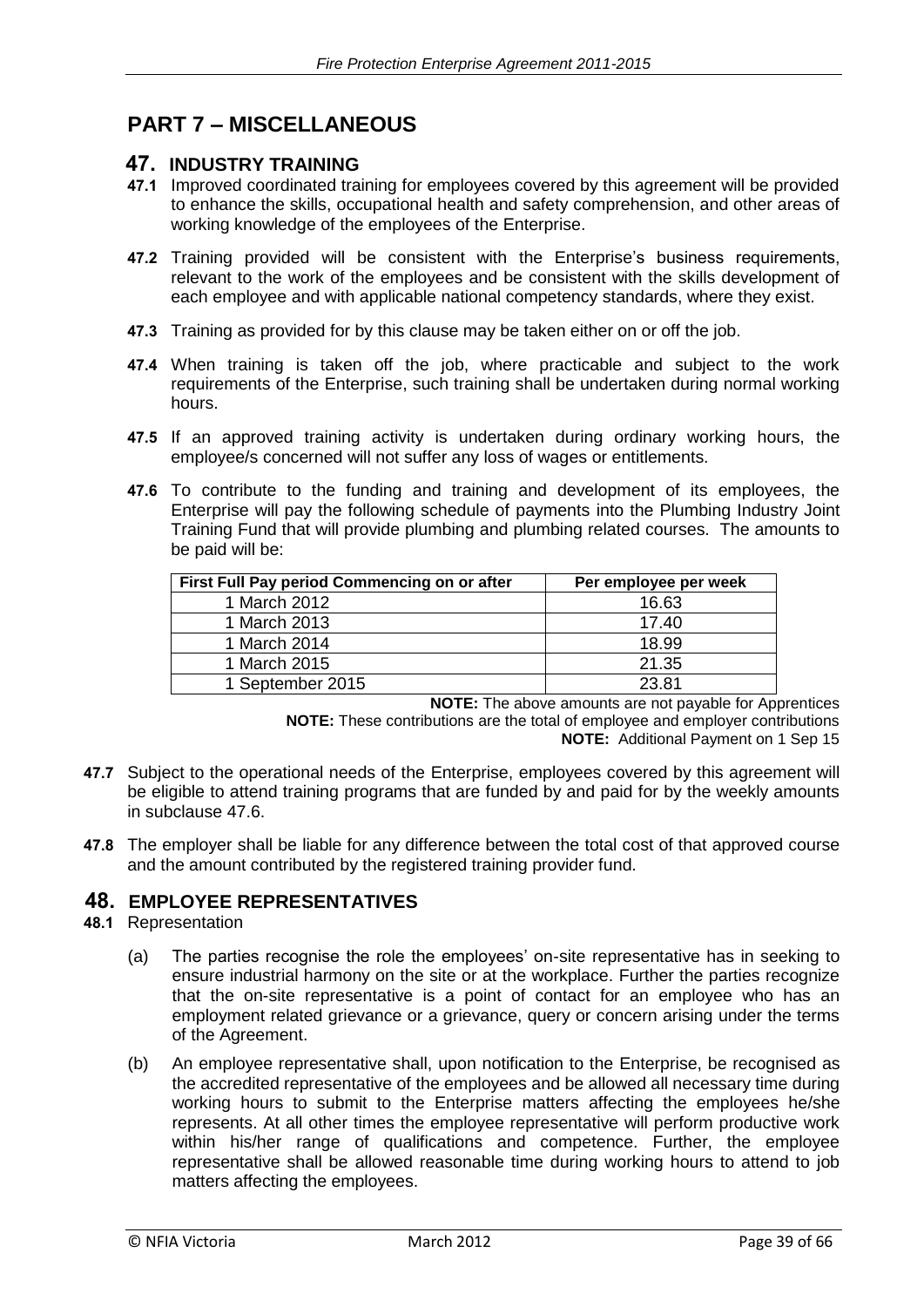# PART 7 – MISCELLANEOUS

## 47. INDUSTRY TRAINING

**47.1** Improved coordinated training for employees covered by this agreement will be provided to enhance the skills, occupational health and safety comprehension, and other areas of working knowledge of the employees of the Enterprise.

**47.2** Training provided will be consistent with the Enterprise's business requirements, relevant to the work of the employees and be consistent with the skills development of each employee and with applicable national competency standards, where they exist.

**47.3** Training as provided for by this clause may be taken either on or off the job.

**47.4** When training is taken off the job, where practicable and subject to the work requirements of the Enterprise, such training shall be undertaken during normal working hours.

**47.5** If an approved training activity is undertaken during ordinary working hours, the employee/s concerned will not suffer any loss of wages or entitlements.

**47.6** To contribute to the funding and training and development of its employees, the Enterprise will pay the following schedule of payments into the Plumbing Industry Joint Training Fund that will provide plumbing and plumbing related courses. The amounts to be paid will be:

| First Full Pay period Commencing on or after | Per employee per week |
|---|---|
| 1 March 2012 | 16.63 |
| 1 March 2013 | 17.40 |
| 1 March 2014 | 18.99 |
| 1 March 2015 | 21.35 |
| 1 September 2015 | 23.81 |

**NOTE:** The above amounts are not payable for Apprentices

**NOTE:** These contributions are the total of employee and employer contributions

**NOTE:** Additional Payment on 1 Sep 15

**47.7** Subject to the operational needs of the Enterprise, employees covered by this agreement will be eligible to attend training programs that are funded by and paid for by the weekly amounts in subclause 47.6.

**47.8** The employer shall be liable for any difference between the total cost of that approved course and the amount contributed by the registered training provider fund.

## 48. EMPLOYEE REPRESENTATIVES

**48.1** Representation

(a) The parties recognise the role the employees' on-site representative has in seeking to ensure industrial harmony on the site or at the workplace. Further the parties recognize that the on-site representative is a point of contact for an employee who has an employment related grievance or a grievance, query or concern arising under the terms of the Agreement.

(b) An employee representative shall, upon notification to the Enterprise, be recognised as the accredited representative of the employees and be allowed all necessary time during working hours to submit to the Enterprise matters affecting the employees he/she represents. At all other times the employee representative will perform productive work within his/her range of qualifications and competence. Further, the employee representative shall be allowed reasonable time during working hours to attend to job matters affecting the employees.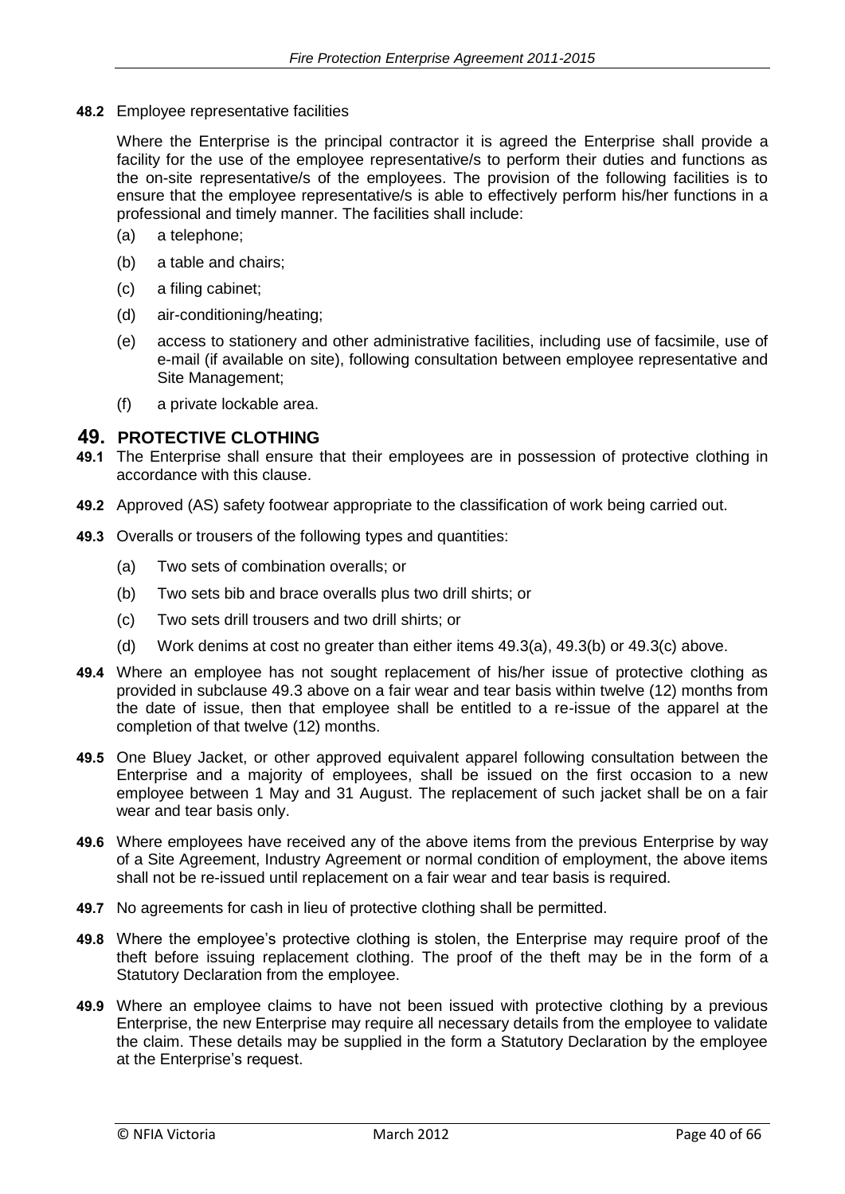**48.2** Employee representative facilities

Where the Enterprise is the principal contractor it is agreed the Enterprise shall provide a facility for the use of the employee representative/s to perform their duties and functions as the on-site representative/s of the employees. The provision of the following facilities is to ensure that the employee representative/s is able to effectively perform his/her functions in a professional and timely manner. The facilities shall include:

(a) a telephone;

(b) a table and chairs;

(c) a filing cabinet;

(d) air-conditioning/heating;

(e) access to stationery and other administrative facilities, including use of facsimile, use of e-mail (if available on site), following consultation between employee representative and Site Management;

(f) a private lockable area.

## 49. PROTECTIVE CLOTHING

**49.1** The Enterprise shall ensure that their employees are in possession of protective clothing in accordance with this clause.

**49.2** Approved (AS) safety footwear appropriate to the classification of work being carried out.

**49.3** Overalls or trousers of the following types and quantities:

(a) Two sets of combination overalls; or

(b) Two sets bib and brace overalls plus two drill shirts; or

(c) Two sets drill trousers and two drill shirts; or

(d) Work denims at cost no greater than either items 49.3(a), 49.3(b) or 49.3(c) above.

**49.4** Where an employee has not sought replacement of his/her issue of protective clothing as provided in subclause 49.3 above on a fair wear and tear basis within twelve (12) months from the date of issue, then that employee shall be entitled to a re-issue of the apparel at the completion of that twelve (12) months.

**49.5** One Bluey Jacket, or other approved equivalent apparel following consultation between the Enterprise and a majority of employees, shall be issued on the first occasion to a new employee between 1 May and 31 August. The replacement of such jacket shall be on a fair wear and tear basis only.

**49.6** Where employees have received any of the above items from the previous Enterprise by way of a Site Agreement, Industry Agreement or normal condition of employment, the above items shall not be re-issued until replacement on a fair wear and tear basis is required.

**49.7** No agreements for cash in lieu of protective clothing shall be permitted.

**49.8** Where the employee's protective clothing is stolen, the Enterprise may require proof of the theft before issuing replacement clothing. The proof of the theft may be in the form of a Statutory Declaration from the employee.

**49.9** Where an employee claims to have not been issued with protective clothing by a previous Enterprise, the new Enterprise may require all necessary details from the employee to validate the claim. These details may be supplied in the form a Statutory Declaration by the employee at the Enterprise's request.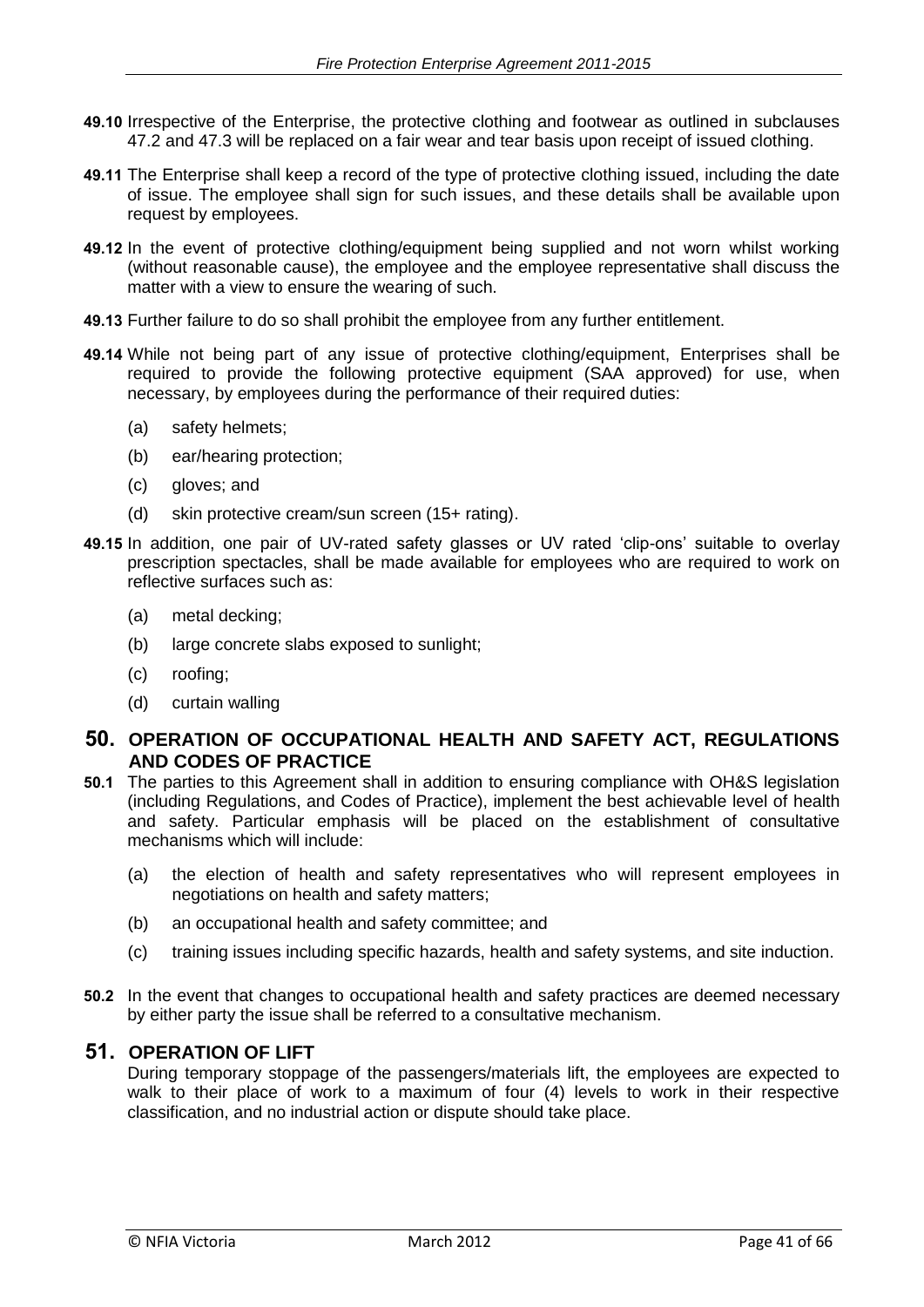**49.10** Irrespective of the Enterprise, the protective clothing and footwear as outlined in subclauses 47.2 and 47.3 will be replaced on a fair wear and tear basis upon receipt of issued clothing.

**49.11** The Enterprise shall keep a record of the type of protective clothing issued, including the date of issue. The employee shall sign for such issues, and these details shall be available upon request by employees.

**49.12** In the event of protective clothing/equipment being supplied and not worn whilst working (without reasonable cause), the employee and the employee representative shall discuss the matter with a view to ensure the wearing of such.

**49.13** Further failure to do so shall prohibit the employee from any further entitlement.

**49.14** While not being part of any issue of protective clothing/equipment, Enterprises shall be required to provide the following protective equipment (SAA approved) for use, when necessary, by employees during the performance of their required duties:

(a) safety helmets;

(b) ear/hearing protection;

(c) gloves; and

(d) skin protective cream/sun screen (15+ rating).

**49.15** In addition, one pair of UV-rated safety glasses or UV rated 'clip-ons' suitable to overlay prescription spectacles, shall be made available for employees who are required to work on reflective surfaces such as:

(a) metal decking;

(b) large concrete slabs exposed to sunlight;

(c) roofing;

(d) curtain walling

## 50. OPERATION OF OCCUPATIONAL HEALTH AND SAFETY ACT, REGULATIONS AND CODES OF PRACTICE

**50.1** The parties to this Agreement shall in addition to ensuring compliance with OH&S legislation (including Regulations, and Codes of Practice), implement the best achievable level of health and safety. Particular emphasis will be placed on the establishment of consultative mechanisms which will include:

(a) the election of health and safety representatives who will represent employees in negotiations on health and safety matters;

(b) an occupational health and safety committee; and

(c) training issues including specific hazards, health and safety systems, and site induction.

**50.2** In the event that changes to occupational health and safety practices are deemed necessary by either party the issue shall be referred to a consultative mechanism.

## 51. OPERATION OF LIFT

During temporary stoppage of the passengers/materials lift, the employees are expected to walk to their place of work to a maximum of four (4) levels to work in their respective classification, and no industrial action or dispute should take place.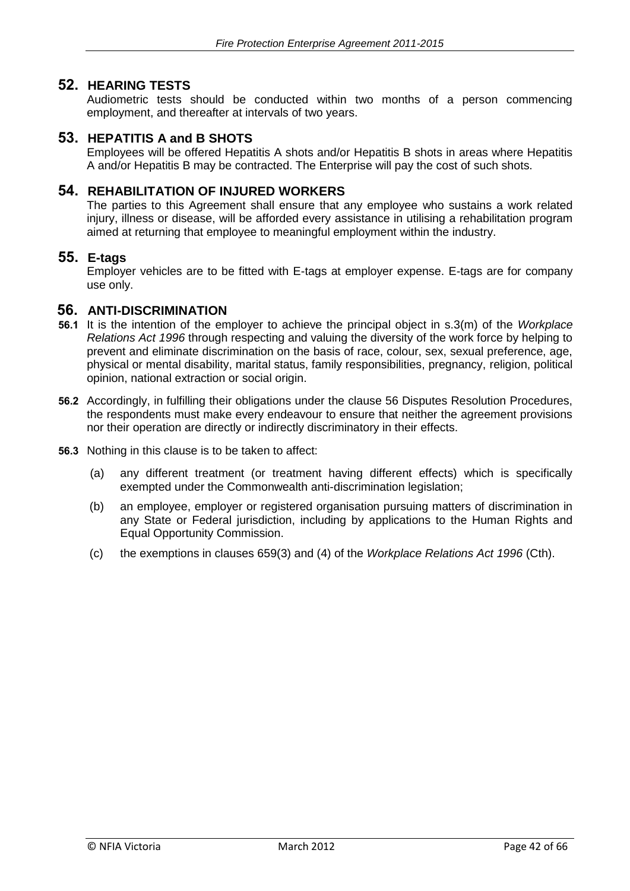## 52. HEARING TESTS

Audiometric tests should be conducted within two months of a person commencing employment, and thereafter at intervals of two years.

## 53. HEPATITIS A and B SHOTS

Employees will be offered Hepatitis A shots and/or Hepatitis B shots in areas where Hepatitis A and/or Hepatitis B may be contracted. The Enterprise will pay the cost of such shots.

## 54. REHABILITATION OF INJURED WORKERS

The parties to this Agreement shall ensure that any employee who sustains a work related injury, illness or disease, will be afforded every assistance in utilising a rehabilitation program aimed at returning that employee to meaningful employment within the industry.

## 55. E-tags

Employer vehicles are to be fitted with E-tags at employer expense. E-tags are for company use only.

## 56. ANTI-DISCRIMINATION

**56.1** It is the intention of the employer to achieve the principal object in s.3(m) of the *Workplace Relations Act 1996* through respecting and valuing the diversity of the work force by helping to prevent and eliminate discrimination on the basis of race, colour, sex, sexual preference, age, physical or mental disability, marital status, family responsibilities, pregnancy, religion, political opinion, national extraction or social origin.

**56.2** Accordingly, in fulfilling their obligations under the clause 56 Disputes Resolution Procedures, the respondents must make every endeavour to ensure that neither the agreement provisions nor their operation are directly or indirectly discriminatory in their effects.

**56.3** Nothing in this clause is to be taken to affect:

(a) any different treatment (or treatment having different effects) which is specifically exempted under the Commonwealth anti-discrimination legislation;

(b) an employee, employer or registered organisation pursuing matters of discrimination in any State or Federal jurisdiction, including by applications to the Human Rights and Equal Opportunity Commission.

(c) the exemptions in clauses 659(3) and (4) of the *Workplace Relations Act 1996* (Cth).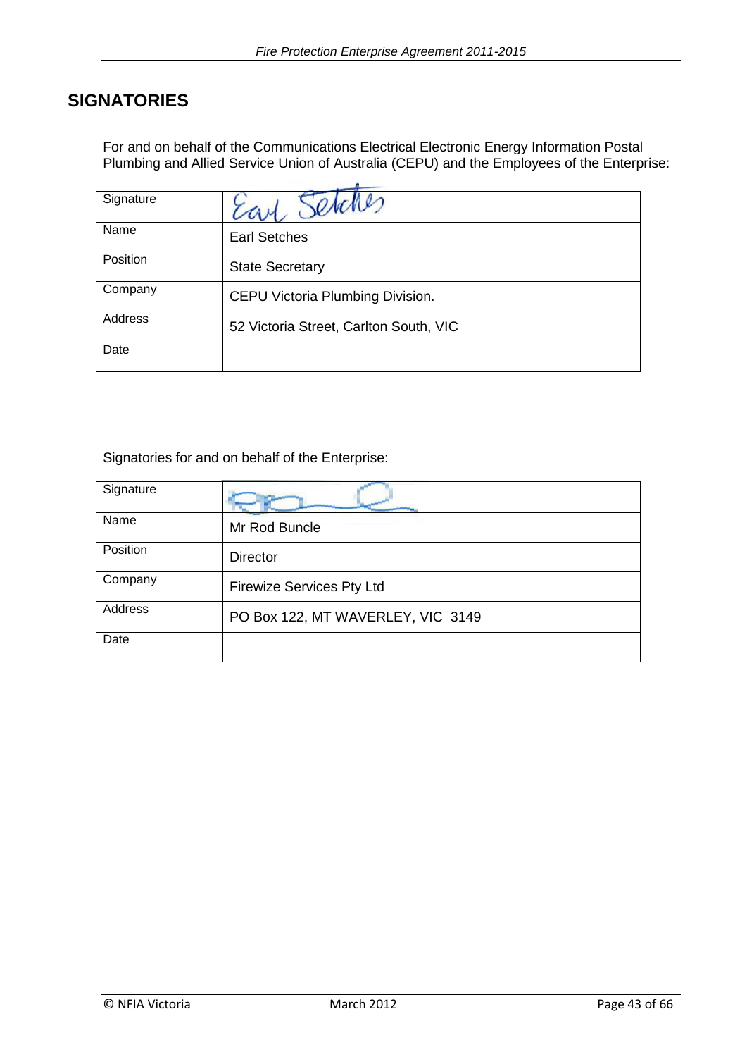## SIGNATORIES

For and on behalf of the Communications Electrical Electronic Energy Information Postal Plumbing and Allied Service Union of Australia (CEPU) and the Employees of the Enterprise:

| Signature | Earl Setches |
|---|---|
| Name | Earl Setches |
| Position | State Secretary |
| Company | CEPU Victoria Plumbing Division. |
| Address | 52 Victoria Street, Carlton South, VIC |
| Date | |

Signatories for and on behalf of the Enterprise:

| Signature | |
|---|---|
| Name | Mr Rod Buncle |
| Position | Director |
| Company | Firewize Services Pty Ltd |
| Address | PO Box 122, MT WAVERLEY, VIC 3149 |
| Date | |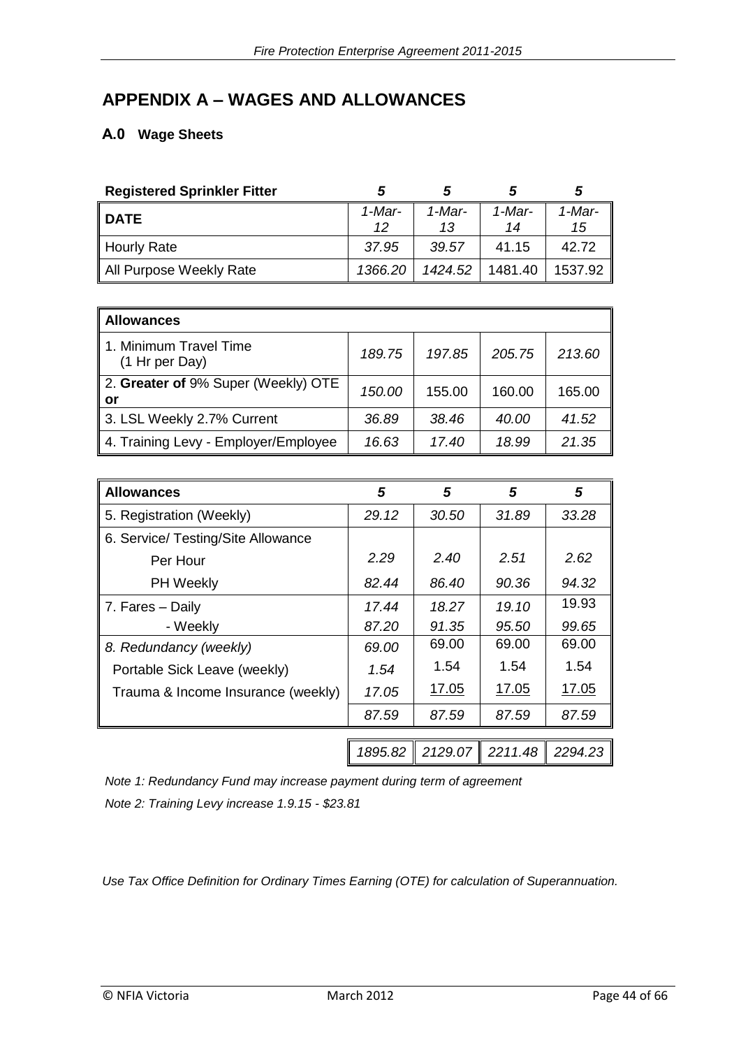## APPENDIX A – WAGES AND ALLOWANCES

### A.0 Wage Sheets

| Registered Sprinkler Fitter | 5 | 5 | 5 | 5 |
|---|---|---|---|---|
| **DATE** | *1-Mar-12* | *1-Mar-13* | *1-Mar-14* | *1-Mar-15* |
| Hourly Rate | *37.95* | *39.57* | 41.15 | 42.72 |
| All Purpose Weekly Rate | *1366.20* | *1424.52* | 1481.40 | 1537.92 |

| **Allowances** | | | | |
|---|---|---|---|---|
| 1. Minimum Travel Time (1 Hr per Day) | *189.75* | *197.85* | *205.75* | *213.60* |
| 2. **Greater of** 9% Super (Weekly) OTE **or** | *150.00* | 155.00 | 160.00 | 165.00 |
| 3. LSL Weekly 2.7% Current | *36.89* | *38.46* | *40.00* | *41.52* |
| 4. Training Levy - Employer/Employee | *16.63* | *17.40* | *18.99* | *21.35* |

| **Allowances** | 5 | 5 | 5 | 5 |
|---|---|---|---|---|
| 5. Registration (Weekly) | *29.12* | *30.50* | *31.89* | *33.28* |
| 6. Service/ Testing/Site Allowance | | | | |
| Per Hour | *2.29* | *2.40* | *2.51* | *2.62* |
| PH Weekly | *82.44* | *86.40* | *90.36* | *94.32* |
| 7. Fares – Daily | *17.44* | *18.27* | *19.10* | 19.93 |
| - Weekly | *87.20* | *91.35* | *95.50* | *99.65* |
| *8. Redundancy (weekly)* | *69.00* | 69.00 | 69.00 | 69.00 |
| Portable Sick Leave (weekly) | *1.54* | 1.54 | 1.54 | 1.54 |
| Trauma & Income Insurance (weekly) | *17.05* | 17.05 | 17.05 | 17.05 |
| | *87.59* | *87.59* | *87.59* | *87.59* |
| | *1895.82* | *2129.07* | *2211.48* | *2294.23* |

*Note 1: Redundancy Fund may increase payment during term of agreement*

*Note 2: Training Levy increase 1.9.15 - $23.81*

*Use Tax Office Definition for Ordinary Times Earning (OTE) for calculation of Superannuation.*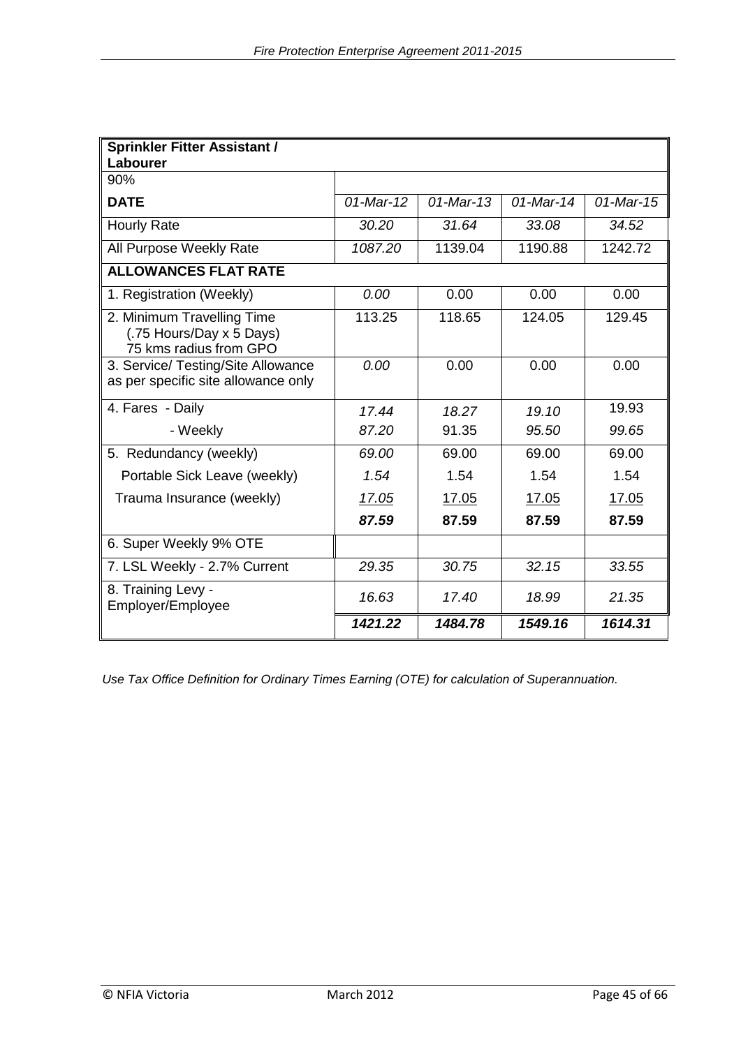| **Sprinkler Fitter Assistant / Labourer** | | | | |
|---|---|---|---|---|
| 90% | | | | |
| **DATE** | *01-Mar-12* | *01-Mar-13* | *01-Mar-14* | *01-Mar-15* |
| Hourly Rate | *30.20* | *31.64* | *33.08* | *34.52* |
| All Purpose Weekly Rate | *1087.20* | 1139.04 | 1190.88 | 1242.72 |
| **ALLOWANCES FLAT RATE** | | | | |
| 1. Registration (Weekly) | *0.00* | 0.00 | 0.00 | 0.00 |
| 2. Minimum Travelling Time (.75 Hours/Day x 5 Days) 75 kms radius from GPO | 113.25 | 118.65 | 124.05 | 129.45 |
| 3. Service/ Testing/Site Allowance as per specific site allowance only | *0.00* | 0.00 | 0.00 | 0.00 |
| 4. Fares - Daily | *17.44* | *18.27* | *19.10* | 19.93 |
| - Weekly | *87.20* | 91.35 | *95.50* | *99.65* |
| 5. Redundancy (weekly) | *69.00* | 69.00 | 69.00 | 69.00 |
| Portable Sick Leave (weekly) | *1.54* | 1.54 | 1.54 | 1.54 |
| Trauma Insurance (weekly) | *17.05* | 17.05 | 17.05 | 17.05 |
| | ***87.59*** | **87.59** | **87.59** | **87.59** |
| 6. Super Weekly 9% OTE | | | | |
| 7. LSL Weekly - 2.7% Current | *29.35* | *30.75* | *32.15* | *33.55* |
| 8. Training Levy - Employer/Employee | *16.63* | *17.40* | *18.99* | *21.35* |
| | ***1421.22*** | ***1484.78*** | ***1549.16*** | ***1614.31*** |

*Use Tax Office Definition for Ordinary Times Earning (OTE) for calculation of Superannuation.*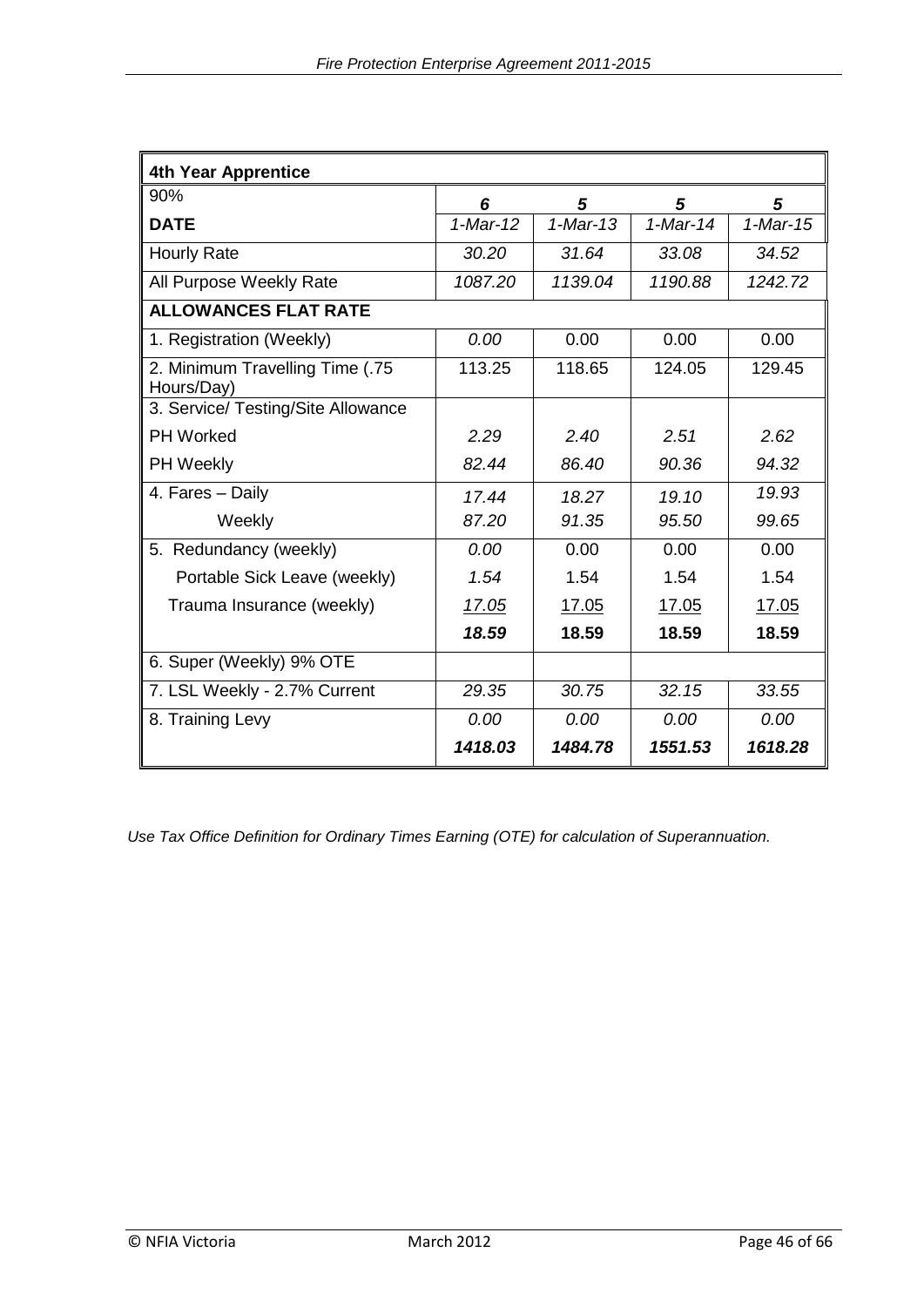| **4th Year Apprentice** | | | | |
|---|---|---|---|---|
| 90% | ***6*** | ***5*** | ***5*** | ***5*** |
| **DATE** | *1-Mar-12* | *1-Mar-13* | *1-Mar-14* | *1-Mar-15* |
| Hourly Rate | *30.20* | *31.64* | *33.08* | *34.52* |
| All Purpose Weekly Rate | *1087.20* | *1139.04* | *1190.88* | *1242.72* |
| **ALLOWANCES FLAT RATE** | | | | |
| 1. Registration (Weekly) | *0.00* | 0.00 | 0.00 | 0.00 |
| 2. Minimum Travelling Time (.75 Hours/Day) | 113.25 | 118.65 | 124.05 | 129.45 |
| 3. Service/ Testing/Site Allowance | | | | |
| PH Worked | *2.29* | *2.40* | *2.51* | *2.62* |
| PH Weekly | *82.44* | *86.40* | *90.36* | *94.32* |
| 4. Fares – Daily | *17.44* | *18.27* | *19.10* | *19.93* |
| Weekly | *87.20* | *91.35* | *95.50* | *99.65* |
| 5. Redundancy (weekly) | *0.00* | 0.00 | 0.00 | 0.00 |
| Portable Sick Leave (weekly) | *1.54* | 1.54 | 1.54 | 1.54 |
| Trauma Insurance (weekly) | *17.05* | 17.05 | 17.05 | 17.05 |
| | ***18.59*** | **18.59** | **18.59** | **18.59** |
| 6. Super (Weekly) 9% OTE | | | | |
| 7. LSL Weekly - 2.7% Current | *29.35* | *30.75* | *32.15* | *33.55* |
| 8. Training Levy | *0.00* | *0.00* | *0.00* | *0.00* |
| | ***1418.03*** | ***1484.78*** | ***1551.53*** | ***1618.28*** |

*Use Tax Office Definition for Ordinary Times Earning (OTE) for calculation of Superannuation.*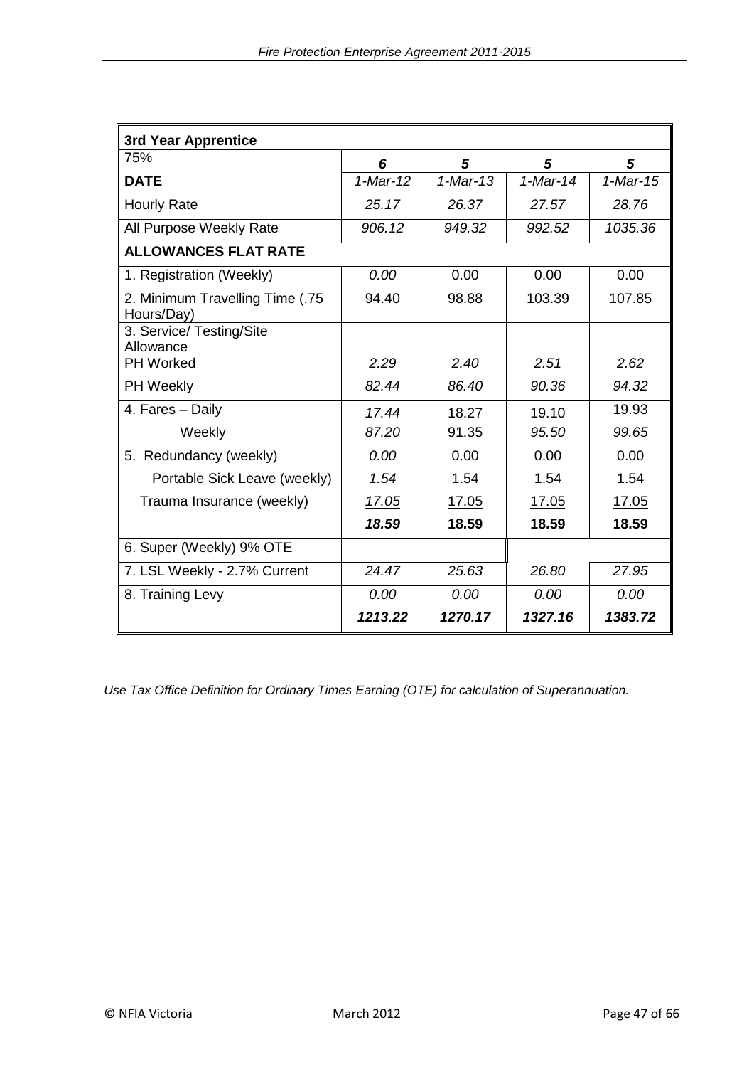| 3rd Year Apprentice | | | | |
|---|---|---|---|---|
| 75% | *6* | *5* | *5* | *5* |
| **DATE** | *1-Mar-12* | *1-Mar-13* | *1-Mar-14* | *1-Mar-15* |
| Hourly Rate | *25.17* | *26.37* | *27.57* | *28.76* |
| All Purpose Weekly Rate | *906.12* | *949.32* | *992.52* | *1035.36* |
| **ALLOWANCES FLAT RATE** | | | | |
| 1. Registration (Weekly) | *0.00* | 0.00 | 0.00 | 0.00 |
| 2. Minimum Travelling Time (.75 Hours/Day) | 94.40 | 98.88 | 103.39 | 107.85 |
| 3. Service/ Testing/Site Allowance | | | | |
| PH Worked | *2.29* | *2.40* | *2.51* | *2.62* |
| PH Weekly | *82.44* | *86.40* | *90.36* | *94.32* |
| 4. Fares – Daily | *17.44* | 18.27 | 19.10 | 19.93 |
| Weekly | *87.20* | 91.35 | *95.50* | *99.65* |
| 5. Redundancy (weekly) | *0.00* | 0.00 | 0.00 | 0.00 |
| Portable Sick Leave (weekly) | *1.54* | 1.54 | 1.54 | 1.54 |
| Trauma Insurance (weekly) | *17.05* | 17.05 | 17.05 | 17.05 |
| | ***18.59*** | **18.59** | **18.59** | **18.59** |
| 6. Super (Weekly) 9% OTE | | | | |
| 7. LSL Weekly - 2.7% Current | *24.47* | *25.63* | *26.80* | *27.95* |
| 8. Training Levy | *0.00* | *0.00* | *0.00* | *0.00* |
| | ***1213.22*** | ***1270.17*** | ***1327.16*** | ***1383.72*** |

*Use Tax Office Definition for Ordinary Times Earning (OTE) for calculation of Superannuation.*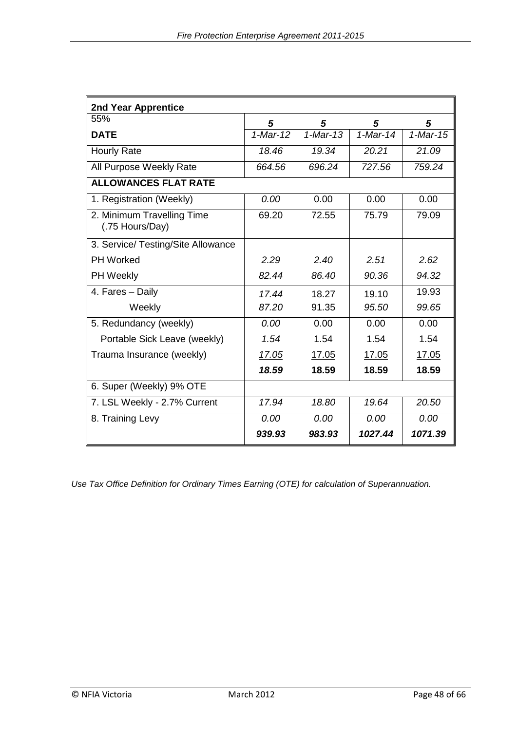| 2nd Year Apprentice | | | | |
|---|---|---|---|---|
| 55% | *5* | *5* | *5* | *5* |
| **DATE** | *1-Mar-12* | *1-Mar-13* | *1-Mar-14* | *1-Mar-15* |
| Hourly Rate | *18.46* | *19.34* | *20.21* | *21.09* |
| All Purpose Weekly Rate | *664.56* | *696.24* | *727.56* | *759.24* |
| **ALLOWANCES FLAT RATE** | | | | |
| 1. Registration (Weekly) | *0.00* | 0.00 | 0.00 | 0.00 |
| 2. Minimum Travelling Time (.75 Hours/Day) | 69.20 | 72.55 | 75.79 | 79.09 |
| 3. Service/ Testing/Site Allowance | | | | |
| PH Worked | *2.29* | *2.40* | *2.51* | *2.62* |
| PH Weekly | *82.44* | *86.40* | *90.36* | *94.32* |
| 4. Fares – Daily | *17.44* | 18.27 | 19.10 | 19.93 |
| Weekly | *87.20* | 91.35 | *95.50* | *99.65* |
| 5. Redundancy (weekly) | *0.00* | 0.00 | 0.00 | 0.00 |
| Portable Sick Leave (weekly) | *1.54* | 1.54 | 1.54 | 1.54 |
| Trauma Insurance (weekly) | *17.05* | 17.05 | 17.05 | 17.05 |
| | ***18.59*** | **18.59** | **18.59** | **18.59** |
| 6. Super (Weekly) 9% OTE | | | | |
| 7. LSL Weekly - 2.7% Current | *17.94* | *18.80* | *19.64* | *20.50* |
| 8. Training Levy | *0.00* | *0.00* | *0.00* | *0.00* |
| | ***939.93*** | ***983.93*** | ***1027.44*** | ***1071.39*** |

*Use Tax Office Definition for Ordinary Times Earning (OTE) for calculation of Superannuation.*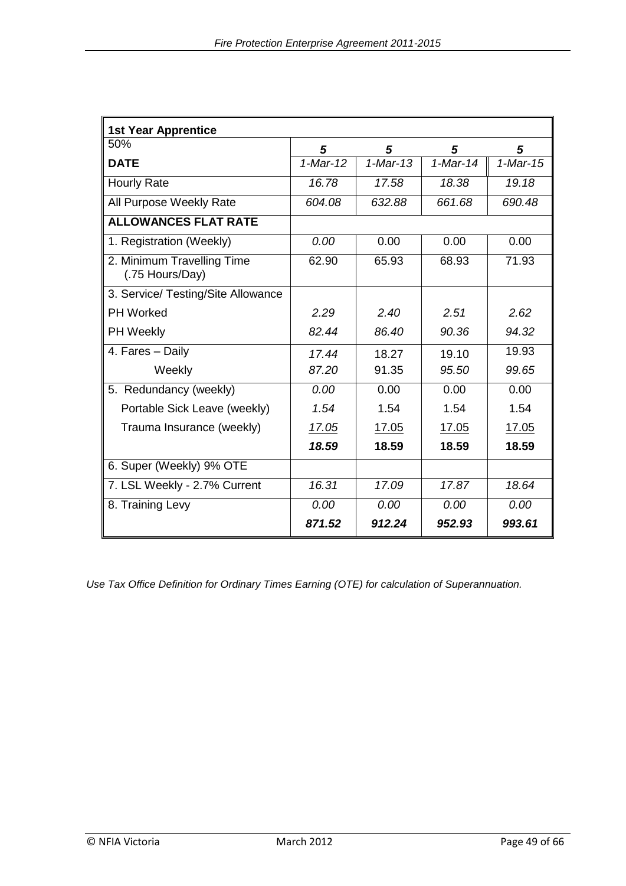| **1st Year Apprentice** | | | | |
|---|---|---|---|---|
| 50% | ***5*** | ***5*** | ***5*** | ***5*** |
| **DATE** | *1-Mar-12* | *1-Mar-13* | *1-Mar-14* | *1-Mar-15* |
| Hourly Rate | *16.78* | *17.58* | *18.38* | *19.18* |
| All Purpose Weekly Rate | *604.08* | *632.88* | *661.68* | *690.48* |
| **ALLOWANCES FLAT RATE** | | | | |
| 1. Registration (Weekly) | *0.00* | 0.00 | 0.00 | 0.00 |
| 2. Minimum Travelling Time (.75 Hours/Day) | 62.90 | 65.93 | 68.93 | 71.93 |
| 3. Service/ Testing/Site Allowance | | | | |
| PH Worked | *2.29* | *2.40* | *2.51* | *2.62* |
| PH Weekly | *82.44* | *86.40* | *90.36* | *94.32* |
| 4. Fares – Daily | *17.44* | 18.27 | 19.10 | 19.93 |
| Weekly | *87.20* | 91.35 | *95.50* | *99.65* |
| 5. Redundancy (weekly) | *0.00* | 0.00 | 0.00 | 0.00 |
| Portable Sick Leave (weekly) | *1.54* | 1.54 | 1.54 | 1.54 |
| Trauma Insurance (weekly) | *17.05* | 17.05 | 17.05 | 17.05 |
| | ***18.59*** | **18.59** | **18.59** | **18.59** |
| 6. Super (Weekly) 9% OTE | | | | |
| 7. LSL Weekly - 2.7% Current | *16.31* | *17.09* | *17.87* | *18.64* |
| 8. Training Levy | *0.00* | *0.00* | *0.00* | *0.00* |
| | ***871.52*** | ***912.24*** | ***952.93*** | ***993.61*** |

*Use Tax Office Definition for Ordinary Times Earning (OTE) for calculation of Superannuation.*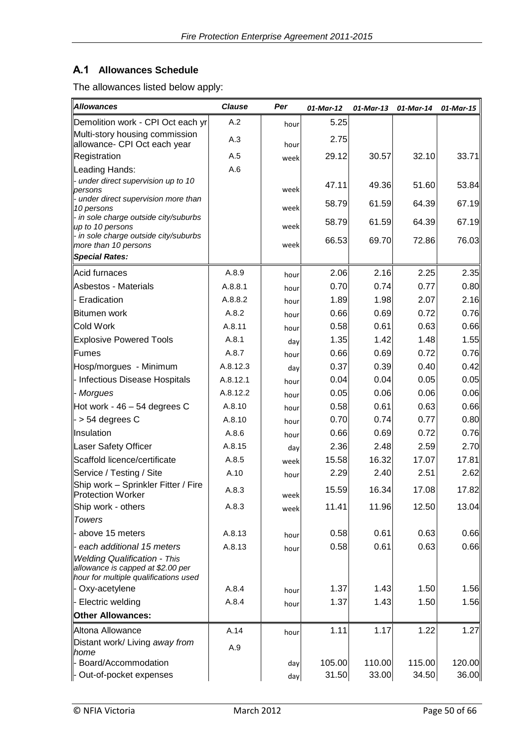## A.1 Allowances Schedule

The allowances listed below apply:

| *Allowances* | *Clause* | *Per* | *01-Mar-12* | *01-Mar-13* | *01-Mar-14* | *01-Mar-15* |
|---|---|---|---|---|---|---|
| Demolition work - CPI Oct each yr | A.2 | hour | 5.25 | | | |
| Multi-story housing commission allowance- CPI Oct each year | A.3 | hour | 2.75 | | | |
| Registration | A.5 | week | 29.12 | 30.57 | 32.10 | 33.71 |
| Leading Hands: | A.6 | | | | | |
| *- under direct supervision up to 10 persons* | | week | 47.11 | 49.36 | 51.60 | 53.84 |
| *- under direct supervision more than 10 persons* | | week | 58.79 | 61.59 | 64.39 | 67.19 |
| *- in sole charge outside city/suburbs up to 10 persons* | | week | 58.79 | 61.59 | 64.39 | 67.19 |
| *- in sole charge outside city/suburbs more than 10 persons* | | week | 66.53 | 69.70 | 72.86 | 76.03 |
| ***Special Rates:*** | | | | | | |
| Acid furnaces | A.8.9 | hour | 2.06 | 2.16 | 2.25 | 2.35 |
| Asbestos - Materials | A.8.8.1 | hour | 0.70 | 0.74 | 0.77 | 0.80 |
| - Eradication | A.8.8.2 | hour | 1.89 | 1.98 | 2.07 | 2.16 |
| Bitumen work | A.8.2 | hour | 0.66 | 0.69 | 0.72 | 0.76 |
| Cold Work | A.8.11 | hour | 0.58 | 0.61 | 0.63 | 0.66 |
| Explosive Powered Tools | A.8.1 | day | 1.35 | 1.42 | 1.48 | 1.55 |
| Fumes | A.8.7 | hour | 0.66 | 0.69 | 0.72 | 0.76 |
| Hosp/morgues - Minimum | A.8.12.3 | day | 0.37 | 0.39 | 0.40 | 0.42 |
| - Infectious Disease Hospitals | A.8.12.1 | hour | 0.04 | 0.04 | 0.05 | 0.05 |
| *- Morgues* | A.8.12.2 | hour | 0.05 | 0.06 | 0.06 | 0.06 |
| Hot work - 46 – 54 degrees C | A.8.10 | hour | 0.58 | 0.61 | 0.63 | 0.66 |
| - > 54 degrees C | A.8.10 | hour | 0.70 | 0.74 | 0.77 | 0.80 |
| Insulation | A.8.6 | hour | 0.66 | 0.69 | 0.72 | 0.76 |
| Laser Safety Officer | A.8.15 | day | 2.36 | 2.48 | 2.59 | 2.70 |
| Scaffold licence/certificate | A.8.5 | week | 15.58 | 16.32 | 17.07 | 17.81 |
| Service / Testing / Site | A.10 | hour | 2.29 | 2.40 | 2.51 | 2.62 |
| Ship work – Sprinkler Fitter / Fire Protection Worker | A.8.3 | week | 15.59 | 16.34 | 17.08 | 17.82 |
| Ship work - others | A.8.3 | week | 11.41 | 11.96 | 12.50 | 13.04 |
| *Towers* | | | | | | |
| - above 15 meters | A.8.13 | hour | 0.58 | 0.61 | 0.63 | 0.66 |
| *- each additional 15 meters* | A.8.13 | hour | 0.58 | 0.61 | 0.63 | 0.66 |
| *Welding Qualification - This allowance is capped at $2.00 per hour for multiple qualifications used* | | | | | | |
| - Oxy-acetylene | A.8.4 | hour | 1.37 | 1.43 | 1.50 | 1.56 |
| - Electric welding | A.8.4 | hour | 1.37 | 1.43 | 1.50 | 1.56 |
| **Other Allowances:** | | | | | | |
| Altona Allowance | A.14 | hour | 1.11 | 1.17 | 1.22 | 1.27 |
| Distant work/ Living *away from home* | A.9 | | | | | |
| - Board/Accommodation | | day | 105.00 | 110.00 | 115.00 | 120.00 |
| - Out-of-pocket expenses | | day | 31.50 | 33.00 | 34.50 | 36.00 |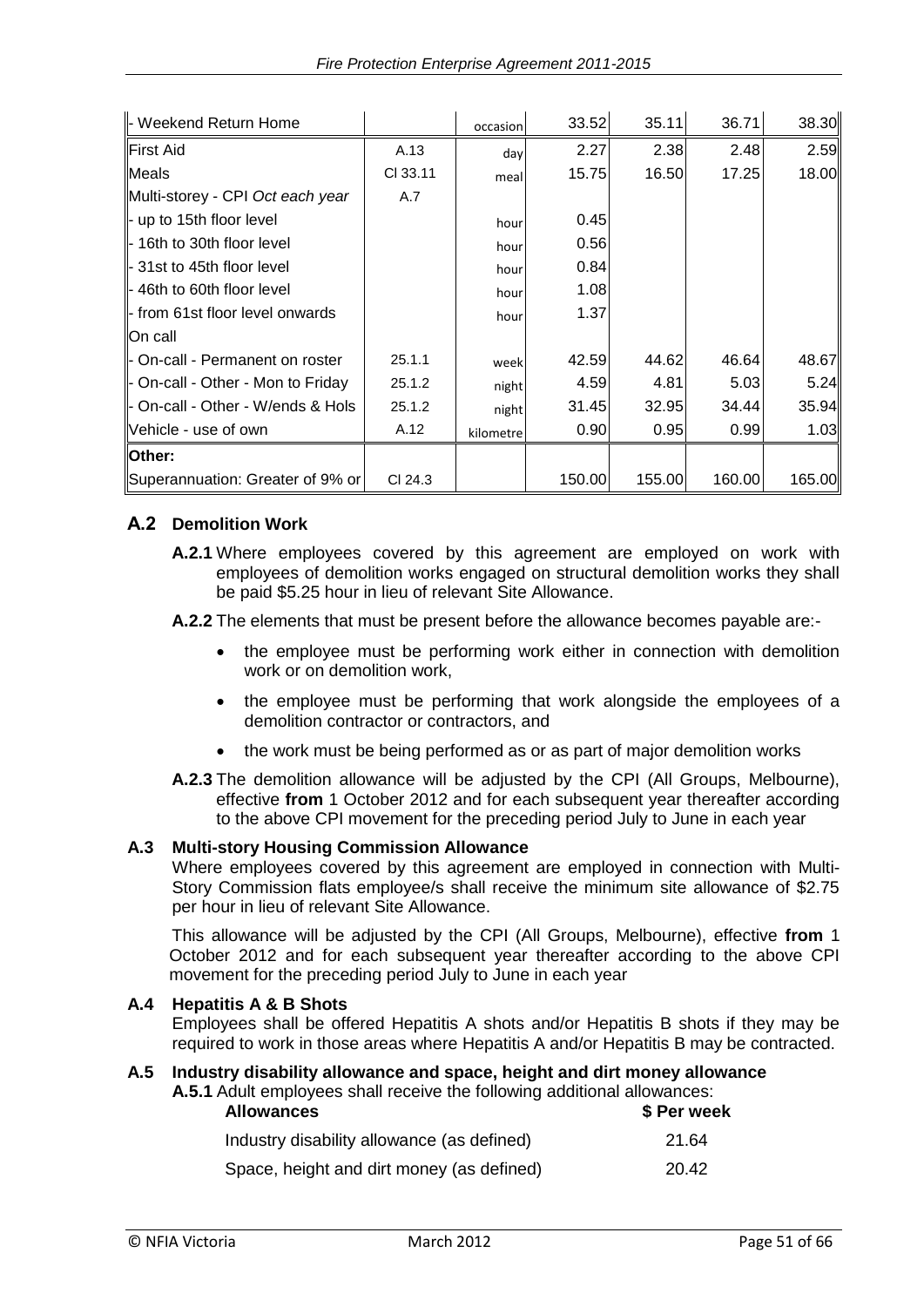| - Weekend Return Home | | occasion | 33.52 | 35.11 | 36.71 | 38.30 |
|---|---|---|---|---|---|---|
| First Aid | A.13 | day | 2.27 | 2.38 | 2.48 | 2.59 |
| Meals | Cl 33.11 | meal | 15.75 | 16.50 | 17.25 | 18.00 |
| Multi-storey - CPI *Oct each year* | A.7 | | | | | |
| - up to 15th floor level | | hour | 0.45 | | | |
| - 16th to 30th floor level | | hour | 0.56 | | | |
| - 31st to 45th floor level | | hour | 0.84 | | | |
| - 46th to 60th floor level | | hour | 1.08 | | | |
| - from 61st floor level onwards | | hour | 1.37 | | | |
| On call | | | | | | |
| - On-call - Permanent on roster | 25.1.1 | week | 42.59 | 44.62 | 46.64 | 48.67 |
| - On-call - Other - Mon to Friday | 25.1.2 | night | 4.59 | 4.81 | 5.03 | 5.24 |
| - On-call - Other - W/ends & Hols | 25.1.2 | night | 31.45 | 32.95 | 34.44 | 35.94 |
| Vehicle - use of own | A.12 | kilometre | 0.90 | 0.95 | 0.99 | 1.03 |
| **Other:** | | | | | | |
| Superannuation: Greater of 9% or | Cl 24.3 | | 150.00 | 155.00 | 160.00 | 165.00 |

## A.2 Demolition Work

**A.2.1** Where employees covered by this agreement are employed on work with employees of demolition works engaged on structural demolition works they shall be paid $5.25 hour in lieu of relevant Site Allowance.

**A.2.2** The elements that must be present before the allowance becomes payable are:-

- the employee must be performing work either in connection with demolition work or on demolition work,
- the employee must be performing that work alongside the employees of a demolition contractor or contractors, and
- the work must be being performed as or as part of major demolition works

**A.2.3** The demolition allowance will be adjusted by the CPI (All Groups, Melbourne), effective **from** 1 October 2012 and for each subsequent year thereafter according to the above CPI movement for the preceding period July to June in each year

### A.3 Multi-story Housing Commission Allowance

Where employees covered by this agreement are employed in connection with Multi-Story Commission flats employee/s shall receive the minimum site allowance of $2.75 per hour in lieu of relevant Site Allowance.

This allowance will be adjusted by the CPI (All Groups, Melbourne), effective **from** 1 October 2012 and for each subsequent year thereafter according to the above CPI movement for the preceding period July to June in each year

### A.4 Hepatitis A & B Shots

Employees shall be offered Hepatitis A shots and/or Hepatitis B shots if they may be required to work in those areas where Hepatitis A and/or Hepatitis B may be contracted.

### A.5 Industry disability allowance and space, height and dirt money allowance

**A.5.1** Adult employees shall receive the following additional allowances:

| **Allowances** | **$ Per week** |
|---|---|
| Industry disability allowance (as defined) | 21.64 |
| Space, height and dirt money (as defined) | 20.42 |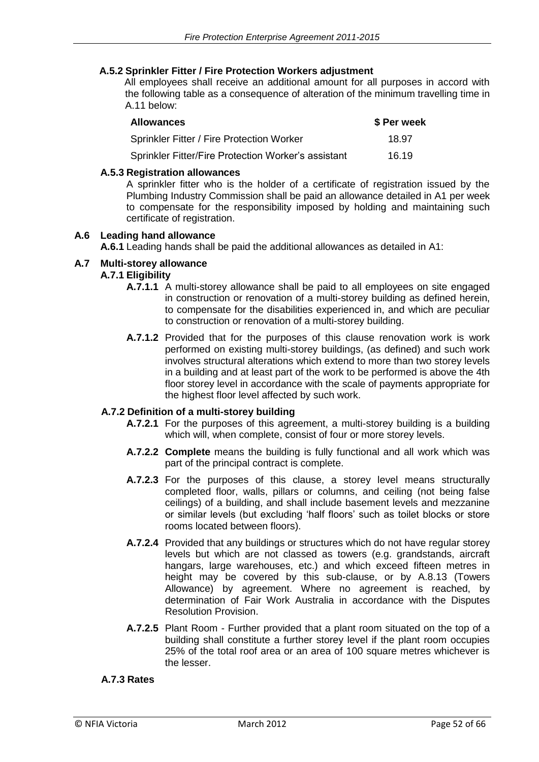#### A.5.2 Sprinkler Fitter / Fire Protection Workers adjustment

All employees shall receive an additional amount for all purposes in accord with the following table as a consequence of alteration of the minimum travelling time in A.11 below:

| Allowances | $ Per week |
|---|---|
| Sprinkler Fitter / Fire Protection Worker | 18.97 |
| Sprinkler Fitter/Fire Protection Worker's assistant | 16.19 |

#### A.5.3 Registration allowances

A sprinkler fitter who is the holder of a certificate of registration issued by the Plumbing Industry Commission shall be paid an allowance detailed in A1 per week to compensate for the responsibility imposed by holding and maintaining such certificate of registration.

### A.6 Leading hand allowance

**A.6.1** Leading hands shall be paid the additional allowances as detailed in A1:

### A.7 Multi-storey allowance

#### A.7.1 Eligibility

**A.7.1.1** A multi-storey allowance shall be paid to all employees on site engaged in construction or renovation of a multi-storey building as defined herein, to compensate for the disabilities experienced in, and which are peculiar to construction or renovation of a multi-storey building.

**A.7.1.2** Provided that for the purposes of this clause renovation work is work performed on existing multi-storey buildings, (as defined) and such work involves structural alterations which extend to more than two storey levels in a building and at least part of the work to be performed is above the 4th floor storey level in accordance with the scale of payments appropriate for the highest floor level affected by such work.

#### A.7.2 Definition of a multi-storey building

**A.7.2.1** For the purposes of this agreement, a multi-storey building is a building which will, when complete, consist of four or more storey levels.

**A.7.2.2** **Complete** means the building is fully functional and all work which was part of the principal contract is complete.

**A.7.2.3** For the purposes of this clause, a storey level means structurally completed floor, walls, pillars or columns, and ceiling (not being false ceilings) of a building, and shall include basement levels and mezzanine or similar levels (but excluding 'half floors' such as toilet blocks or store rooms located between floors).

**A.7.2.4** Provided that any buildings or structures which do not have regular storey levels but which are not classed as towers (e.g. grandstands, aircraft hangars, large warehouses, etc.) and which exceed fifteen metres in height may be covered by this sub-clause, or by A.8.13 (Towers Allowance) by agreement. Where no agreement is reached, by determination of Fair Work Australia in accordance with the Disputes Resolution Provision.

**A.7.2.5** Plant Room - Further provided that a plant room situated on the top of a building shall constitute a further storey level if the plant room occupies 25% of the total roof area or an area of 100 square metres whichever is the lesser.

#### A.7.3 Rates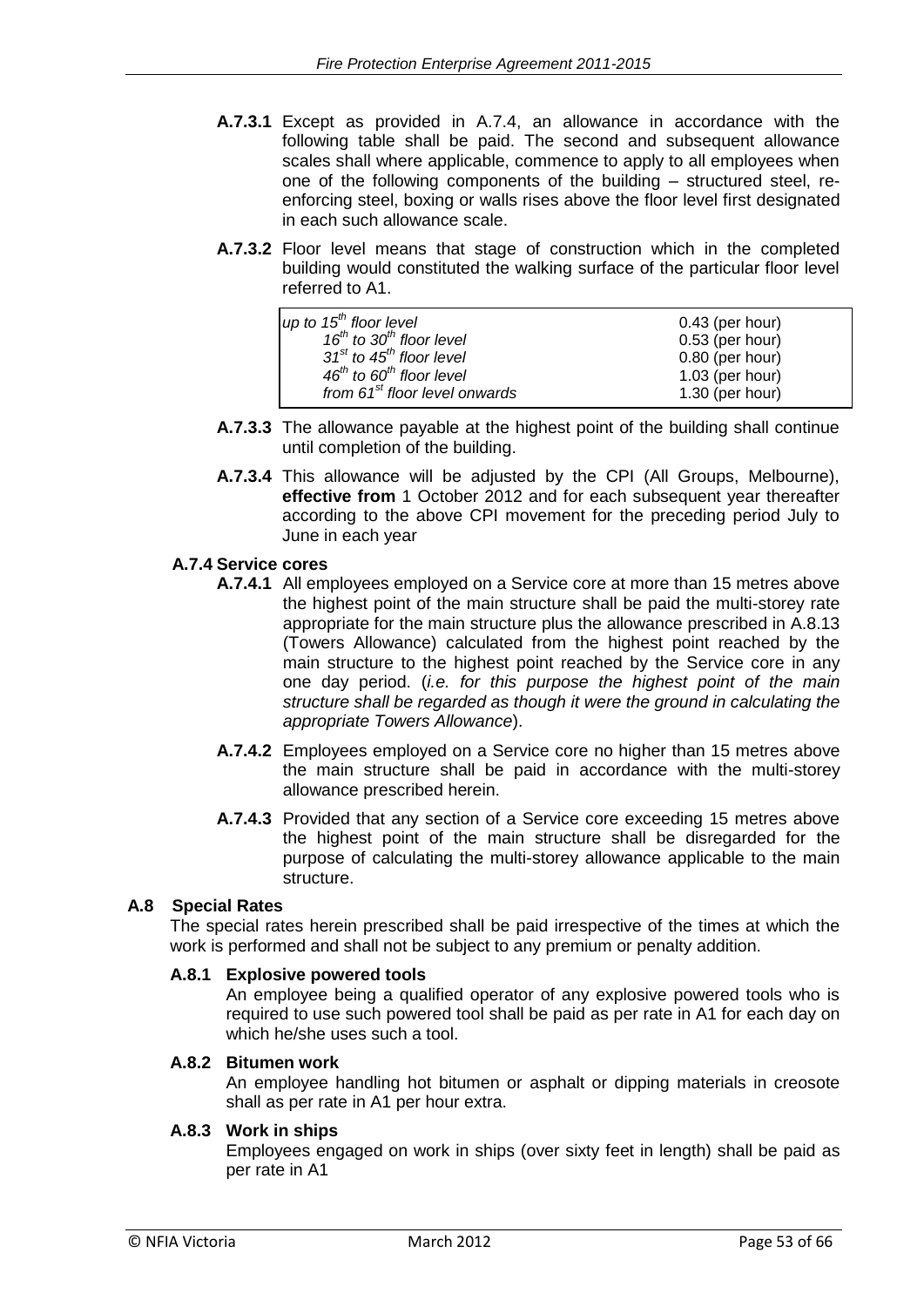**A.7.3.1** Except as provided in A.7.4, an allowance in accordance with the following table shall be paid. The second and subsequent allowance scales shall where applicable, commence to apply to all employees when one of the following components of the building – structured steel, re-enforcing steel, boxing or walls rises above the floor level first designated in each such allowance scale.

**A.7.3.2** Floor level means that stage of construction which in the completed building would constituted the walking surface of the particular floor level referred to A1.

| | |
|---|---|
| *up to 15th floor level* | 0.43 (per hour) |
| *16th to 30th floor level* | 0.53 (per hour) |
| *31st to 45th floor level* | 0.80 (per hour) |
| *46th to 60th floor level* | 1.03 (per hour) |
| *from 61st floor level onwards* | 1.30 (per hour) |

**A.7.3.3** The allowance payable at the highest point of the building shall continue until completion of the building.

**A.7.3.4** This allowance will be adjusted by the CPI (All Groups, Melbourne), **effective from** 1 October 2012 and for each subsequent year thereafter according to the above CPI movement for the preceding period July to June in each year

### A.7.4 Service cores

**A.7.4.1** All employees employed on a Service core at more than 15 metres above the highest point of the main structure shall be paid the multi-storey rate appropriate for the main structure plus the allowance prescribed in A.8.13 (Towers Allowance) calculated from the highest point reached by the main structure to the highest point reached by the Service core in any one day period. (*i.e. for this purpose the highest point of the main structure shall be regarded as though it were the ground in calculating the appropriate Towers Allowance*).

**A.7.4.2** Employees employed on a Service core no higher than 15 metres above the main structure shall be paid in accordance with the multi-storey allowance prescribed herein.

**A.7.4.3** Provided that any section of a Service core exceeding 15 metres above the highest point of the main structure shall be disregarded for the purpose of calculating the multi-storey allowance applicable to the main structure.

## A.8 Special Rates

The special rates herein prescribed shall be paid irrespective of the times at which the work is performed and shall not be subject to any premium or penalty addition.

### A.8.1 Explosive powered tools

An employee being a qualified operator of any explosive powered tools who is required to use such powered tool shall be paid as per rate in A1 for each day on which he/she uses such a tool.

### A.8.2 Bitumen work

An employee handling hot bitumen or asphalt or dipping materials in creosote shall as per rate in A1 per hour extra.

### A.8.3 Work in ships

Employees engaged on work in ships (over sixty feet in length) shall be paid as per rate in A1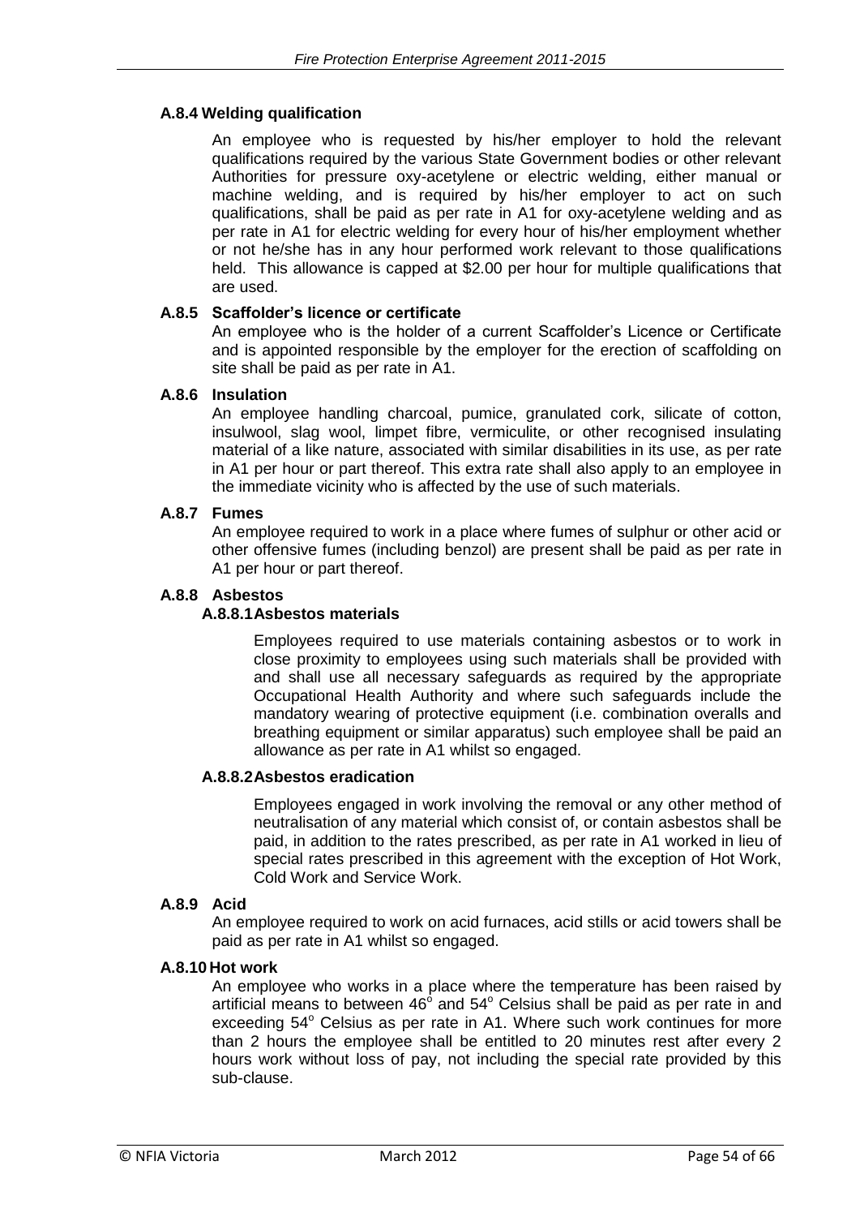### A.8.4 Welding qualification

An employee who is requested by his/her employer to hold the relevant qualifications required by the various State Government bodies or other relevant Authorities for pressure oxy-acetylene or electric welding, either manual or machine welding, and is required by his/her employer to act on such qualifications, shall be paid as per rate in A1 for oxy-acetylene welding and as per rate in A1 for electric welding for every hour of his/her employment whether or not he/she has in any hour performed work relevant to those qualifications held. This allowance is capped at $2.00 per hour for multiple qualifications that are used.

### A.8.5 Scaffolder's licence or certificate

An employee who is the holder of a current Scaffolder's Licence or Certificate and is appointed responsible by the employer for the erection of scaffolding on site shall be paid as per rate in A1.

### A.8.6 Insulation

An employee handling charcoal, pumice, granulated cork, silicate of cotton, insulwool, slag wool, limpet fibre, vermiculite, or other recognised insulating material of a like nature, associated with similar disabilities in its use, as per rate in A1 per hour or part thereof. This extra rate shall also apply to an employee in the immediate vicinity who is affected by the use of such materials.

### A.8.7 Fumes

An employee required to work in a place where fumes of sulphur or other acid or other offensive fumes (including benzol) are present shall be paid as per rate in A1 per hour or part thereof.

### A.8.8 Asbestos

#### A.8.8.1 Asbestos materials

Employees required to use materials containing asbestos or to work in close proximity to employees using such materials shall be provided with and shall use all necessary safeguards as required by the appropriate Occupational Health Authority and where such safeguards include the mandatory wearing of protective equipment (i.e. combination overalls and breathing equipment or similar apparatus) such employee shall be paid an allowance as per rate in A1 whilst so engaged.

#### A.8.8.2 Asbestos eradication

Employees engaged in work involving the removal or any other method of neutralisation of any material which consist of, or contain asbestos shall be paid, in addition to the rates prescribed, as per rate in A1 worked in lieu of special rates prescribed in this agreement with the exception of Hot Work, Cold Work and Service Work.

### A.8.9 Acid

An employee required to work on acid furnaces, acid stills or acid towers shall be paid as per rate in A1 whilst so engaged.

### A.8.10 Hot work

An employee who works in a place where the temperature has been raised by artificial means to between 46° and 54° Celsius shall be paid as per rate in and exceeding 54° Celsius as per rate in A1. Where such work continues for more than 2 hours the employee shall be entitled to 20 minutes rest after every 2 hours work without loss of pay, not including the special rate provided by this sub-clause.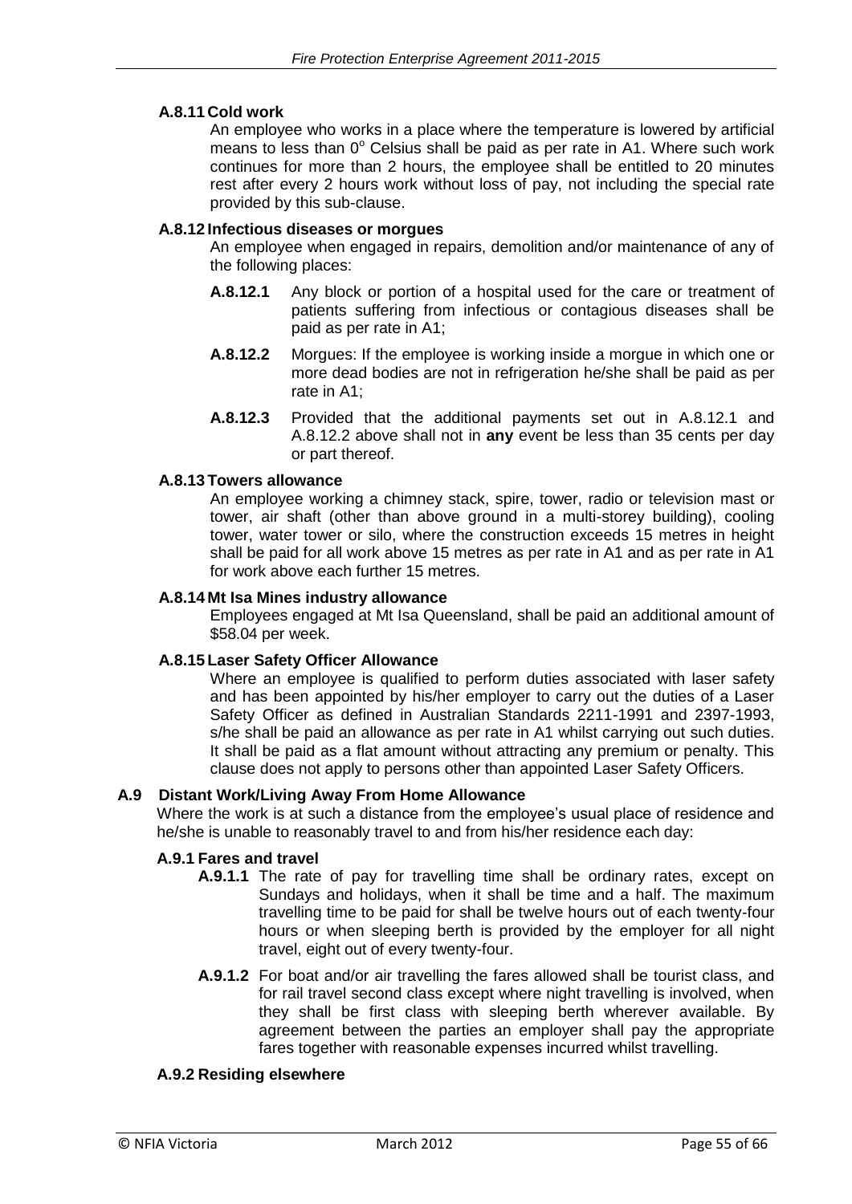#### A.8.11 Cold work

An employee who works in a place where the temperature is lowered by artificial means to less than 0° Celsius shall be paid as per rate in A1. Where such work continues for more than 2 hours, the employee shall be entitled to 20 minutes rest after every 2 hours work without loss of pay, not including the special rate provided by this sub-clause.

#### A.8.12 Infectious diseases or morgues

An employee when engaged in repairs, demolition and/or maintenance of any of the following places:

**A.8.12.1** Any block or portion of a hospital used for the care or treatment of patients suffering from infectious or contagious diseases shall be paid as per rate in A1;

**A.8.12.2** Morgues: If the employee is working inside a morgue in which one or more dead bodies are not in refrigeration he/she shall be paid as per rate in A1;

**A.8.12.3** Provided that the additional payments set out in A.8.12.1 and A.8.12.2 above shall not in **any** event be less than 35 cents per day or part thereof.

#### A.8.13 Towers allowance

An employee working a chimney stack, spire, tower, radio or television mast or tower, air shaft (other than above ground in a multi-storey building), cooling tower, water tower or silo, where the construction exceeds 15 metres in height shall be paid for all work above 15 metres as per rate in A1 and as per rate in A1 for work above each further 15 metres.

#### A.8.14 Mt Isa Mines industry allowance

Employees engaged at Mt Isa Queensland, shall be paid an additional amount of $58.04 per week.

#### A.8.15 Laser Safety Officer Allowance

Where an employee is qualified to perform duties associated with laser safety and has been appointed by his/her employer to carry out the duties of a Laser Safety Officer as defined in Australian Standards 2211-1991 and 2397-1993, s/he shall be paid an allowance as per rate in A1 whilst carrying out such duties. It shall be paid as a flat amount without attracting any premium or penalty. This clause does not apply to persons other than appointed Laser Safety Officers.

### A.9 Distant Work/Living Away From Home Allowance

Where the work is at such a distance from the employee's usual place of residence and he/she is unable to reasonably travel to and from his/her residence each day:

#### A.9.1 Fares and travel

**A.9.1.1** The rate of pay for travelling time shall be ordinary rates, except on Sundays and holidays, when it shall be time and a half. The maximum travelling time to be paid for shall be twelve hours out of each twenty-four hours or when sleeping berth is provided by the employer for all night travel, eight out of every twenty-four.

**A.9.1.2** For boat and/or air travelling the fares allowed shall be tourist class, and for rail travel second class except where night travelling is involved, when they shall be first class with sleeping berth wherever available. By agreement between the parties an employer shall pay the appropriate fares together with reasonable expenses incurred whilst travelling.

#### A.9.2 Residing elsewhere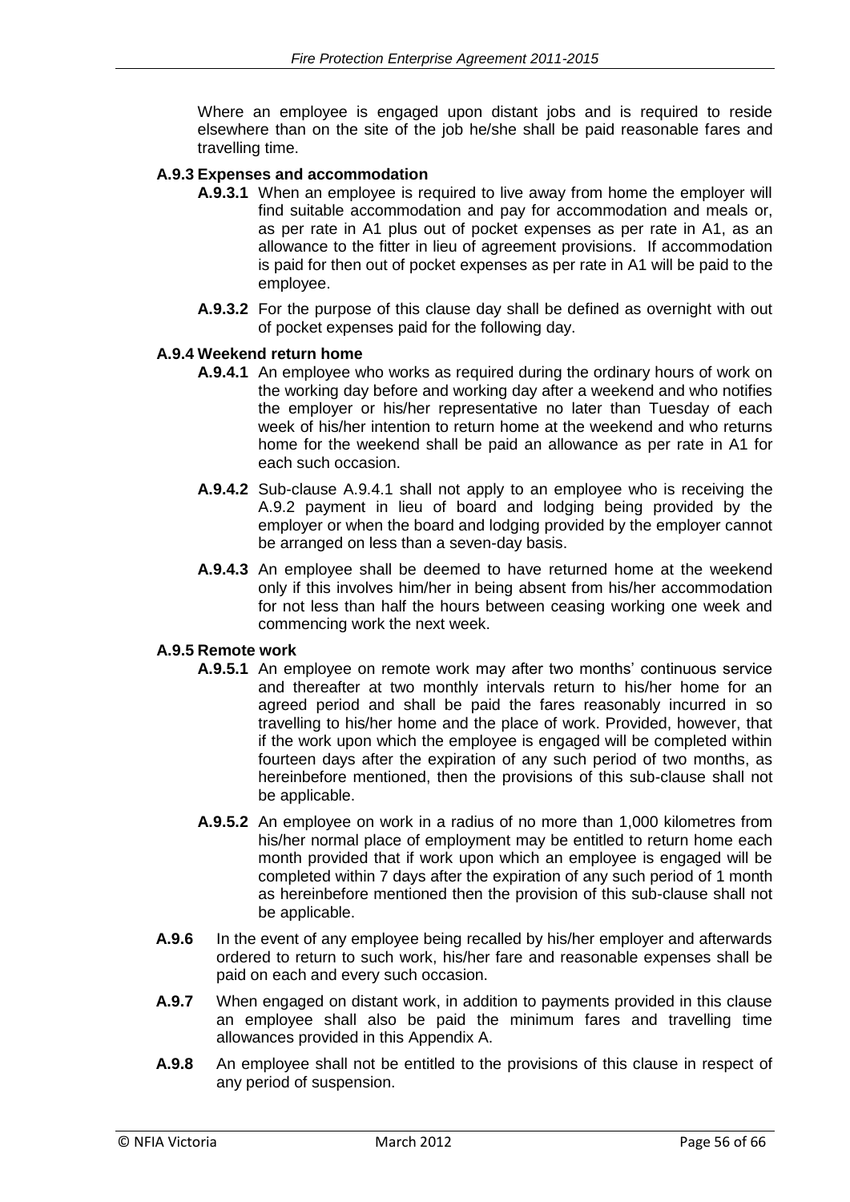Where an employee is engaged upon distant jobs and is required to reside elsewhere than on the site of the job he/she shall be paid reasonable fares and travelling time.

**A.9.3 Expenses and accommodation**

**A.9.3.1** When an employee is required to live away from home the employer will find suitable accommodation and pay for accommodation and meals or, as per rate in A1 plus out of pocket expenses as per rate in A1, as an allowance to the fitter in lieu of agreement provisions. If accommodation is paid for then out of pocket expenses as per rate in A1 will be paid to the employee.

**A.9.3.2** For the purpose of this clause day shall be defined as overnight with out of pocket expenses paid for the following day.

**A.9.4 Weekend return home**

**A.9.4.1** An employee who works as required during the ordinary hours of work on the working day before and working day after a weekend and who notifies the employer or his/her representative no later than Tuesday of each week of his/her intention to return home at the weekend and who returns home for the weekend shall be paid an allowance as per rate in A1 for each such occasion.

**A.9.4.2** Sub-clause A.9.4.1 shall not apply to an employee who is receiving the A.9.2 payment in lieu of board and lodging being provided by the employer or when the board and lodging provided by the employer cannot be arranged on less than a seven-day basis.

**A.9.4.3** An employee shall be deemed to have returned home at the weekend only if this involves him/her in being absent from his/her accommodation for not less than half the hours between ceasing working one week and commencing work the next week.

**A.9.5 Remote work**

**A.9.5.1** An employee on remote work may after two months' continuous service and thereafter at two monthly intervals return to his/her home for an agreed period and shall be paid the fares reasonably incurred in so travelling to his/her home and the place of work. Provided, however, that if the work upon which the employee is engaged will be completed within fourteen days after the expiration of any such period of two months, as hereinbefore mentioned, then the provisions of this sub-clause shall not be applicable.

**A.9.5.2** An employee on work in a radius of no more than 1,000 kilometres from his/her normal place of employment may be entitled to return home each month provided that if work upon which an employee is engaged will be completed within 7 days after the expiration of any such period of 1 month as hereinbefore mentioned then the provision of this sub-clause shall not be applicable.

**A.9.6** In the event of any employee being recalled by his/her employer and afterwards ordered to return to such work, his/her fare and reasonable expenses shall be paid on each and every such occasion.

**A.9.7** When engaged on distant work, in addition to payments provided in this clause an employee shall also be paid the minimum fares and travelling time allowances provided in this Appendix A.

**A.9.8** An employee shall not be entitled to the provisions of this clause in respect of any period of suspension.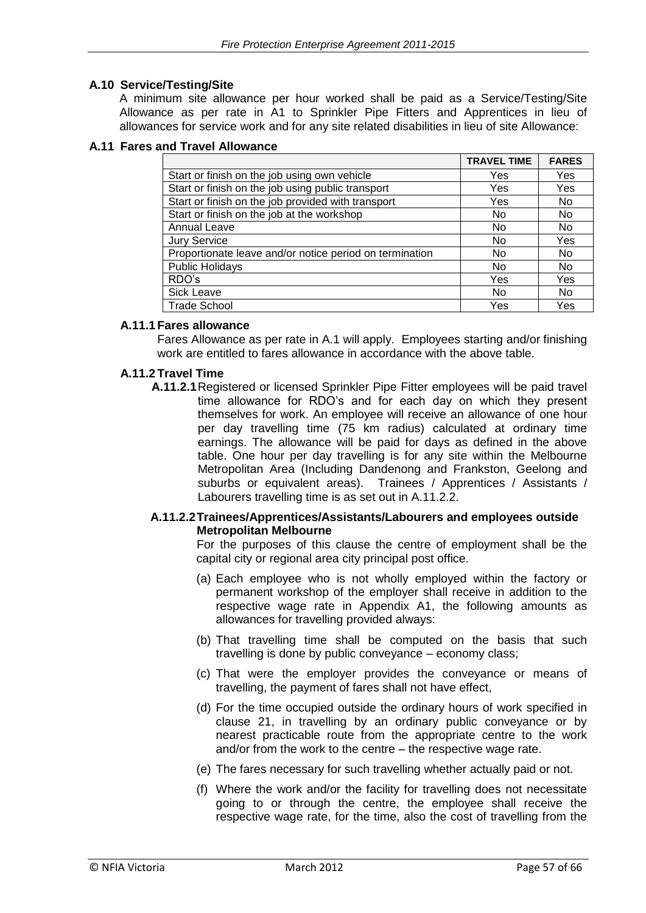### A.10 Service/Testing/Site

A minimum site allowance per hour worked shall be paid as a Service/Testing/Site Allowance as per rate in A1 to Sprinkler Pipe Fitters and Apprentices in lieu of allowances for service work and for any site related disabilities in lieu of site Allowance:

### A.11 Fares and Travel Allowance

| | TRAVEL TIME | FARES |
|---|---|---|
| Start or finish on the job using own vehicle | Yes | Yes |
| Start or finish on the job using public transport | Yes | Yes |
| Start or finish on the job provided with transport | Yes | No |
| Start or finish on the job at the workshop | No | No |
| Annual Leave | No | No |
| Jury Service | No | Yes |
| Proportionate leave and/or notice period on termination | No | No |
| Public Holidays | No | No |
| RDO's | Yes | Yes |
| Sick Leave | No | No |
| Trade School | Yes | Yes |

#### A.11.1 Fares allowance

Fares Allowance as per rate in A.1 will apply. Employees starting and/or finishing work are entitled to fares allowance in accordance with the above table.

#### A.11.2 Travel Time

**A.11.2.1** Registered or licensed Sprinkler Pipe Fitter employees will be paid travel time allowance for RDO's and for each day on which they present themselves for work. An employee will receive an allowance of one hour per day travelling time (75 km radius) calculated at ordinary time earnings. The allowance will be paid for days as defined in the above table. One hour per day travelling is for any site within the Melbourne Metropolitan Area (Including Dandenong and Frankston, Geelong and suburbs or equivalent areas). Trainees / Apprentices / Assistants / Labourers travelling time is as set out in A.11.2.2.

**A.11.2.2 Trainees/Apprentices/Assistants/Labourers and employees outside Metropolitan Melbourne**

For the purposes of this clause the centre of employment shall be the capital city or regional area city principal post office.

(a) Each employee who is not wholly employed within the factory or permanent workshop of the employer shall receive in addition to the respective wage rate in Appendix A1, the following amounts as allowances for travelling provided always:

(b) That travelling time shall be computed on the basis that such travelling is done by public conveyance – economy class;

(c) That were the employer provides the conveyance or means of travelling, the payment of fares shall not have effect,

(d) For the time occupied outside the ordinary hours of work specified in clause 21, in travelling by an ordinary public conveyance or by nearest practicable route from the appropriate centre to the work and/or from the work to the centre – the respective wage rate.

(e) The fares necessary for such travelling whether actually paid or not.

(f) Where the work and/or the facility for travelling does not necessitate going to or through the centre, the employee shall receive the respective wage rate, for the time, also the cost of travelling from the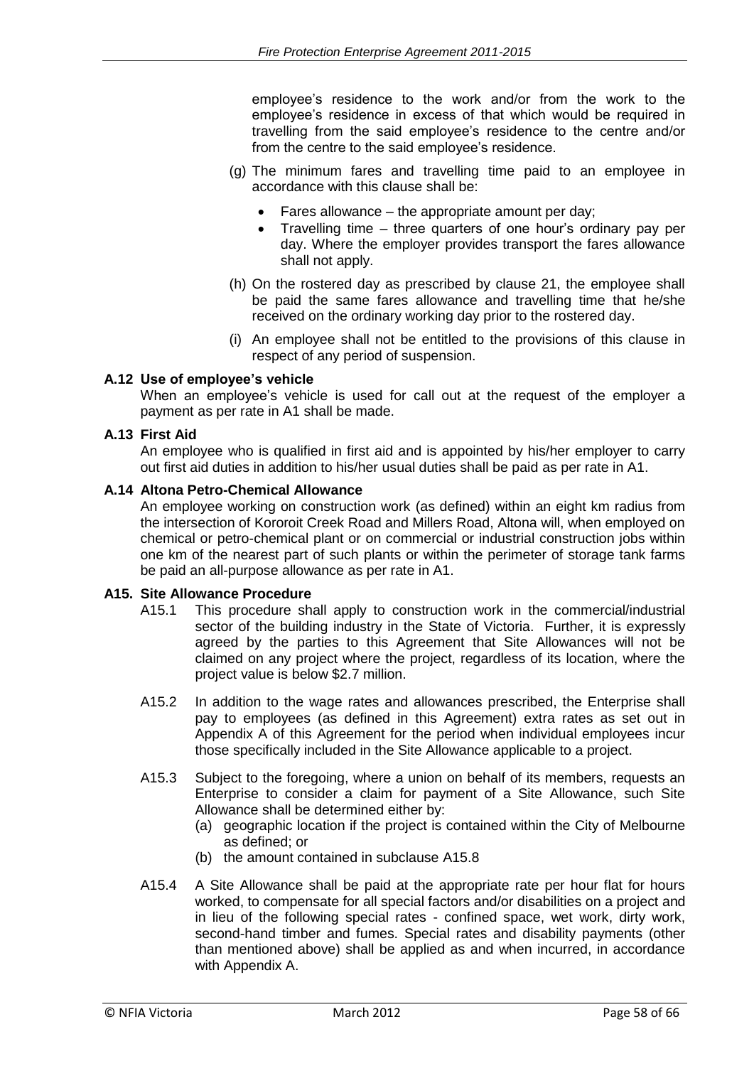employee's residence to the work and/or from the work to the employee's residence in excess of that which would be required in travelling from the said employee's residence to the centre and/or from the centre to the said employee's residence.

(g) The minimum fares and travelling time paid to an employee in accordance with this clause shall be:

- Fares allowance – the appropriate amount per day;
- Travelling time – three quarters of one hour's ordinary pay per day. Where the employer provides transport the fares allowance shall not apply.

(h) On the rostered day as prescribed by clause 21, the employee shall be paid the same fares allowance and travelling time that he/she received on the ordinary working day prior to the rostered day.

(i) An employee shall not be entitled to the provisions of this clause in respect of any period of suspension.

**A.12 Use of employee's vehicle**

When an employee's vehicle is used for call out at the request of the employer a payment as per rate in A1 shall be made.

**A.13 First Aid**

An employee who is qualified in first aid and is appointed by his/her employer to carry out first aid duties in addition to his/her usual duties shall be paid as per rate in A1.

**A.14 Altona Petro-Chemical Allowance**

An employee working on construction work (as defined) within an eight km radius from the intersection of Kororoit Creek Road and Millers Road, Altona will, when employed on chemical or petro-chemical plant or on commercial or industrial construction jobs within one km of the nearest part of such plants or within the perimeter of storage tank farms be paid an all-purpose allowance as per rate in A1.

**A15. Site Allowance Procedure**

A15.1 This procedure shall apply to construction work in the commercial/industrial sector of the building industry in the State of Victoria. Further, it is expressly agreed by the parties to this Agreement that Site Allowances will not be claimed on any project where the project, regardless of its location, where the project value is below $2.7 million.

A15.2 In addition to the wage rates and allowances prescribed, the Enterprise shall pay to employees (as defined in this Agreement) extra rates as set out in Appendix A of this Agreement for the period when individual employees incur those specifically included in the Site Allowance applicable to a project.

A15.3 Subject to the foregoing, where a union on behalf of its members, requests an Enterprise to consider a claim for payment of a Site Allowance, such Site Allowance shall be determined either by:

(a) geographic location if the project is contained within the City of Melbourne as defined; or
(b) the amount contained in subclause A15.8

A15.4 A Site Allowance shall be paid at the appropriate rate per hour flat for hours worked, to compensate for all special factors and/or disabilities on a project and in lieu of the following special rates - confined space, wet work, dirty work, second-hand timber and fumes. Special rates and disability payments (other than mentioned above) shall be applied as and when incurred, in accordance with Appendix A.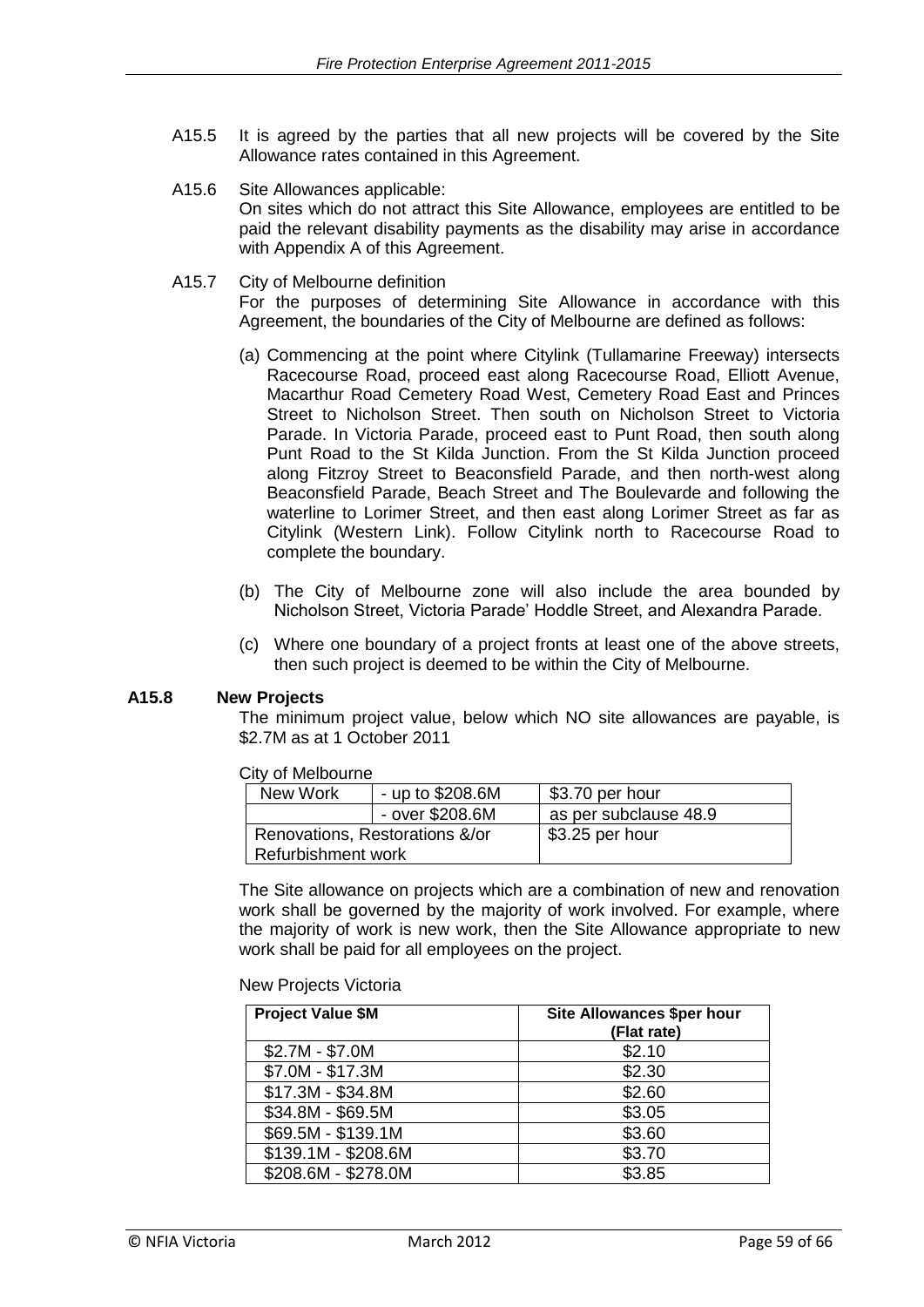A15.5 It is agreed by the parties that all new projects will be covered by the Site Allowance rates contained in this Agreement.

A15.6 Site Allowances applicable:
On sites which do not attract this Site Allowance, employees are entitled to be paid the relevant disability payments as the disability may arise in accordance with Appendix A of this Agreement.

A15.7 City of Melbourne definition
For the purposes of determining Site Allowance in accordance with this Agreement, the boundaries of the City of Melbourne are defined as follows:

(a) Commencing at the point where Citylink (Tullamarine Freeway) intersects Racecourse Road, proceed east along Racecourse Road, Elliott Avenue, Macarthur Road Cemetery Road West, Cemetery Road East and Princes Street to Nicholson Street. Then south on Nicholson Street to Victoria Parade. In Victoria Parade, proceed east to Punt Road, then south along Punt Road to the St Kilda Junction. From the St Kilda Junction proceed along Fitzroy Street to Beaconsfield Parade, and then north-west along Beaconsfield Parade, Beach Street and The Boulevarde and following the waterline to Lorimer Street, and then east along Lorimer Street as far as Citylink (Western Link). Follow Citylink north to Racecourse Road to complete the boundary.

(b) The City of Melbourne zone will also include the area bounded by Nicholson Street, Victoria Parade' Hoddle Street, and Alexandra Parade.

(c) Where one boundary of a project fronts at least one of the above streets, then such project is deemed to be within the City of Melbourne.

**A15.8 New Projects**

The minimum project value, below which NO site allowances are payable, is $2.7M as at 1 October 2011

City of Melbourne

| New Work | - up to $208.6M | $3.70 per hour |
|---|---|---|
| | - over $208.6M | as per subclause 48.9 |
| Renovations, Restorations &/or Refurbishment work | | $3.25 per hour |

The Site allowance on projects which are a combination of new and renovation work shall be governed by the majority of work involved. For example, where the majority of work is new work, then the Site Allowance appropriate to new work shall be paid for all employees on the project.

New Projects Victoria

| Project Value $M | Site Allowances $per hour (Flat rate) |
|---|---|
| $2.7M - $7.0M | $2.10 |
| $7.0M - $17.3M | $2.30 |
| $17.3M - $34.8M | $2.60 |
| $34.8M - $69.5M | $3.05 |
| $69.5M - $139.1M | $3.60 |
| $139.1M - $208.6M | $3.70 |
| $208.6M - $278.0M | $3.85 |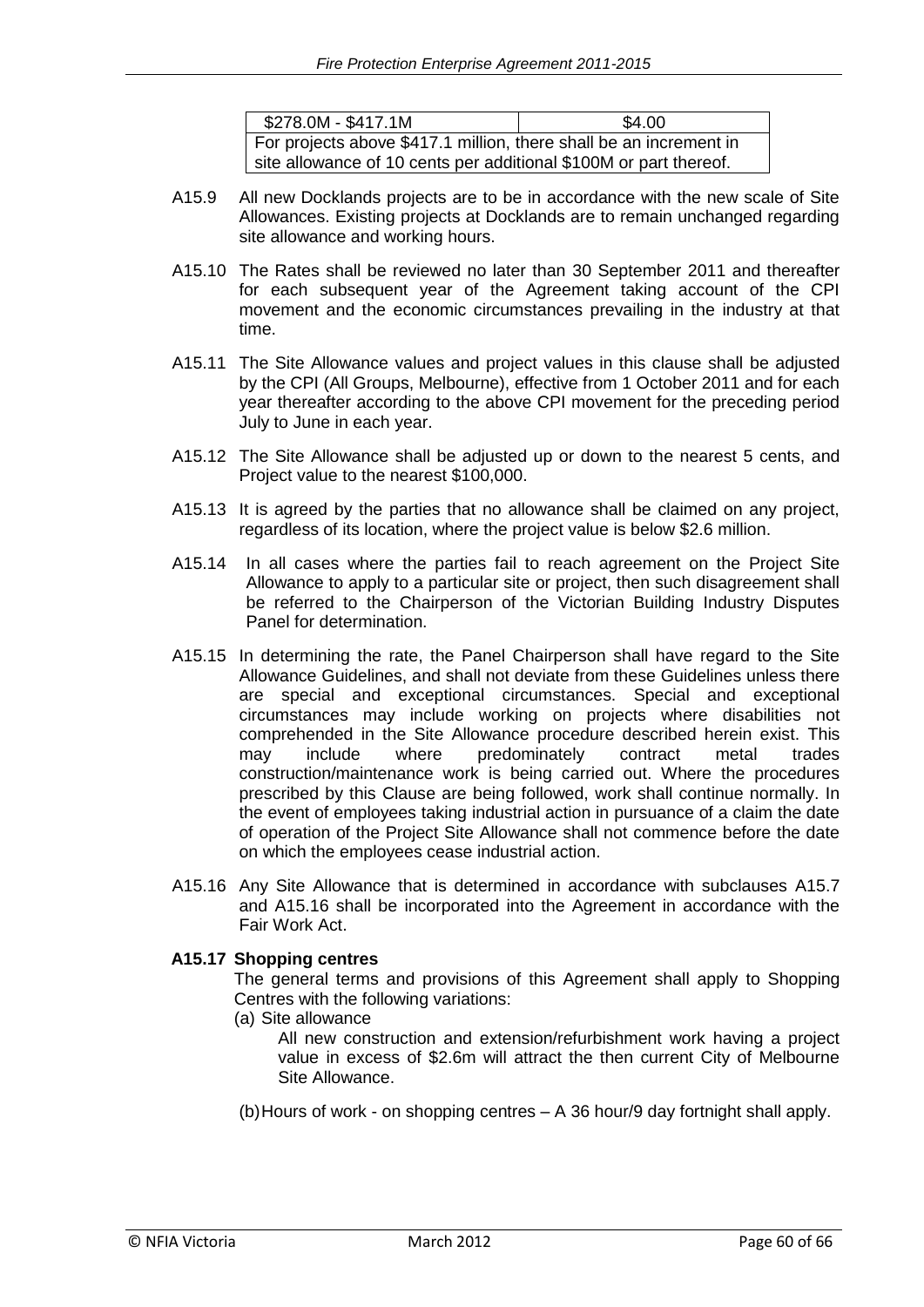| $278.0M - $417.1M | $4.00 |
|---|---|
| For projects above $417.1 million, there shall be an increment in site allowance of 10 cents per additional $100M or part thereof. | |

A15.9 All new Docklands projects are to be in accordance with the new scale of Site Allowances. Existing projects at Docklands are to remain unchanged regarding site allowance and working hours.

A15.10 The Rates shall be reviewed no later than 30 September 2011 and thereafter for each subsequent year of the Agreement taking account of the CPI movement and the economic circumstances prevailing in the industry at that time.

A15.11 The Site Allowance values and project values in this clause shall be adjusted by the CPI (All Groups, Melbourne), effective from 1 October 2011 and for each year thereafter according to the above CPI movement for the preceding period July to June in each year.

A15.12 The Site Allowance shall be adjusted up or down to the nearest 5 cents, and Project value to the nearest $100,000.

A15.13 It is agreed by the parties that no allowance shall be claimed on any project, regardless of its location, where the project value is below $2.6 million.

A15.14 In all cases where the parties fail to reach agreement on the Project Site Allowance to apply to a particular site or project, then such disagreement shall be referred to the Chairperson of the Victorian Building Industry Disputes Panel for determination.

A15.15 In determining the rate, the Panel Chairperson shall have regard to the Site Allowance Guidelines, and shall not deviate from these Guidelines unless there are special and exceptional circumstances. Special and exceptional circumstances may include working on projects where disabilities not comprehended in the Site Allowance procedure described herein exist. This may include where predominately contract metal trades construction/maintenance work is being carried out. Where the procedures prescribed by this Clause are being followed, work shall continue normally. In the event of employees taking industrial action in pursuance of a claim the date of operation of the Project Site Allowance shall not commence before the date on which the employees cease industrial action.

A15.16 Any Site Allowance that is determined in accordance with subclauses A15.7 and A15.16 shall be incorporated into the Agreement in accordance with the Fair Work Act.

**A15.17 Shopping centres**

The general terms and provisions of this Agreement shall apply to Shopping Centres with the following variations:

(a) Site allowance

All new construction and extension/refurbishment work having a project value in excess of $2.6m will attract the then current City of Melbourne Site Allowance.

(b) Hours of work - on shopping centres – A 36 hour/9 day fortnight shall apply.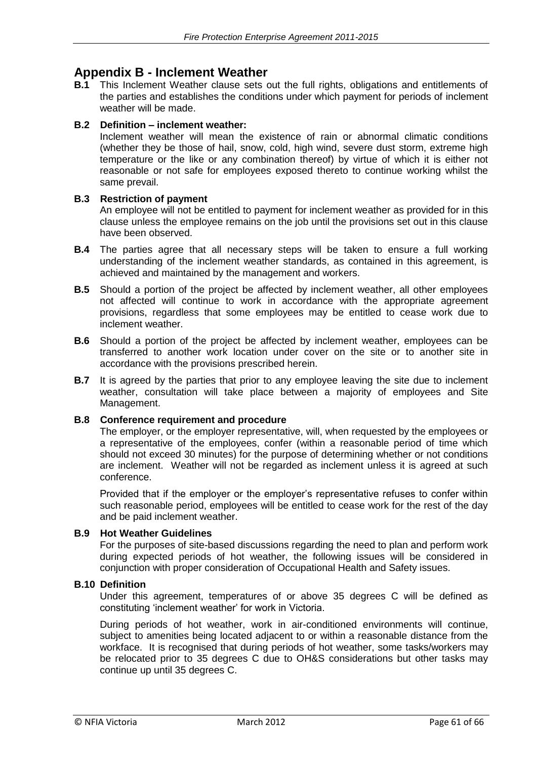## Appendix B - Inclement Weather

**B.1** This Inclement Weather clause sets out the full rights, obligations and entitlements of the parties and establishes the conditions under which payment for periods of inclement weather will be made.

**B.2 Definition – inclement weather:**

Inclement weather will mean the existence of rain or abnormal climatic conditions (whether they be those of hail, snow, cold, high wind, severe dust storm, extreme high temperature or the like or any combination thereof) by virtue of which it is either not reasonable or not safe for employees exposed thereto to continue working whilst the same prevail.

**B.3 Restriction of payment**

An employee will not be entitled to payment for inclement weather as provided for in this clause unless the employee remains on the job until the provisions set out in this clause have been observed.

**B.4** The parties agree that all necessary steps will be taken to ensure a full working understanding of the inclement weather standards, as contained in this agreement, is achieved and maintained by the management and workers.

**B.5** Should a portion of the project be affected by inclement weather, all other employees not affected will continue to work in accordance with the appropriate agreement provisions, regardless that some employees may be entitled to cease work due to inclement weather.

**B.6** Should a portion of the project be affected by inclement weather, employees can be transferred to another work location under cover on the site or to another site in accordance with the provisions prescribed herein.

**B.7** It is agreed by the parties that prior to any employee leaving the site due to inclement weather, consultation will take place between a majority of employees and Site Management.

**B.8 Conference requirement and procedure**

The employer, or the employer representative, will, when requested by the employees or a representative of the employees, confer (within a reasonable period of time which should not exceed 30 minutes) for the purpose of determining whether or not conditions are inclement. Weather will not be regarded as inclement unless it is agreed at such conference.

Provided that if the employer or the employer's representative refuses to confer within such reasonable period, employees will be entitled to cease work for the rest of the day and be paid inclement weather.

**B.9 Hot Weather Guidelines**

For the purposes of site-based discussions regarding the need to plan and perform work during expected periods of hot weather, the following issues will be considered in conjunction with proper consideration of Occupational Health and Safety issues.

**B.10 Definition**

Under this agreement, temperatures of or above 35 degrees C will be defined as constituting 'inclement weather' for work in Victoria.

During periods of hot weather, work in air-conditioned environments will continue, subject to amenities being located adjacent to or within a reasonable distance from the workface. It is recognised that during periods of hot weather, some tasks/workers may be relocated prior to 35 degrees C due to OH&S considerations but other tasks may continue up until 35 degrees C.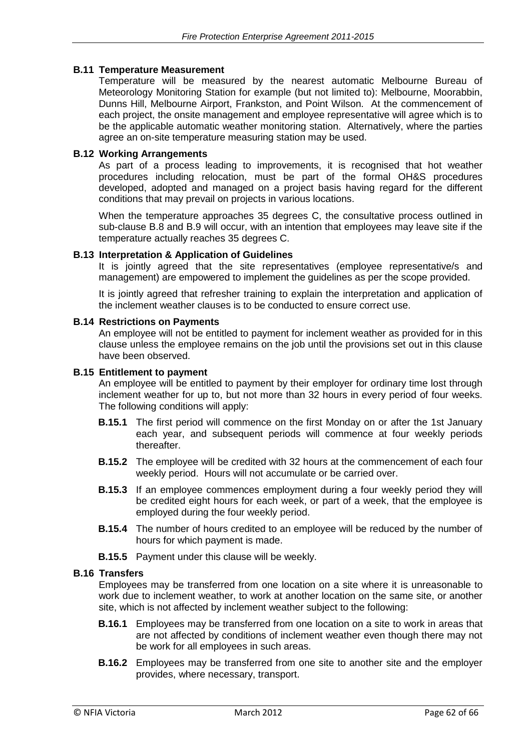### B.11 Temperature Measurement

Temperature will be measured by the nearest automatic Melbourne Bureau of Meteorology Monitoring Station for example (but not limited to): Melbourne, Moorabbin, Dunns Hill, Melbourne Airport, Frankston, and Point Wilson. At the commencement of each project, the onsite management and employee representative will agree which is to be the applicable automatic weather monitoring station. Alternatively, where the parties agree an on-site temperature measuring station may be used.

### B.12 Working Arrangements

As part of a process leading to improvements, it is recognised that hot weather procedures including relocation, must be part of the formal OH&S procedures developed, adopted and managed on a project basis having regard for the different conditions that may prevail on projects in various locations.

When the temperature approaches 35 degrees C, the consultative process outlined in sub-clause B.8 and B.9 will occur, with an intention that employees may leave site if the temperature actually reaches 35 degrees C.

### B.13 Interpretation & Application of Guidelines

It is jointly agreed that the site representatives (employee representative/s and management) are empowered to implement the guidelines as per the scope provided.

It is jointly agreed that refresher training to explain the interpretation and application of the inclement weather clauses is to be conducted to ensure correct use.

### B.14 Restrictions on Payments

An employee will not be entitled to payment for inclement weather as provided for in this clause unless the employee remains on the job until the provisions set out in this clause have been observed.

### B.15 Entitlement to payment

An employee will be entitled to payment by their employer for ordinary time lost through inclement weather for up to, but not more than 32 hours in every period of four weeks. The following conditions will apply:

- **B.15.1** The first period will commence on the first Monday on or after the 1st January each year, and subsequent periods will commence at four weekly periods thereafter.
- **B.15.2** The employee will be credited with 32 hours at the commencement of each four weekly period. Hours will not accumulate or be carried over.
- **B.15.3** If an employee commences employment during a four weekly period they will be credited eight hours for each week, or part of a week, that the employee is employed during the four weekly period.
- **B.15.4** The number of hours credited to an employee will be reduced by the number of hours for which payment is made.
- **B.15.5** Payment under this clause will be weekly.

### B.16 Transfers

Employees may be transferred from one location on a site where it is unreasonable to work due to inclement weather, to work at another location on the same site, or another site, which is not affected by inclement weather subject to the following:

- **B.16.1** Employees may be transferred from one location on a site to work in areas that are not affected by conditions of inclement weather even though there may not be work for all employees in such areas.
- **B.16.2** Employees may be transferred from one site to another site and the employer provides, where necessary, transport.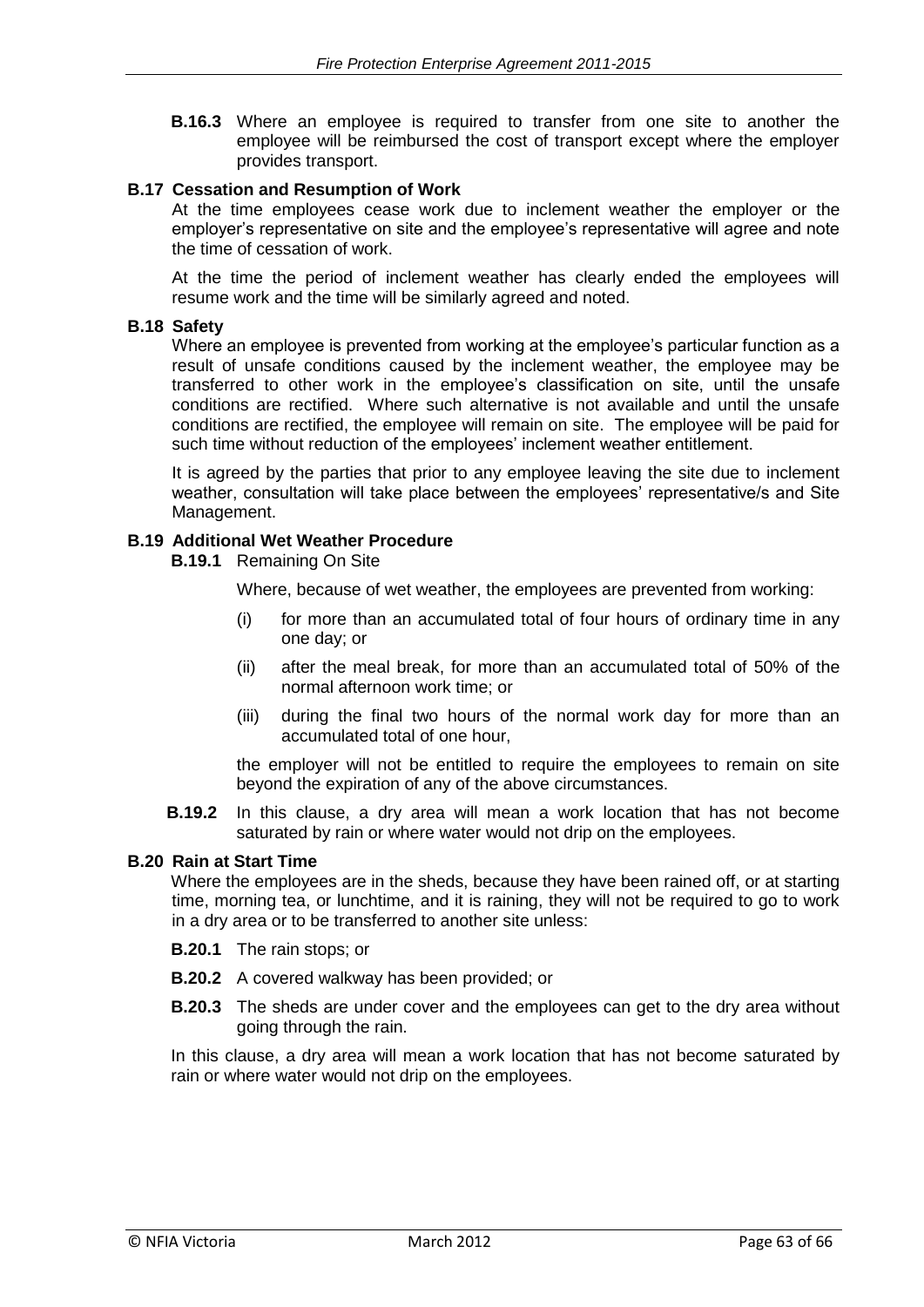**B.16.3** Where an employee is required to transfer from one site to another the employee will be reimbursed the cost of transport except where the employer provides transport.

### B.17 Cessation and Resumption of Work

At the time employees cease work due to inclement weather the employer or the employer's representative on site and the employee's representative will agree and note the time of cessation of work.

At the time the period of inclement weather has clearly ended the employees will resume work and the time will be similarly agreed and noted.

### B.18 Safety

Where an employee is prevented from working at the employee's particular function as a result of unsafe conditions caused by the inclement weather, the employee may be transferred to other work in the employee's classification on site, until the unsafe conditions are rectified. Where such alternative is not available and until the unsafe conditions are rectified, the employee will remain on site. The employee will be paid for such time without reduction of the employees' inclement weather entitlement.

It is agreed by the parties that prior to any employee leaving the site due to inclement weather, consultation will take place between the employees' representative/s and Site Management.

### B.19 Additional Wet Weather Procedure

**B.19.1** Remaining On Site

Where, because of wet weather, the employees are prevented from working:

(i) for more than an accumulated total of four hours of ordinary time in any one day; or

(ii) after the meal break, for more than an accumulated total of 50% of the normal afternoon work time; or

(iii) during the final two hours of the normal work day for more than an accumulated total of one hour,

the employer will not be entitled to require the employees to remain on site beyond the expiration of any of the above circumstances.

**B.19.2** In this clause, a dry area will mean a work location that has not become saturated by rain or where water would not drip on the employees.

### B.20 Rain at Start Time

Where the employees are in the sheds, because they have been rained off, or at starting time, morning tea, or lunchtime, and it is raining, they will not be required to go to work in a dry area or to be transferred to another site unless:

**B.20.1** The rain stops; or

**B.20.2** A covered walkway has been provided; or

**B.20.3** The sheds are under cover and the employees can get to the dry area without going through the rain.

In this clause, a dry area will mean a work location that has not become saturated by rain or where water would not drip on the employees.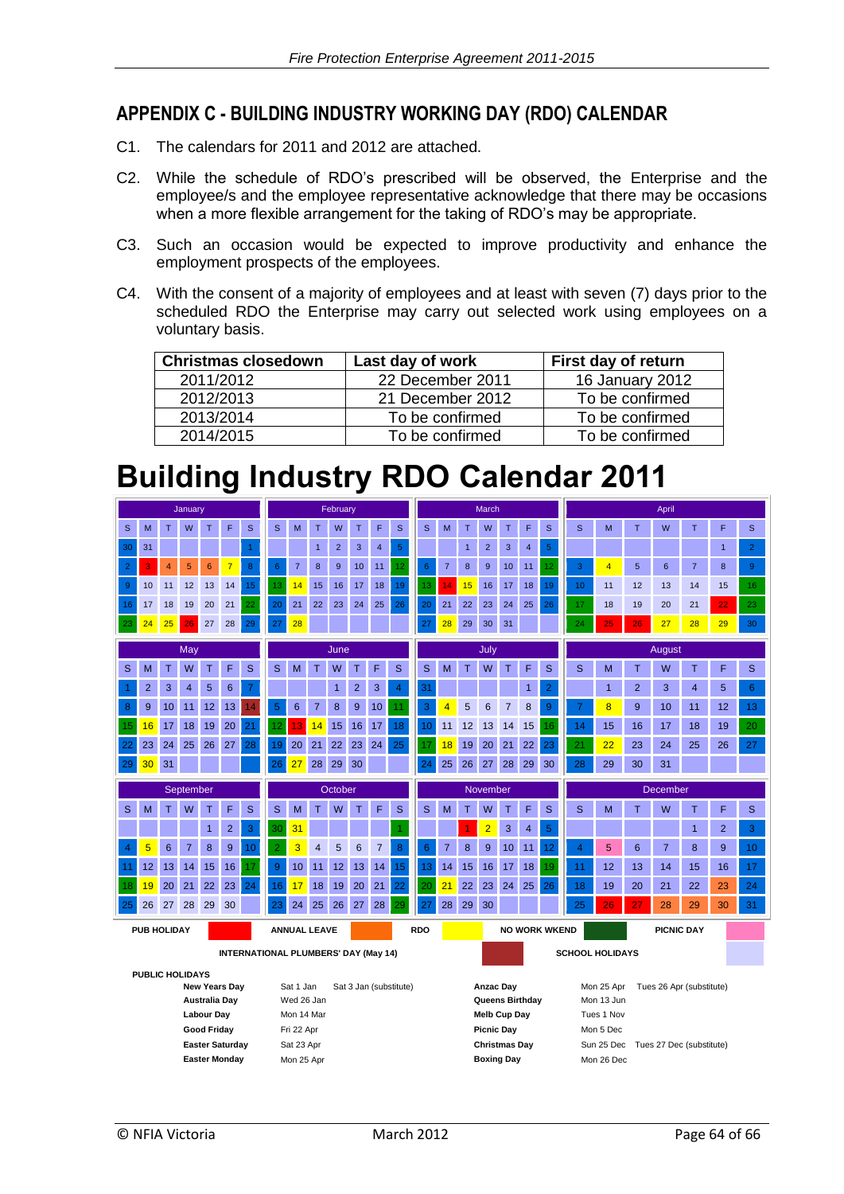## APPENDIX C - BUILDING INDUSTRY WORKING DAY (RDO) CALENDAR

C1. The calendars for 2011 and 2012 are attached.

C2. While the schedule of RDO's prescribed will be observed, the Enterprise and the employee/s and the employee representative acknowledge that there may be occasions when a more flexible arrangement for the taking of RDO's may be appropriate.

C3. Such an occasion would be expected to improve productivity and enhance the employment prospects of the employees.

C4. With the consent of a majority of employees and at least with seven (7) days prior to the scheduled RDO the Enterprise may carry out selected work using employees on a voluntary basis.

| Christmas closedown | Last day of work | First day of return |
|---|---|---|
| 2011/2012 | 22 December 2011 | 16 January 2012 |
| 2012/2013 | 21 December 2012 | To be confirmed |
| 2013/2014 | To be confirmed | To be confirmed |
| 2014/2015 | To be confirmed | To be confirmed |

# Building Industry RDO Calendar 2011

**January**

| S | M | T | W | T | F | S |
|---|---|---|---|---|---|---|
| 30 | 31 | | | | | 1 |
| 2 | 3 | 4 | 5 | 6 | 7 | 8 |
| 9 | 10 | 11 | 12 | 13 | 14 | 15 |
| 16 | 17 | 18 | 19 | 20 | 21 | 22 |
| 23 | 24 | 25 | 26 | 27 | 28 | 29 |

**February**

| S | M | T | W | T | F | S |
|---|---|---|---|---|---|---|
| | | 1 | 2 | 3 | 4 | 5 |
| 6 | 7 | 8 | 9 | 10 | 11 | 12 |
| 13 | 14 | 15 | 16 | 17 | 18 | 19 |
| 20 | 21 | 22 | 23 | 24 | 25 | 26 |
| 27 | 28 | | | | | |

**March**

| S | M | T | W | T | F | S |
|---|---|---|---|---|---|---|
| | | 1 | 2 | 3 | 4 | 5 |
| 6 | 7 | 8 | 9 | 10 | 11 | 12 |
| 13 | 14 | 15 | 16 | 17 | 18 | 19 |
| 20 | 21 | 22 | 23 | 24 | 25 | 26 |
| 27 | 28 | 29 | 30 | 31 | | |

**April**

| S | M | T | W | T | F | S |
|---|---|---|---|---|---|---|
| | | | | | 1 | 2 |
| 3 | 4 | 5 | 6 | 7 | 8 | 9 |
| 10 | 11 | 12 | 13 | 14 | 15 | 16 |
| 17 | 18 | 19 | 20 | 21 | 22 | 23 |
| 24 | 25 | 26 | 27 | 28 | 29 | 30 |

**May**

| S | M | T | W | T | F | S |
|---|---|---|---|---|---|---|
| 1 | 2 | 3 | 4 | 5 | 6 | 7 |
| 8 | 9 | 10 | 11 | 12 | 13 | 14 |
| 15 | 16 | 17 | 18 | 19 | 20 | 21 |
| 22 | 23 | 24 | 25 | 26 | 27 | 28 |
| 29 | 30 | 31 | | | | |

**June**

| S | M | T | W | T | F | S |
|---|---|---|---|---|---|---|
| | | | 1 | 2 | 3 | 4 |
| 5 | 6 | 7 | 8 | 9 | 10 | 11 |
| 12 | 13 | 14 | 15 | 16 | 17 | 18 |
| 19 | 20 | 21 | 22 | 23 | 24 | 25 |
| 26 | 27 | 28 | 29 | 30 | | |

**July**

| S | M | T | W | T | F | S |
|---|---|---|---|---|---|---|
| 31 | | | | | 1 | 2 |
| 3 | 4 | 5 | 6 | 7 | 8 | 9 |
| 10 | 11 | 12 | 13 | 14 | 15 | 16 |
| 17 | 18 | 19 | 20 | 21 | 22 | 23 |
| 24 | 25 | 26 | 27 | 28 | 29 | 30 |

**August**

| S | M | T | W | T | F | S |
|---|---|---|---|---|---|---|
| | 1 | 2 | 3 | 4 | 5 | 6 |
| 7 | 8 | 9 | 10 | 11 | 12 | 13 |
| 14 | 15 | 16 | 17 | 18 | 19 | 20 |
| 21 | 22 | 23 | 24 | 25 | 26 | 27 |
| 28 | 29 | 30 | 31 | | | |

**September**

| S | M | T | W | T | F | S |
|---|---|---|---|---|---|---|
| | | | | 1 | 2 | 3 |
| 4 | 5 | 6 | 7 | 8 | 9 | 10 |
| 11 | 12 | 13 | 14 | 15 | 16 | 17 |
| 18 | 19 | 20 | 21 | 22 | 23 | 24 |
| 25 | 26 | 27 | 28 | 29 | 30 | |

**October**

| S | M | T | W | T | F | S |
|---|---|---|---|---|---|---|
| 30 | 31 | | | | | 1 |
| 2 | 3 | 4 | 5 | 6 | 7 | 8 |
| 9 | 10 | 11 | 12 | 13 | 14 | 15 |
| 16 | 17 | 18 | 19 | 20 | 21 | 22 |
| 23 | 24 | 25 | 26 | 27 | 28 | 29 |

**November**

| S | M | T | W | T | F | S |
|---|---|---|---|---|---|---|
| | | 1 | 2 | 3 | 4 | 5 |
| 6 | 7 | 8 | 9 | 10 | 11 | 12 |
| 13 | 14 | 15 | 16 | 17 | 18 | 19 |
| 20 | 21 | 22 | 23 | 24 | 25 | 26 |
| 27 | 28 | 29 | 30 | | | |

**December**

| S | M | T | W | T | F | S |
|---|---|---|---|---|---|---|
| | | | | 1 | 2 | 3 |
| 4 | 5 | 6 | 7 | 8 | 9 | 10 |
| 11 | 12 | 13 | 14 | 15 | 16 | 17 |
| 18 | 19 | 20 | 21 | 22 | 23 | 24 |
| 25 | 26 | 27 | 28 | 29 | 30 | 31 |

PUB HOLIDAY | ANNUAL LEAVE | RDO | NO WORK WKEND | PICNIC DAY

INTERNATIONAL PLUMBERS' DAY (May 14) | SCHOOL HOLIDAYS

**PUBLIC HOLIDAYS**

| Holiday | Date | | Holiday | Date | |
|---|---|---|---|---|---|
| New Years Day | Sat 1 Jan | Sat 3 Jan (substitute) | Anzac Day | Mon 25 Apr | Tues 26 Apr (substitute) |
| Australia Day | Wed 26 Jan | | Queens Birthday | Mon 13 Jun | |
| Labour Day | Mon 14 Mar | | Melb Cup Day | Tues 1 Nov | |
| Good Friday | Fri 22 Apr | | Picnic Day | Mon 5 Dec | |
| Easter Saturday | Sat 23 Apr | | Christmas Day | Sun 25 Dec | Tues 27 Dec (substitute) |
| Easter Monday | Mon 25 Apr | | Boxing Day | Mon 26 Dec | |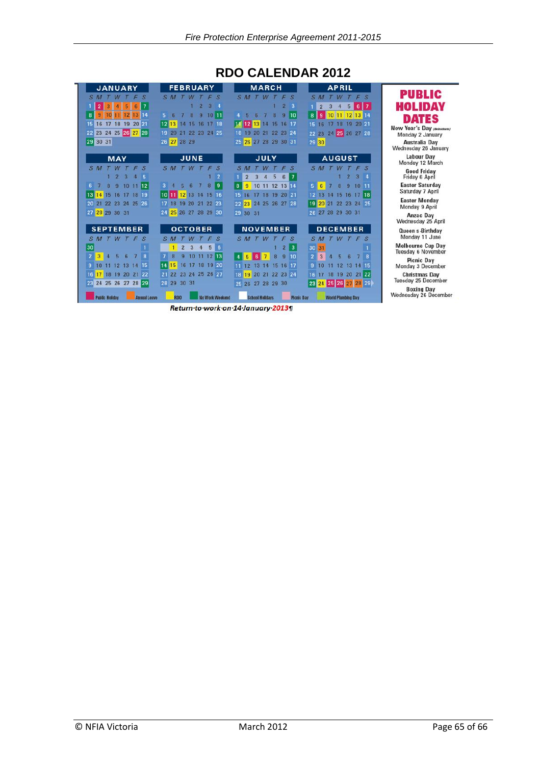# RDO CALENDAR 2012

| JANUARY | | | | | | |
|---|---|---|---|---|---|---|
| S | M | T | W | T | F | S |
| 1 | 2 | 3 | 4 | 5 | 6 | 7 |
| 8 | 9 | 10 | 11 | 12 | 13 | 14 |
| 15 | 16 | 17 | 18 | 19 | 20 | 21 |
| 22 | 23 | 24 | 25 | 26 | 27 | 28 |
| 29 | 30 | 31 | | | | |

| FEBRUARY | | | | | | |
|---|---|---|---|---|---|---|
| S | M | T | W | T | F | S |
| | | | 1 | 2 | 3 | 4 |
| 5 | 6 | 7 | 8 | 9 | 10 | 11 |
| 12 | 13 | 14 | 15 | 16 | 17 | 18 |
| 19 | 20 | 21 | 22 | 23 | 24 | 25 |
| 26 | 27 | 28 | 29 | | | |

| MARCH | | | | | | |
|---|---|---|---|---|---|---|
| S | M | T | W | T | F | S |
| | | | | 1 | 2 | 3 |
| 4 | 5 | 6 | 7 | 8 | 9 | 10 |
| 11 | 12 | 13 | 14 | 15 | 16 | 17 |
| 18 | 19 | 20 | 21 | 22 | 23 | 24 |
| 25 | 26 | 27 | 28 | 29 | 30 | 31 |

| APRIL | | | | | | |
|---|---|---|---|---|---|---|
| S | M | T | W | T | F | S |
| 1 | 2 | 3 | 4 | 5 | 6 | 7 |
| 8 | 9 | 10 | 11 | 12 | 13 | 14 |
| 15 | 16 | 17 | 18 | 19 | 20 | 21 |
| 22 | 23 | 24 | 25 | 26 | 27 | 28 |
| 29 | 30 | | | | | |

| MAY | | | | | | |
|---|---|---|---|---|---|---|
| S | M | T | W | T | F | S |
| | | 1 | 2 | 3 | 4 | 5 |
| 6 | 7 | 8 | 9 | 10 | 11 | 12 |
| 13 | 14 | 15 | 16 | 17 | 18 | 19 |
| 20 | 21 | 22 | 23 | 24 | 25 | 26 |
| 27 | 28 | 29 | 30 | 31 | | |

| JUNE | | | | | | |
|---|---|---|---|---|---|---|
| S | M | T | W | T | F | S |
| | | | | | 1 | 2 |
| 3 | 4 | 5 | 6 | 7 | 8 | 9 |
| 10 | 11 | 12 | 13 | 14 | 15 | 16 |
| 17 | 18 | 19 | 20 | 21 | 22 | 23 |
| 24 | 25 | 26 | 27 | 28 | 29 | 30 |

| JULY | | | | | | |
|---|---|---|---|---|---|---|
| S | M | T | W | T | F | S |
| 1 | 2 | 3 | 4 | 5 | 6 | 7 |
| 8 | 9 | 10 | 11 | 12 | 13 | 14 |
| 15 | 16 | 17 | 18 | 19 | 20 | 21 |
| 22 | 23 | 24 | 25 | 26 | 27 | 28 |
| 29 | 30 | 31 | | | | |

| AUGUST | | | | | | |
|---|---|---|---|---|---|---|
| S | M | T | W | T | F | S |
| | | | 1 | 2 | 3 | 4 |
| 5 | 6 | 7 | 8 | 9 | 10 | 11 |
| 12 | 13 | 14 | 15 | 16 | 17 | 18 |
| 19 | 20 | 21 | 22 | 23 | 24 | 25 |
| 26 | 27 | 28 | 29 | 30 | 31 | |

| SEPTEMBER | | | | | | |
|---|---|---|---|---|---|---|
| S | M | T | W | T | F | S |
| 30 | | | | | | 1 |
| 2 | 3 | 4 | 5 | 6 | 7 | 8 |
| 9 | 10 | 11 | 12 | 13 | 14 | 15 |
| 16 | 17 | 18 | 19 | 20 | 21 | 22 |
| 23 | 24 | 25 | 26 | 27 | 28 | 29 |

| OCTOBER | | | | | | |
|---|---|---|---|---|---|---|
| S | M | T | W | T | F | S |
| | 1 | 2 | 3 | 4 | 5 | 6 |
| 7 | 8 | 9 | 10 | 11 | 12 | 13 |
| 14 | 15 | 16 | 17 | 18 | 19 | 20 |
| 21 | 22 | 23 | 24 | 25 | 26 | 27 |
| 28 | 29 | 30 | 31 | | | |

| NOVEMBER | | | | | | |
|---|---|---|---|---|---|---|
| S | M | T | W | T | F | S |
| | | | | 1 | 2 | 3 |
| 4 | 5 | 6 | 7 | 8 | 9 | 10 |
| 11 | 12 | 13 | 14 | 15 | 16 | 17 |
| 18 | 19 | 20 | 21 | 22 | 23 | 24 |
| 25 | 26 | 27 | 28 | 29 | 30 | |

| DECEMBER | | | | | | |
|---|---|---|---|---|---|---|
| S | M | T | W | T | F | S |
| 30 | 31 | | | | | 1 |
| 2 | 3 | 4 | 5 | 6 | 7 | 8 |
| 9 | 10 | 11 | 12 | 13 | 14 | 15 |
| 16 | 17 | 18 | 19 | 20 | 21 | 22 |
| 23 | 24 | 25 | 26 | 27 | 28 | 29 |

Public Holiday | Annual Leave | RDO | No Work Weekend | School Holidays | Picnic Day | World Plumbing Day

## PUBLIC HOLIDAY DATES

New Year's Day (Substitute)
Monday 2 January

Australia Day
Wednesday 26 January

Labour Day
Monday 12 March

Good Friday
Friday 6 April

Easter Saturday
Saturday 7 April

Easter Monday
Monday 9 April

Anzac Day
Wednesday 25 April

Queen s Birthday
Monday 11 June

Melbourne Cup Day
Tuesday 6 November

Picnic Day
Monday 3 December

Christmas Day
Tuesday 25 December

Boxing Day
Wednesday 26 December

*Return to work on 14 January 2013*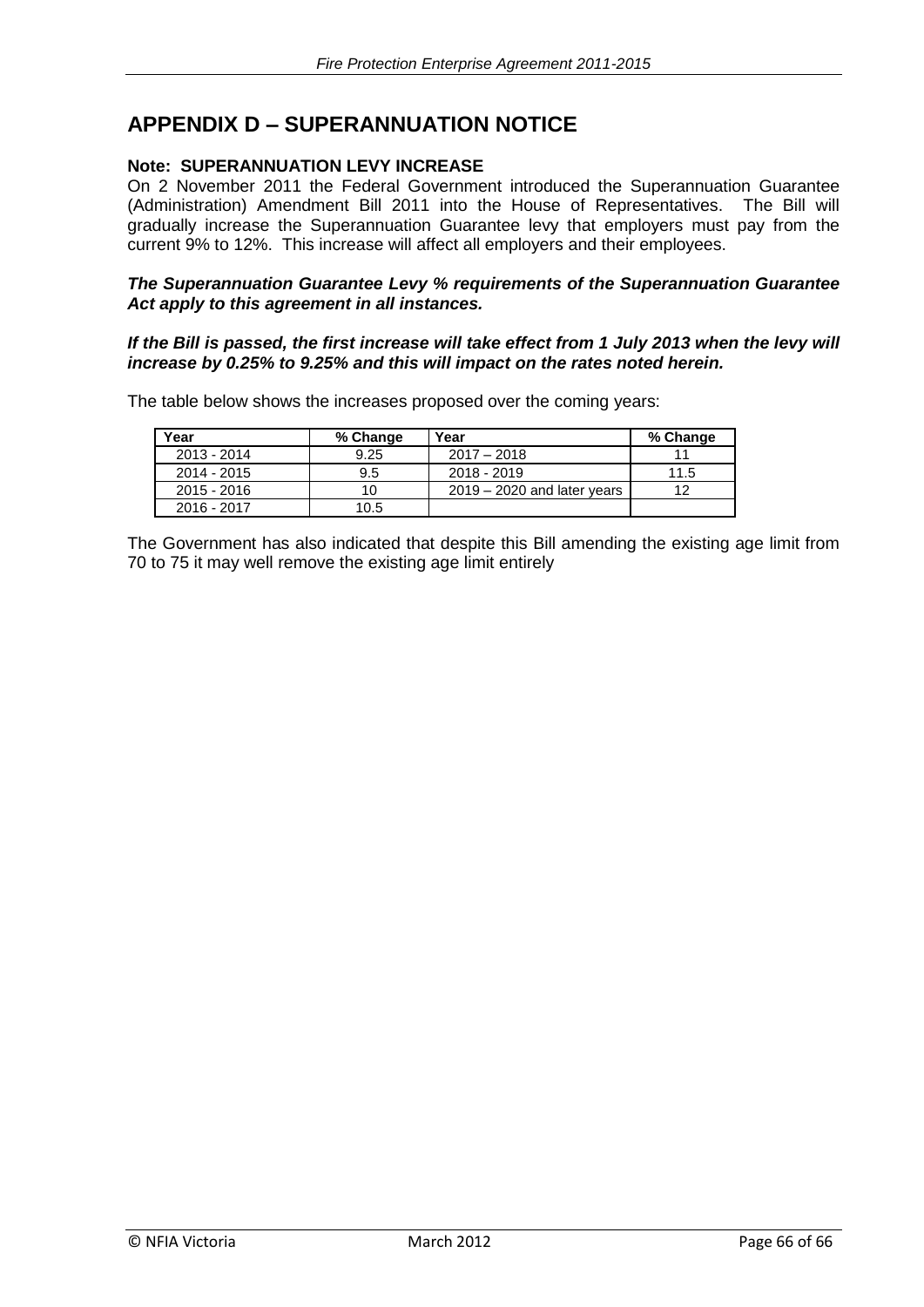# APPENDIX D – SUPERANNUATION NOTICE

**Note: SUPERANNUATION LEVY INCREASE**

On 2 November 2011 the Federal Government introduced the Superannuation Guarantee (Administration) Amendment Bill 2011 into the House of Representatives. The Bill will gradually increase the Superannuation Guarantee levy that employers must pay from the current 9% to 12%. This increase will affect all employers and their employees.

***The Superannuation Guarantee Levy % requirements of the Superannuation Guarantee Act apply to this agreement in all instances.***

***If the Bill is passed, the first increase will take effect from 1 July 2013 when the levy will increase by 0.25% to 9.25% and this will impact on the rates noted herein.***

The table below shows the increases proposed over the coming years:

| Year | % Change | Year | % Change |
|---|---|---|---|
| 2013 - 2014 | 9.25 | 2017 – 2018 | 11 |
| 2014 - 2015 | 9.5 | 2018 - 2019 | 11.5 |
| 2015 - 2016 | 10 | 2019 – 2020 and later years | 12 |
| 2016 - 2017 | 10.5 | | |

The Government has also indicated that despite this Bill amending the existing age limit from 70 to 75 it may well remove the existing age limit entirely